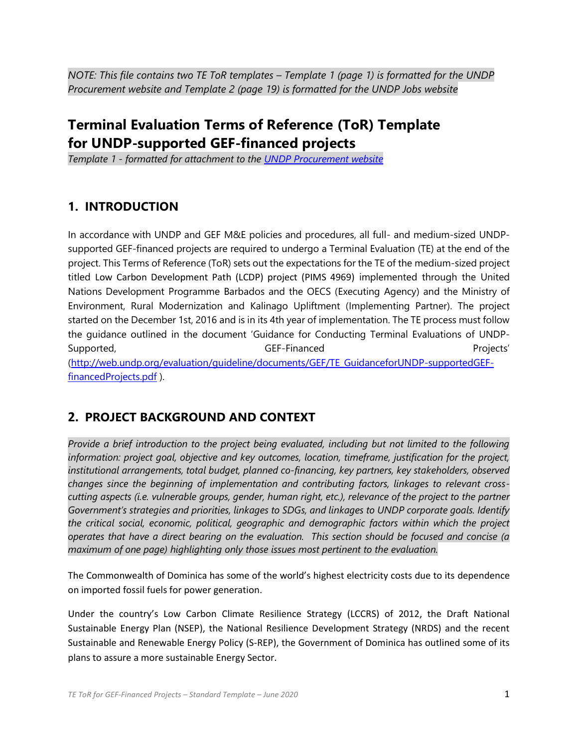*NOTE: This file contains two TE ToR templates – Template 1 (page 1) is formatted for the UNDP Procurement website and Template 2 (page 19) is formatted for the UNDP Jobs website*

# Terminal Evaluation Terms of Reference (ToR) Template for UNDP-supported GEF-financed projects

*Template 1 - formatted for attachment to the [UNDP Procurement website](#)*

## 1. INTRODUCTION

In accordance with UNDP and GEF M&E policies and procedures, all full- and medium-sized UNDP-supported GEF-financed projects are required to undergo a Terminal Evaluation (TE) at the end of the project. This Terms of Reference (ToR) sets out the expectations for the TE of the medium-sized project titled Low Carbon Development Path (LCDP) project (PIMS 4969) implemented through the United Nations Development Programme Barbados and the OECS (Executing Agency) and the Ministry of Environment, Rural Modernization and Kalinago Upliftment (Implementing Partner). The project started on the December 1st, 2016 and is in its 4th year of implementation. The TE process must follow the guidance outlined in the document 'Guidance for Conducting Terminal Evaluations of UNDP-Supported, GEF-Financed Projects' ([http://web.undp.org/evaluation/guideline/documents/GEF/TE_GuidanceforUNDP-supportedGEF-financedProjects.pdf](http://web.undp.org/evaluation/guideline/documents/GEF/TE_GuidanceforUNDP-supportedGEF-financedProjects.pdf) ).

## 2. PROJECT BACKGROUND AND CONTEXT

*Provide a brief introduction to the project being evaluated, including but not limited to the following information: project goal, objective and key outcomes, location, timeframe, justification for the project, institutional arrangements, total budget, planned co-financing, key partners, key stakeholders, observed changes since the beginning of implementation and contributing factors, linkages to relevant cross-cutting aspects (i.e. vulnerable groups, gender, human right, etc.), relevance of the project to the partner Government's strategies and priorities, linkages to SDGs, and linkages to UNDP corporate goals. Identify the critical social, economic, political, geographic and demographic factors within which the project operates that have a direct bearing on the evaluation. This section should be focused and concise (a maximum of one page) highlighting only those issues most pertinent to the evaluation.*

The Commonwealth of Dominica has some of the world's highest electricity costs due to its dependence on imported fossil fuels for power generation.

Under the country's Low Carbon Climate Resilience Strategy (LCCRS) of 2012, the Draft National Sustainable Energy Plan (NSEP), the National Resilience Development Strategy (NRDS) and the recent Sustainable and Renewable Energy Policy (S-REP), the Government of Dominica has outlined some of its plans to assure a more sustainable Energy Sector.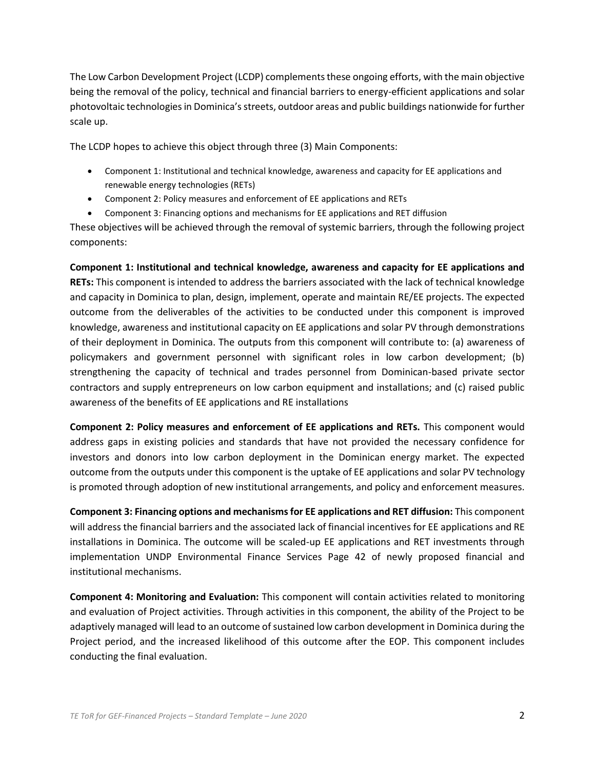The Low Carbon Development Project (LCDP) complements these ongoing efforts, with the main objective being the removal of the policy, technical and financial barriers to energy-efficient applications and solar photovoltaic technologies in Dominica's streets, outdoor areas and public buildings nationwide for further scale up.

The LCDP hopes to achieve this object through three (3) Main Components:

- Component 1: Institutional and technical knowledge, awareness and capacity for EE applications and renewable energy technologies (RETs)
- Component 2: Policy measures and enforcement of EE applications and RETs
- Component 3: Financing options and mechanisms for EE applications and RET diffusion

These objectives will be achieved through the removal of systemic barriers, through the following project components:

**Component 1: Institutional and technical knowledge, awareness and capacity for EE applications and RETs:** This component is intended to address the barriers associated with the lack of technical knowledge and capacity in Dominica to plan, design, implement, operate and maintain RE/EE projects. The expected outcome from the deliverables of the activities to be conducted under this component is improved knowledge, awareness and institutional capacity on EE applications and solar PV through demonstrations of their deployment in Dominica. The outputs from this component will contribute to: (a) awareness of policymakers and government personnel with significant roles in low carbon development; (b) strengthening the capacity of technical and trades personnel from Dominican-based private sector contractors and supply entrepreneurs on low carbon equipment and installations; and (c) raised public awareness of the benefits of EE applications and RE installations

**Component 2: Policy measures and enforcement of EE applications and RETs.** This component would address gaps in existing policies and standards that have not provided the necessary confidence for investors and donors into low carbon deployment in the Dominican energy market. The expected outcome from the outputs under this component is the uptake of EE applications and solar PV technology is promoted through adoption of new institutional arrangements, and policy and enforcement measures.

**Component 3: Financing options and mechanisms for EE applications and RET diffusion:** This component will address the financial barriers and the associated lack of financial incentives for EE applications and RE installations in Dominica. The outcome will be scaled-up EE applications and RET investments through implementation UNDP Environmental Finance Services Page 42 of newly proposed financial and institutional mechanisms.

**Component 4: Monitoring and Evaluation:** This component will contain activities related to monitoring and evaluation of Project activities. Through activities in this component, the ability of the Project to be adaptively managed will lead to an outcome of sustained low carbon development in Dominica during the Project period, and the increased likelihood of this outcome after the EOP. This component includes conducting the final evaluation.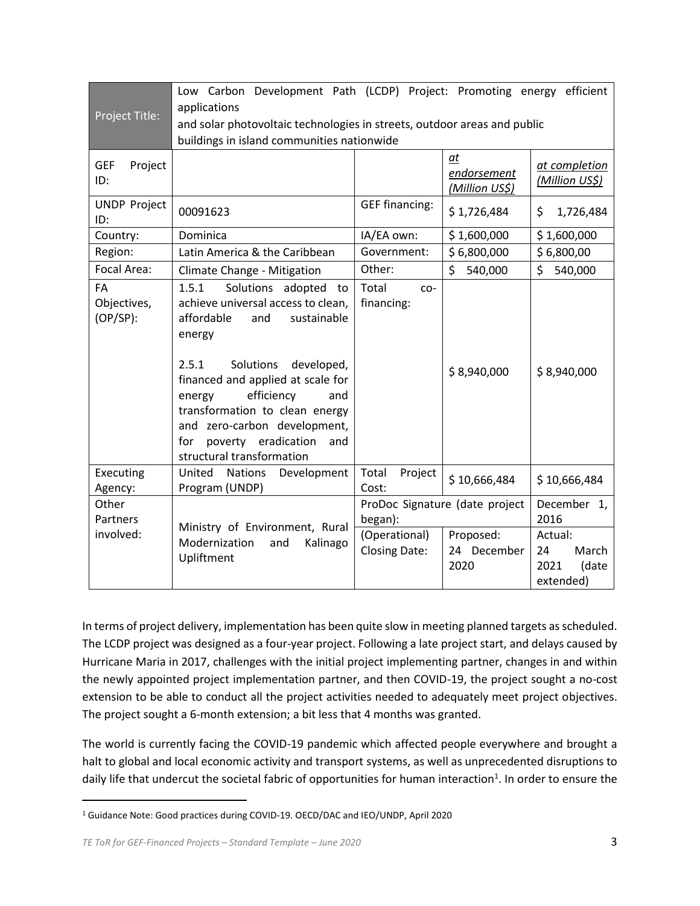| Project Title: | Low Carbon Development Path (LCDP) Project: Promoting energy efficient applications and solar photovoltaic technologies in streets, outdoor areas and public buildings in island communities nationwide | | | |
|---|---|---|---|---|
| GEF Project ID: | | | *at endorsement (Million US$)* | *at completion (Million US$)* |
| UNDP Project ID: | 00091623 | GEF financing: | $ 1,726,484 | $ 1,726,484 |
| Country: | Dominica | IA/EA own: | $ 1,600,000 | $ 1,600,000 |
| Region: | Latin America & the Caribbean | Government: | $ 6,800,000 | $ 6,800,00 |
| Focal Area: | Climate Change - Mitigation | Other: | $ 540,000 | $ 540,000 |
| FA Objectives, (OP/SP): | 1.5.1 Solutions adopted to achieve universal access to clean, affordable and sustainable energy<br><br>2.5.1 Solutions developed, financed and applied at scale for energy efficiency and transformation to clean energy and zero-carbon development, for poverty eradication and structural transformation | Total co-financing: | $ 8,940,000 | $ 8,940,000 |
| Executing Agency: | United Nations Development Program (UNDP) | Total Project Cost: | $ 10,666,484 | $ 10,666,484 |
| Other Partners involved: | Ministry of Environment, Rural Modernization and Kalinago Upliftment | ProDoc Signature (date project began): | | December 1, 2016 |
| | | (Operational) Closing Date: | Proposed: 24 December 2020 | Actual: 24 March 2021 (date extended) |

In terms of project delivery, implementation has been quite slow in meeting planned targets as scheduled. The LCDP project was designed as a four-year project. Following a late project start, and delays caused by Hurricane Maria in 2017, challenges with the initial project implementing partner, changes in and within the newly appointed project implementation partner, and then COVID-19, the project sought a no-cost extension to be able to conduct all the project activities needed to adequately meet project objectives. The project sought a 6-month extension; a bit less that 4 months was granted.

The world is currently facing the COVID-19 pandemic which affected people everywhere and brought a halt to global and local economic activity and transport systems, as well as unprecedented disruptions to daily life that undercut the societal fabric of opportunities for human interaction[1]. In order to ensure the

[1] Guidance Note: Good practices during COVID-19. OECD/DAC and IEO/UNDP, April 2020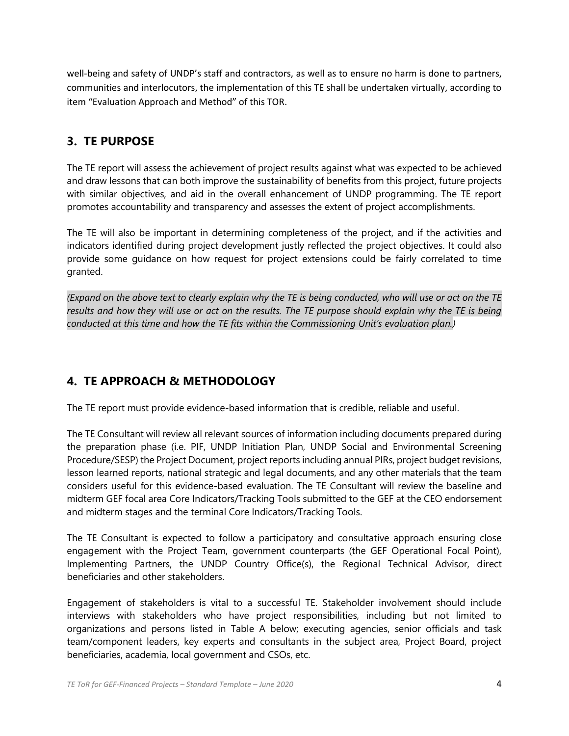well-being and safety of UNDP's staff and contractors, as well as to ensure no harm is done to partners, communities and interlocutors, the implementation of this TE shall be undertaken virtually, according to item "Evaluation Approach and Method" of this TOR.

## 3. TE PURPOSE

The TE report will assess the achievement of project results against what was expected to be achieved and draw lessons that can both improve the sustainability of benefits from this project, future projects with similar objectives, and aid in the overall enhancement of UNDP programming. The TE report promotes accountability and transparency and assesses the extent of project accomplishments.

The TE will also be important in determining completeness of the project, and if the activities and indicators identified during project development justly reflected the project objectives. It could also provide some guidance on how request for project extensions could be fairly correlated to time granted.

*(Expand on the above text to clearly explain why the TE is being conducted, who will use or act on the TE results and how they will use or act on the results. The TE purpose should explain why the TE is being conducted at this time and how the TE fits within the Commissioning Unit's evaluation plan.)*

## 4. TE APPROACH & METHODOLOGY

The TE report must provide evidence-based information that is credible, reliable and useful.

The TE Consultant will review all relevant sources of information including documents prepared during the preparation phase (i.e. PIF, UNDP Initiation Plan, UNDP Social and Environmental Screening Procedure/SESP) the Project Document, project reports including annual PIRs, project budget revisions, lesson learned reports, national strategic and legal documents, and any other materials that the team considers useful for this evidence-based evaluation. The TE Consultant will review the baseline and midterm GEF focal area Core Indicators/Tracking Tools submitted to the GEF at the CEO endorsement and midterm stages and the terminal Core Indicators/Tracking Tools.

The TE Consultant is expected to follow a participatory and consultative approach ensuring close engagement with the Project Team, government counterparts (the GEF Operational Focal Point), Implementing Partners, the UNDP Country Office(s), the Regional Technical Advisor, direct beneficiaries and other stakeholders.

Engagement of stakeholders is vital to a successful TE. Stakeholder involvement should include interviews with stakeholders who have project responsibilities, including but not limited to organizations and persons listed in Table A below; executing agencies, senior officials and task team/component leaders, key experts and consultants in the subject area, Project Board, project beneficiaries, academia, local government and CSOs, etc.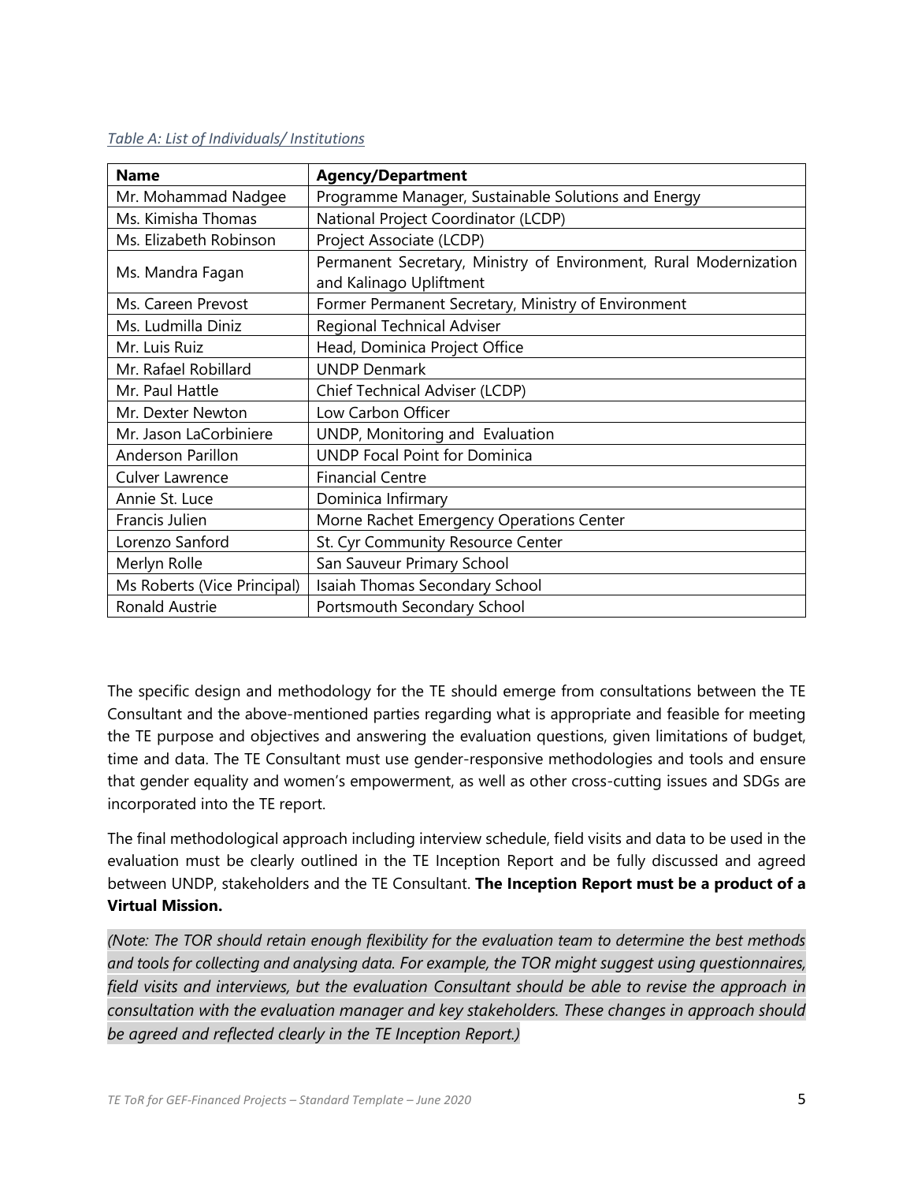*Table A: List of Individuals/ Institutions*

| Name | Agency/Department |
|---|---|
| Mr. Mohammad Nadgee | Programme Manager, Sustainable Solutions and Energy |
| Ms. Kimisha Thomas | National Project Coordinator (LCDP) |
| Ms. Elizabeth Robinson | Project Associate (LCDP) |
| Ms. Mandra Fagan | Permanent Secretary, Ministry of Environment, Rural Modernization and Kalinago Upliftment |
| Ms. Careen Prevost | Former Permanent Secretary, Ministry of Environment |
| Ms. Ludmilla Diniz | Regional Technical Adviser |
| Mr. Luis Ruiz | Head, Dominica Project Office |
| Mr. Rafael Robillard | UNDP Denmark |
| Mr. Paul Hattle | Chief Technical Adviser (LCDP) |
| Mr. Dexter Newton | Low Carbon Officer |
| Mr. Jason LaCorbiniere | UNDP, Monitoring and Evaluation |
| Anderson Parillon | UNDP Focal Point for Dominica |
| Culver Lawrence | Financial Centre |
| Annie St. Luce | Dominica Infirmary |
| Francis Julien | Morne Rachet Emergency Operations Center |
| Lorenzo Sanford | St. Cyr Community Resource Center |
| Merlyn Rolle | San Sauveur Primary School |
| Ms Roberts (Vice Principal) | Isaiah Thomas Secondary School |
| Ronald Austrie | Portsmouth Secondary School |

The specific design and methodology for the TE should emerge from consultations between the TE Consultant and the above-mentioned parties regarding what is appropriate and feasible for meeting the TE purpose and objectives and answering the evaluation questions, given limitations of budget, time and data. The TE Consultant must use gender-responsive methodologies and tools and ensure that gender equality and women's empowerment, as well as other cross-cutting issues and SDGs are incorporated into the TE report.

The final methodological approach including interview schedule, field visits and data to be used in the evaluation must be clearly outlined in the TE Inception Report and be fully discussed and agreed between UNDP, stakeholders and the TE Consultant. **The Inception Report must be a product of a Virtual Mission.**

*(Note: The TOR should retain enough flexibility for the evaluation team to determine the best methods and tools for collecting and analysing data. For example, the TOR might suggest using questionnaires, field visits and interviews, but the evaluation Consultant should be able to revise the approach in consultation with the evaluation manager and key stakeholders. These changes in approach should be agreed and reflected clearly in the TE Inception Report.)*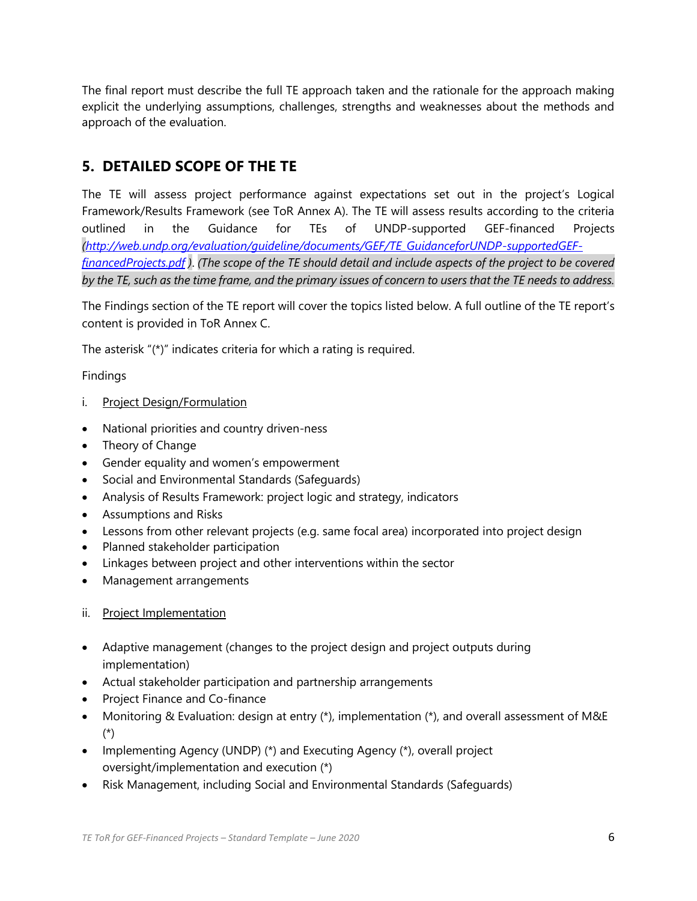The final report must describe the full TE approach taken and the rationale for the approach making explicit the underlying assumptions, challenges, strengths and weaknesses about the methods and approach of the evaluation.

## 5. DETAILED SCOPE OF THE TE

The TE will assess project performance against expectations set out in the project's Logical Framework/Results Framework (see ToR Annex A). The TE will assess results according to the criteria outlined in the Guidance for TEs of UNDP-supported GEF-financed Projects *(http://web.undp.org/evaluation/guideline/documents/GEF/TE_GuidanceforUNDP-supportedGEF-financedProjects.pdf ). (The scope of the TE should detail and include aspects of the project to be covered by the TE, such as the time frame, and the primary issues of concern to users that the TE needs to address.*

The Findings section of the TE report will cover the topics listed below. A full outline of the TE report's content is provided in ToR Annex C.

The asterisk "(*)" indicates criteria for which a rating is required.

Findings

i. Project Design/Formulation

- National priorities and country driven-ness
- Theory of Change
- Gender equality and women's empowerment
- Social and Environmental Standards (Safeguards)
- Analysis of Results Framework: project logic and strategy, indicators
- Assumptions and Risks
- Lessons from other relevant projects (e.g. same focal area) incorporated into project design
- Planned stakeholder participation
- Linkages between project and other interventions within the sector
- Management arrangements

ii. Project Implementation

- Adaptive management (changes to the project design and project outputs during implementation)
- Actual stakeholder participation and partnership arrangements
- Project Finance and Co-finance
- Monitoring & Evaluation: design at entry (*), implementation (*), and overall assessment of M&E (*)
- Implementing Agency (UNDP) (*) and Executing Agency (*), overall project oversight/implementation and execution (*)
- Risk Management, including Social and Environmental Standards (Safeguards)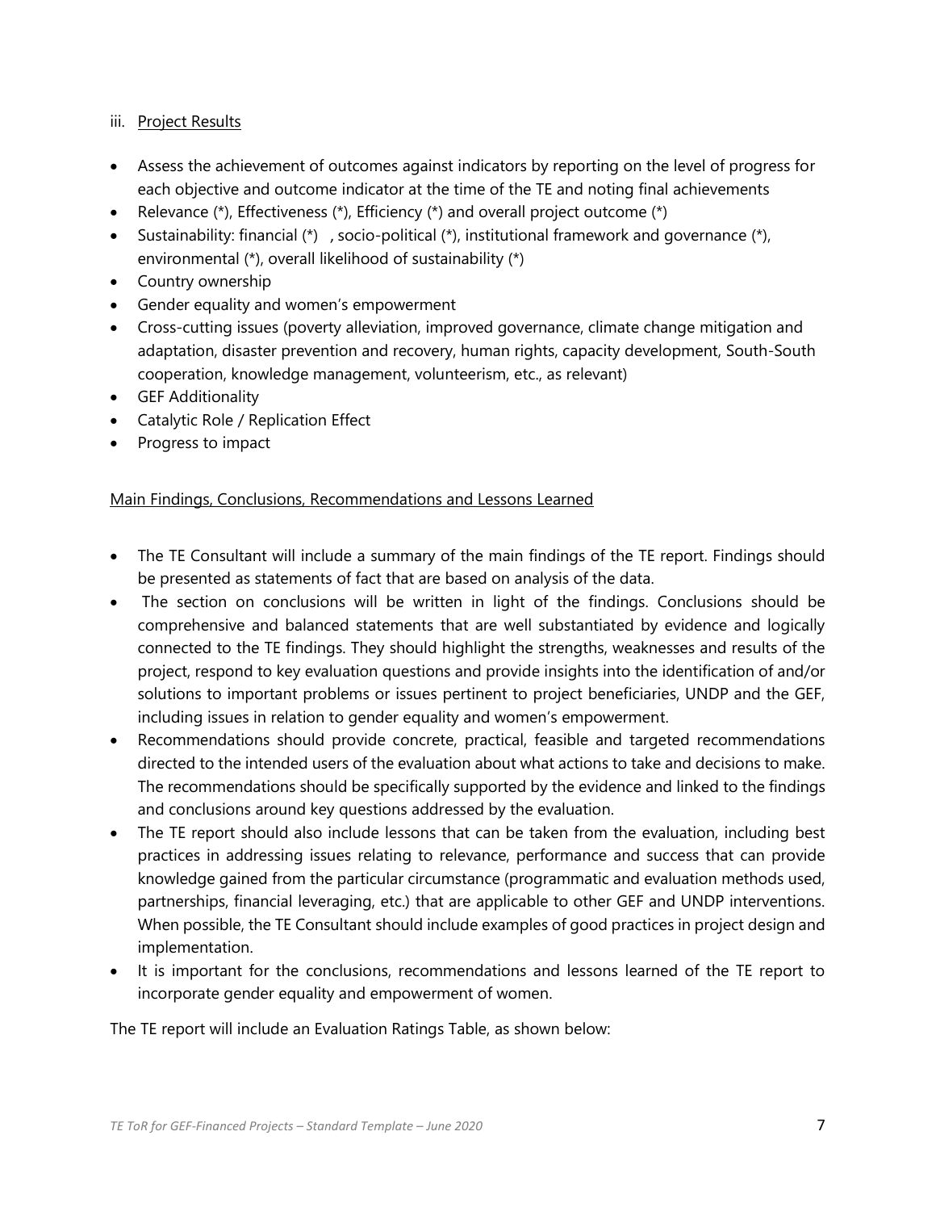iii. Project Results

- Assess the achievement of outcomes against indicators by reporting on the level of progress for each objective and outcome indicator at the time of the TE and noting final achievements
- Relevance (*), Effectiveness (*), Efficiency (*) and overall project outcome (*)
- Sustainability: financial (*) , socio-political (*), institutional framework and governance (*), environmental (*), overall likelihood of sustainability (*)
- Country ownership
- Gender equality and women's empowerment
- Cross-cutting issues (poverty alleviation, improved governance, climate change mitigation and adaptation, disaster prevention and recovery, human rights, capacity development, South-South cooperation, knowledge management, volunteerism, etc., as relevant)
- GEF Additionality
- Catalytic Role / Replication Effect
- Progress to impact

Main Findings, Conclusions, Recommendations and Lessons Learned

- The TE Consultant will include a summary of the main findings of the TE report. Findings should be presented as statements of fact that are based on analysis of the data.
- The section on conclusions will be written in light of the findings. Conclusions should be comprehensive and balanced statements that are well substantiated by evidence and logically connected to the TE findings. They should highlight the strengths, weaknesses and results of the project, respond to key evaluation questions and provide insights into the identification of and/or solutions to important problems or issues pertinent to project beneficiaries, UNDP and the GEF, including issues in relation to gender equality and women's empowerment.
- Recommendations should provide concrete, practical, feasible and targeted recommendations directed to the intended users of the evaluation about what actions to take and decisions to make. The recommendations should be specifically supported by the evidence and linked to the findings and conclusions around key questions addressed by the evaluation.
- The TE report should also include lessons that can be taken from the evaluation, including best practices in addressing issues relating to relevance, performance and success that can provide knowledge gained from the particular circumstance (programmatic and evaluation methods used, partnerships, financial leveraging, etc.) that are applicable to other GEF and UNDP interventions. When possible, the TE Consultant should include examples of good practices in project design and implementation.
- It is important for the conclusions, recommendations and lessons learned of the TE report to incorporate gender equality and empowerment of women.

The TE report will include an Evaluation Ratings Table, as shown below: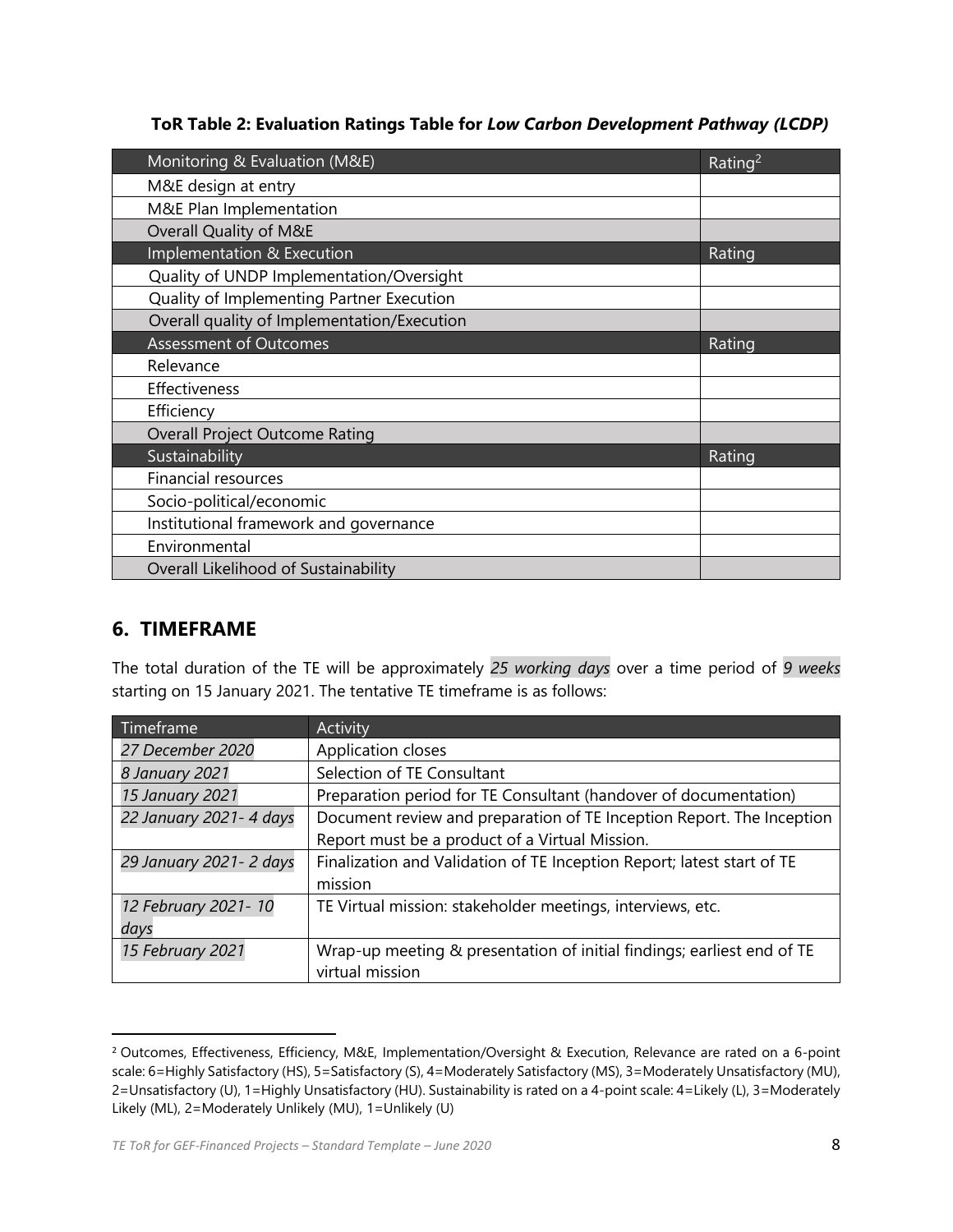**ToR Table 2: Evaluation Ratings Table for *Low Carbon Development Pathway (LCDP)***

| Monitoring & Evaluation (M&E) | Rating[2] |
| --- | --- |
| M&E design at entry | |
| M&E Plan Implementation | |
| Overall Quality of M&E | |
| **Implementation & Execution** | **Rating** |
| Quality of UNDP Implementation/Oversight | |
| Quality of Implementing Partner Execution | |
| Overall quality of Implementation/Execution | |
| **Assessment of Outcomes** | **Rating** |
| Relevance | |
| Effectiveness | |
| Efficiency | |
| Overall Project Outcome Rating | |
| **Sustainability** | **Rating** |
| Financial resources | |
| Socio-political/economic | |
| Institutional framework and governance | |
| Environmental | |
| Overall Likelihood of Sustainability | |

## 6. TIMEFRAME

The total duration of the TE will be approximately *25 working days* over a time period of *9 weeks* starting on 15 January 2021. The tentative TE timeframe is as follows:

| Timeframe | Activity |
| --- | --- |
| *27 December 2020* | Application closes |
| *8 January 2021* | Selection of TE Consultant |
| *15 January 2021* | Preparation period for TE Consultant (handover of documentation) |
| *22 January 2021- 4 days* | Document review and preparation of TE Inception Report. The Inception Report must be a product of a Virtual Mission. |
| *29 January 2021- 2 days* | Finalization and Validation of TE Inception Report; latest start of TE mission |
| *12 February 2021- 10 days* | TE Virtual mission: stakeholder meetings, interviews, etc. |
| *15 February 2021* | Wrap-up meeting & presentation of initial findings; earliest end of TE virtual mission |

[2] Outcomes, Effectiveness, Efficiency, M&E, Implementation/Oversight & Execution, Relevance are rated on a 6-point scale: 6=Highly Satisfactory (HS), 5=Satisfactory (S), 4=Moderately Satisfactory (MS), 3=Moderately Unsatisfactory (MU), 2=Unsatisfactory (U), 1=Highly Unsatisfactory (HU). Sustainability is rated on a 4-point scale: 4=Likely (L), 3=Moderately Likely (ML), 2=Moderately Unlikely (MU), 1=Unlikely (U)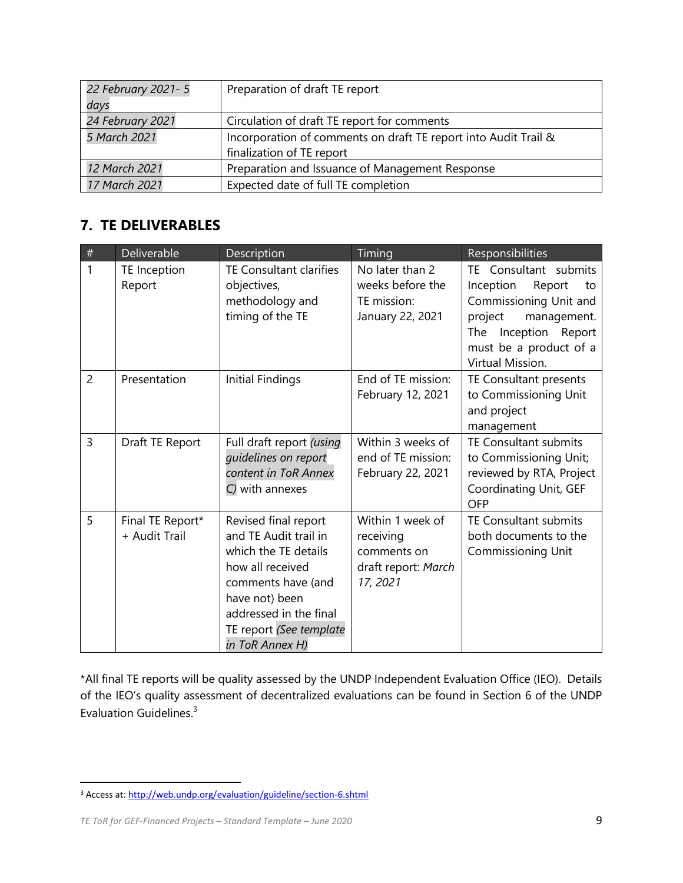| *22 February 2021- 5 days* | Preparation of draft TE report |
|---|---|
| *24 February 2021* | Circulation of draft TE report for comments |
| *5 March 2021* | Incorporation of comments on draft TE report into Audit Trail & finalization of TE report |
| *12 March 2021* | Preparation and Issuance of Management Response |
| *17 March 2021* | Expected date of full TE completion |

## 7. TE DELIVERABLES

| # | Deliverable | Description | Timing | Responsibilities |
|---|---|---|---|---|
| 1 | TE Inception Report | TE Consultant clarifies objectives, methodology and timing of the TE | No later than 2 weeks before the TE mission: January 22, 2021 | TE Consultant submits Inception Report to Commissioning Unit and project management. The Inception Report must be a product of a Virtual Mission. |
| 2 | Presentation | Initial Findings | End of TE mission: February 12, 2021 | TE Consultant presents to Commissioning Unit and project management |
| 3 | Draft TE Report | Full draft report *(using guidelines on report content in ToR Annex C)* with annexes | Within 3 weeks of end of TE mission: February 22, 2021 | TE Consultant submits to Commissioning Unit; reviewed by RTA, Project Coordinating Unit, GEF OFP |
| 5 | Final TE Report* + Audit Trail | Revised final report and TE Audit trail in which the TE details how all received comments have (and have not) been addressed in the final TE report *(See template in ToR Annex H)* | Within 1 week of receiving comments on draft report: *March 17, 2021* | TE Consultant submits both documents to the Commissioning Unit |

*All final TE reports will be quality assessed by the UNDP Independent Evaluation Office (IEO). Details of the IEO's quality assessment of decentralized evaluations can be found in Section 6 of the UNDP Evaluation Guidelines.[3]

[3] Access at: http://web.undp.org/evaluation/guideline/section-6.shtml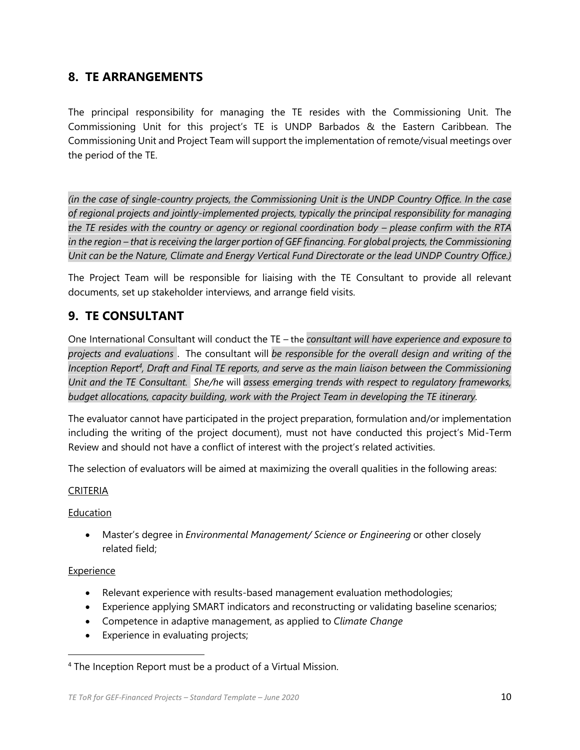## 8. TE ARRANGEMENTS

The principal responsibility for managing the TE resides with the Commissioning Unit. The Commissioning Unit for this project's TE is UNDP Barbados & the Eastern Caribbean. The Commissioning Unit and Project Team will support the implementation of remote/visual meetings over the period of the TE.

*(in the case of single-country projects, the Commissioning Unit is the UNDP Country Office. In the case of regional projects and jointly-implemented projects, typically the principal responsibility for managing the TE resides with the country or agency or regional coordination body – please confirm with the RTA in the region – that is receiving the larger portion of GEF financing. For global projects, the Commissioning Unit can be the Nature, Climate and Energy Vertical Fund Directorate or the lead UNDP Country Office.)*

The Project Team will be responsible for liaising with the TE Consultant to provide all relevant documents, set up stakeholder interviews, and arrange field visits.

## 9. TE CONSULTANT

One International Consultant will conduct the TE – the *consultant will have experience and exposure to projects and evaluations* . The consultant will *be responsible for the overall design and writing of the Inception Report*[4]*, Draft and Final TE reports, and serve as the main liaison between the Commissioning Unit and the TE Consultant. She/he* will *assess emerging trends with respect to regulatory frameworks, budget allocations, capacity building, work with the Project Team in developing the TE itinerary.*

The evaluator cannot have participated in the project preparation, formulation and/or implementation including the writing of the project document), must not have conducted this project's Mid-Term Review and should not have a conflict of interest with the project's related activities.

The selection of evaluators will be aimed at maximizing the overall qualities in the following areas:

CRITERIA

Education

- Master's degree in *Environmental Management/ Science or Engineering* or other closely related field;

Experience

- Relevant experience with results-based management evaluation methodologies;
- Experience applying SMART indicators and reconstructing or validating baseline scenarios;
- Competence in adaptive management, as applied to *Climate Change*
- Experience in evaluating projects;

[4] The Inception Report must be a product of a Virtual Mission.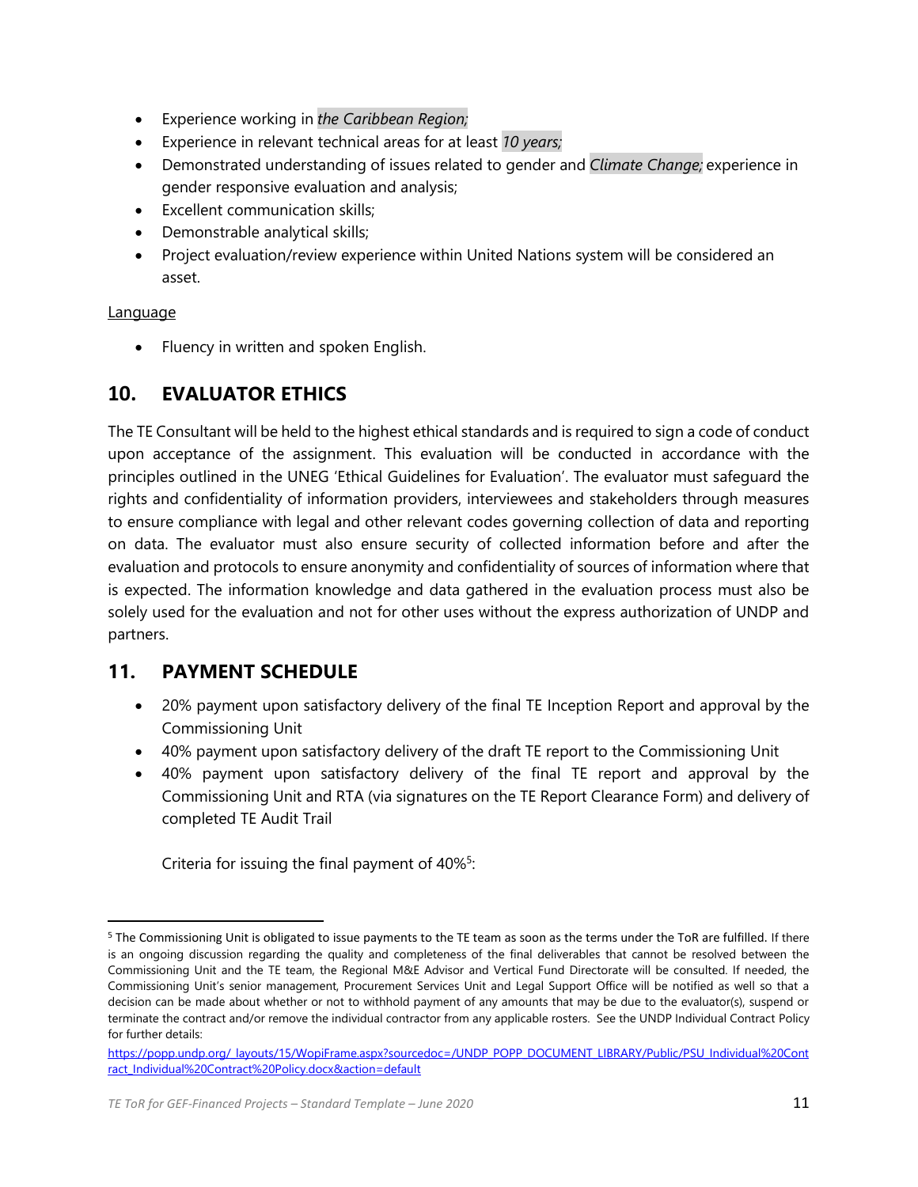- Experience working in *the Caribbean Region;*
- Experience in relevant technical areas for at least *10 years;*
- Demonstrated understanding of issues related to gender and *Climate Change;* experience in gender responsive evaluation and analysis;
- Excellent communication skills;
- Demonstrable analytical skills;
- Project evaluation/review experience within United Nations system will be considered an asset.

Language

- Fluency in written and spoken English.

## 10. EVALUATOR ETHICS

The TE Consultant will be held to the highest ethical standards and is required to sign a code of conduct upon acceptance of the assignment. This evaluation will be conducted in accordance with the principles outlined in the UNEG 'Ethical Guidelines for Evaluation'. The evaluator must safeguard the rights and confidentiality of information providers, interviewees and stakeholders through measures to ensure compliance with legal and other relevant codes governing collection of data and reporting on data. The evaluator must also ensure security of collected information before and after the evaluation and protocols to ensure anonymity and confidentiality of sources of information where that is expected. The information knowledge and data gathered in the evaluation process must also be solely used for the evaluation and not for other uses without the express authorization of UNDP and partners.

## 11. PAYMENT SCHEDULE

- 20% payment upon satisfactory delivery of the final TE Inception Report and approval by the Commissioning Unit
- 40% payment upon satisfactory delivery of the draft TE report to the Commissioning Unit
- 40% payment upon satisfactory delivery of the final TE report and approval by the Commissioning Unit and RTA (via signatures on the TE Report Clearance Form) and delivery of completed TE Audit Trail

  Criteria for issuing the final payment of 40%[5]:

[5] The Commissioning Unit is obligated to issue payments to the TE team as soon as the terms under the ToR are fulfilled. If there is an ongoing discussion regarding the quality and completeness of the final deliverables that cannot be resolved between the Commissioning Unit and the TE team, the Regional M&E Advisor and Vertical Fund Directorate will be consulted. If needed, the Commissioning Unit's senior management, Procurement Services Unit and Legal Support Office will be notified as well so that a decision can be made about whether or not to withhold payment of any amounts that may be due to the evaluator(s), suspend or terminate the contract and/or remove the individual contractor from any applicable rosters. See the UNDP Individual Contract Policy for further details:
https://popp.undp.org/_layouts/15/WopiFrame.aspx?sourcedoc=/UNDP_POPP_DOCUMENT_LIBRARY/Public/PSU_Individual%20Contract_Individual%20Contract%20Policy.docx&action=default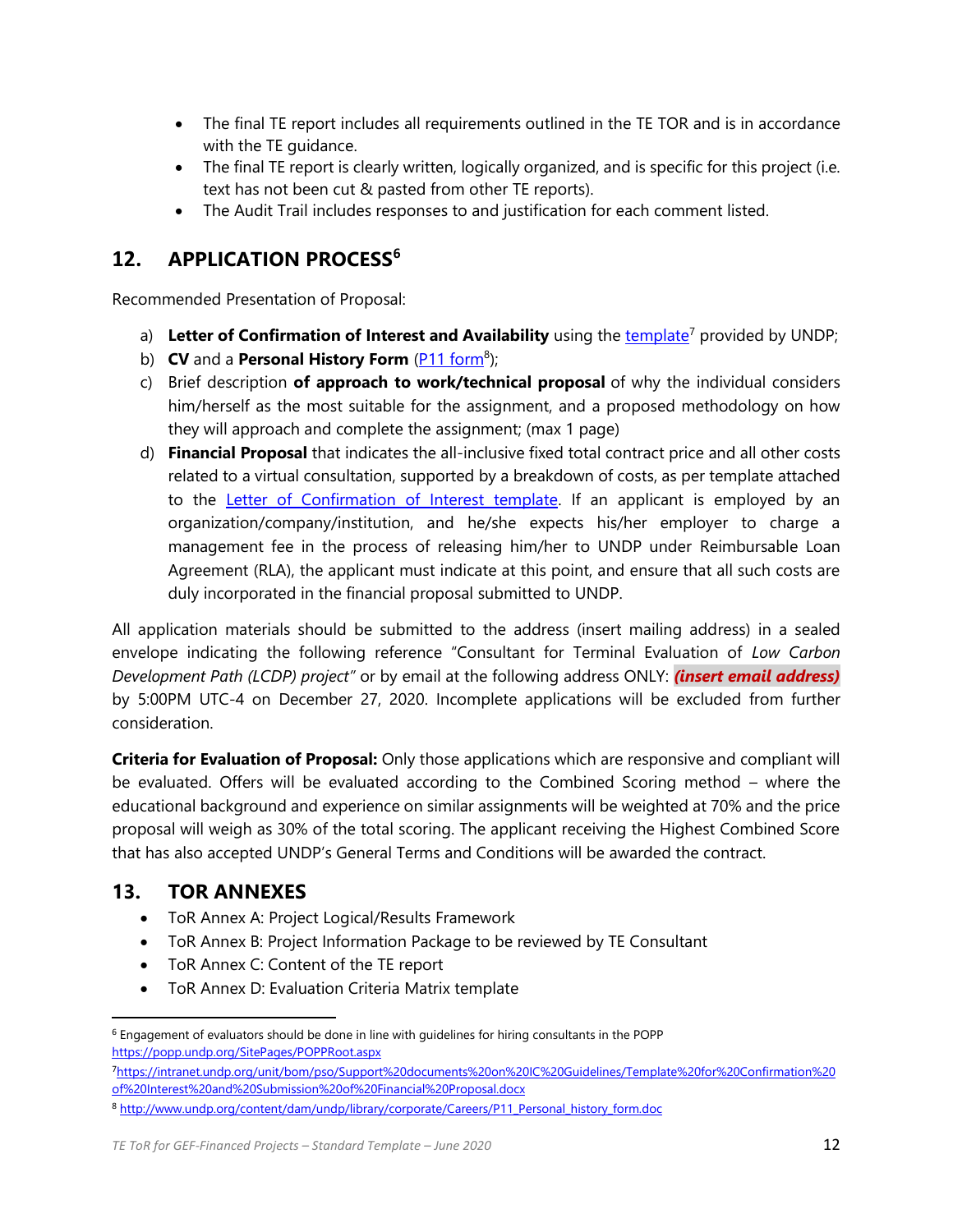- The final TE report includes all requirements outlined in the TE TOR and is in accordance with the TE guidance.
- The final TE report is clearly written, logically organized, and is specific for this project (i.e. text has not been cut & pasted from other TE reports).
- The Audit Trail includes responses to and justification for each comment listed.

## 12. APPLICATION PROCESS[6]

Recommended Presentation of Proposal:

a) **Letter of Confirmation of Interest and Availability** using the template[7] provided by UNDP;
b) **CV** and a **Personal History Form** (P11 form[8]);
c) Brief description **of approach to work/technical proposal** of why the individual considers him/herself as the most suitable for the assignment, and a proposed methodology on how they will approach and complete the assignment; (max 1 page)
d) **Financial Proposal** that indicates the all-inclusive fixed total contract price and all other costs related to a virtual consultation, supported by a breakdown of costs, as per template attached to the Letter of Confirmation of Interest template. If an applicant is employed by an organization/company/institution, and he/she expects his/her employer to charge a management fee in the process of releasing him/her to UNDP under Reimbursable Loan Agreement (RLA), the applicant must indicate at this point, and ensure that all such costs are duly incorporated in the financial proposal submitted to UNDP.

All application materials should be submitted to the address (insert mailing address) in a sealed envelope indicating the following reference "Consultant for Terminal Evaluation of *Low Carbon Development Path (LCDP) project"* or by email at the following address ONLY: ***(insert email address)*** by 5:00PM UTC-4 on December 27, 2020. Incomplete applications will be excluded from further consideration.

**Criteria for Evaluation of Proposal:** Only those applications which are responsive and compliant will be evaluated. Offers will be evaluated according to the Combined Scoring method – where the educational background and experience on similar assignments will be weighted at 70% and the price proposal will weigh as 30% of the total scoring. The applicant receiving the Highest Combined Score that has also accepted UNDP's General Terms and Conditions will be awarded the contract.

## 13. TOR ANNEXES

- ToR Annex A: Project Logical/Results Framework
- ToR Annex B: Project Information Package to be reviewed by TE Consultant
- ToR Annex C: Content of the TE report
- ToR Annex D: Evaluation Criteria Matrix template

---

[6] Engagement of evaluators should be done in line with guidelines for hiring consultants in the POPP https://popp.undp.org/SitePages/POPPRoot.aspx

[7] https://intranet.undp.org/unit/bom/pso/Support%20documents%20on%20IC%20Guidelines/Template%20for%20Confirmation%20of%20Interest%20and%20Submission%20of%20Financial%20Proposal.docx

[8] http://www.undp.org/content/dam/undp/library/corporate/Careers/P11_Personal_history_form.doc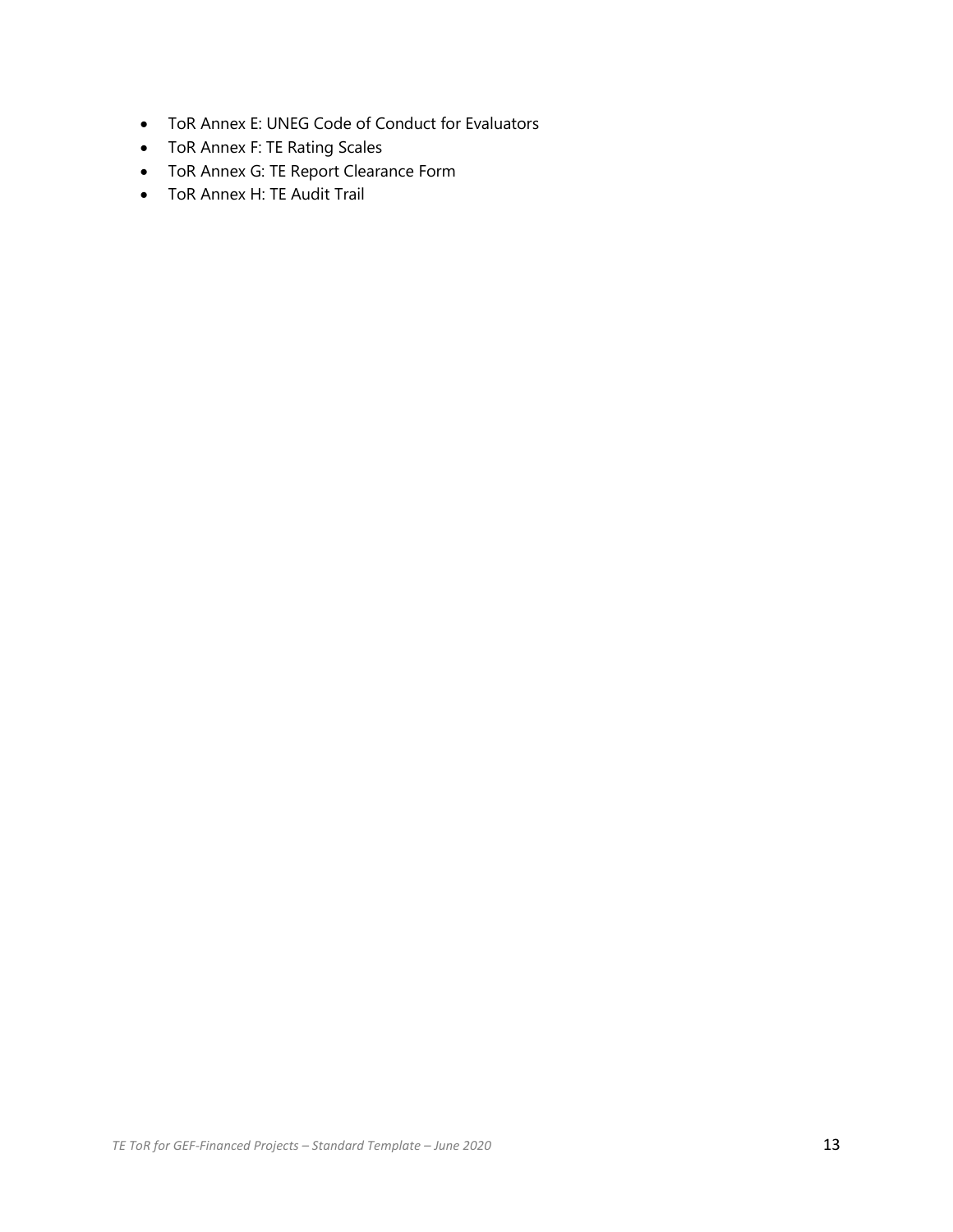- ToR Annex E: UNEG Code of Conduct for Evaluators
- ToR Annex F: TE Rating Scales
- ToR Annex G: TE Report Clearance Form
- ToR Annex H: TE Audit Trail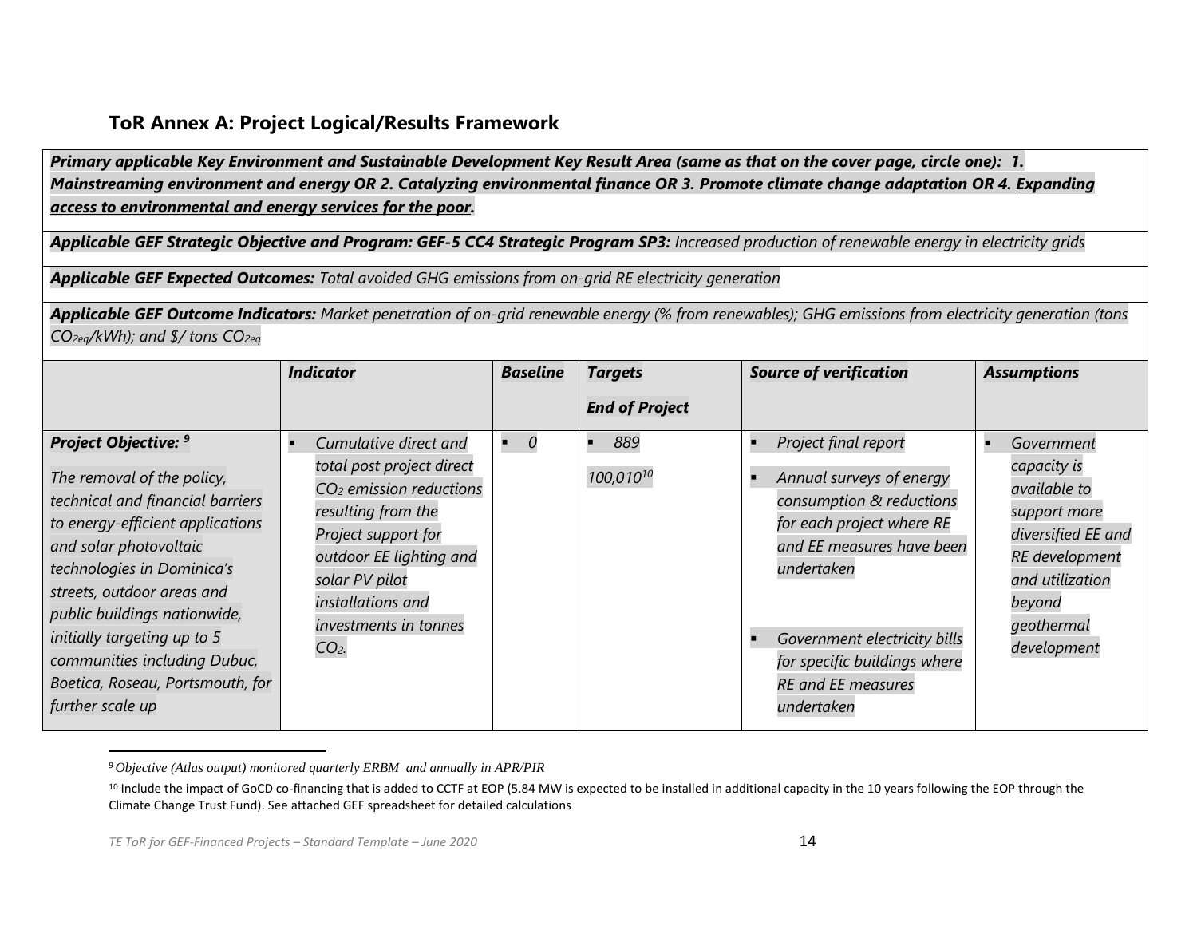## ToR Annex A: Project Logical/Results Framework

***Primary applicable Key Environment and Sustainable Development Key Result Area (same as that on the cover page, circle one): 1. Mainstreaming environment and energy OR 2. Catalyzing environmental finance OR 3. Promote climate change adaptation OR 4. <u>Expanding access to environmental and energy services for the poor</u>.***

***Applicable GEF Strategic Objective and Program: GEF-5 CC4 Strategic Program SP3:*** *Increased production of renewable energy in electricity grids*

***Applicable GEF Expected Outcomes:*** *Total avoided GHG emissions from on-grid RE electricity generation*

***Applicable GEF Outcome Indicators:*** *Market penetration of on-grid renewable energy (% from renewables); GHG emissions from electricity generation (tons $CO_{2eq}$/kWh); and \$/ tons $CO_{2eq}$*

| | ***Indicator*** | ***Baseline*** | ***Targets End of Project*** | ***Source of verification*** | ***Assumptions*** |
|---|---|---|---|---|---|
| ***Project Objective:*** [9] *The removal of the policy, technical and financial barriers to energy-efficient applications and solar photovoltaic technologies in Dominica's streets, outdoor areas and public buildings nationwide, initially targeting up to 5 communities including Dubuc, Boetica, Roseau, Portsmouth, for further scale up* | ▪ *Cumulative direct and total post project direct $CO_2$ emission reductions resulting from the Project support for outdoor EE lighting and solar PV pilot installations and investments in tonnes $CO_2$.* | ▪ *0* | ▪ *889* *100,010*[10] | ▪ *Project final report* ▪ *Annual surveys of energy consumption & reductions for each project where RE and EE measures have been undertaken* ▪ *Government electricity bills for specific buildings where RE and EE measures undertaken* | ▪ *Government capacity is available to support more diversified EE and RE development and utilization beyond geothermal development* |

[9] *Objective (Atlas output) monitored quarterly ERBM and annually in APR/PIR*

[10] Include the impact of GoCD co-financing that is added to CCTF at EOP (5.84 MW is expected to be installed in additional capacity in the 10 years following the EOP through the Climate Change Trust Fund). See attached GEF spreadsheet for detailed calculations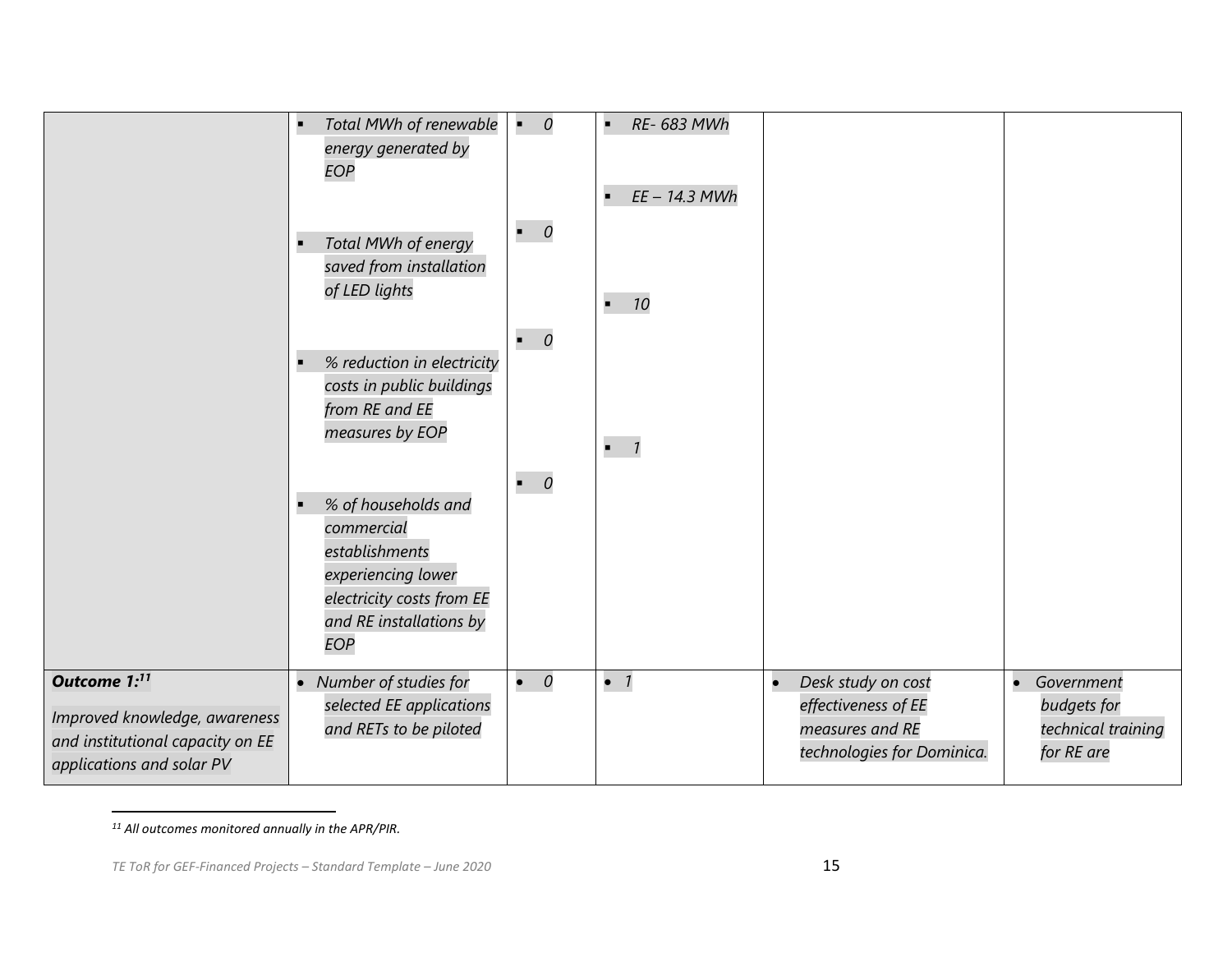| | | | | | |
|---|---|---|---|---|---|
| | ▪ *Total MWh of renewable energy generated by EOP*<br><br>▪ *Total MWh of energy saved from installation of LED lights*<br><br>▪ *% reduction in electricity costs in public buildings from RE and EE measures by EOP*<br><br>▪ *% of households and commercial establishments experiencing lower electricity costs from EE and RE installations by EOP* | ▪ *0*<br><br>▪ *0*<br><br>▪ *0*<br><br>▪ *0* | ▪ *RE- 683 MWh*<br><br>▪ *EE – 14.3 MWh*<br><br>▪ *10*<br><br>▪ *1* | | |
| ***Outcome 1:***[11]<br><br>*Improved knowledge, awareness and institutional capacity on EE applications and solar PV* | • *Number of studies for selected EE applications and RETs to be piloted* | • *0* | • *1* | • *Desk study on cost effectiveness of EE measures and RE technologies for Dominica.* | • *Government budgets for technical training for RE are* |

*[11] All outcomes monitored annually in the APR/PIR.*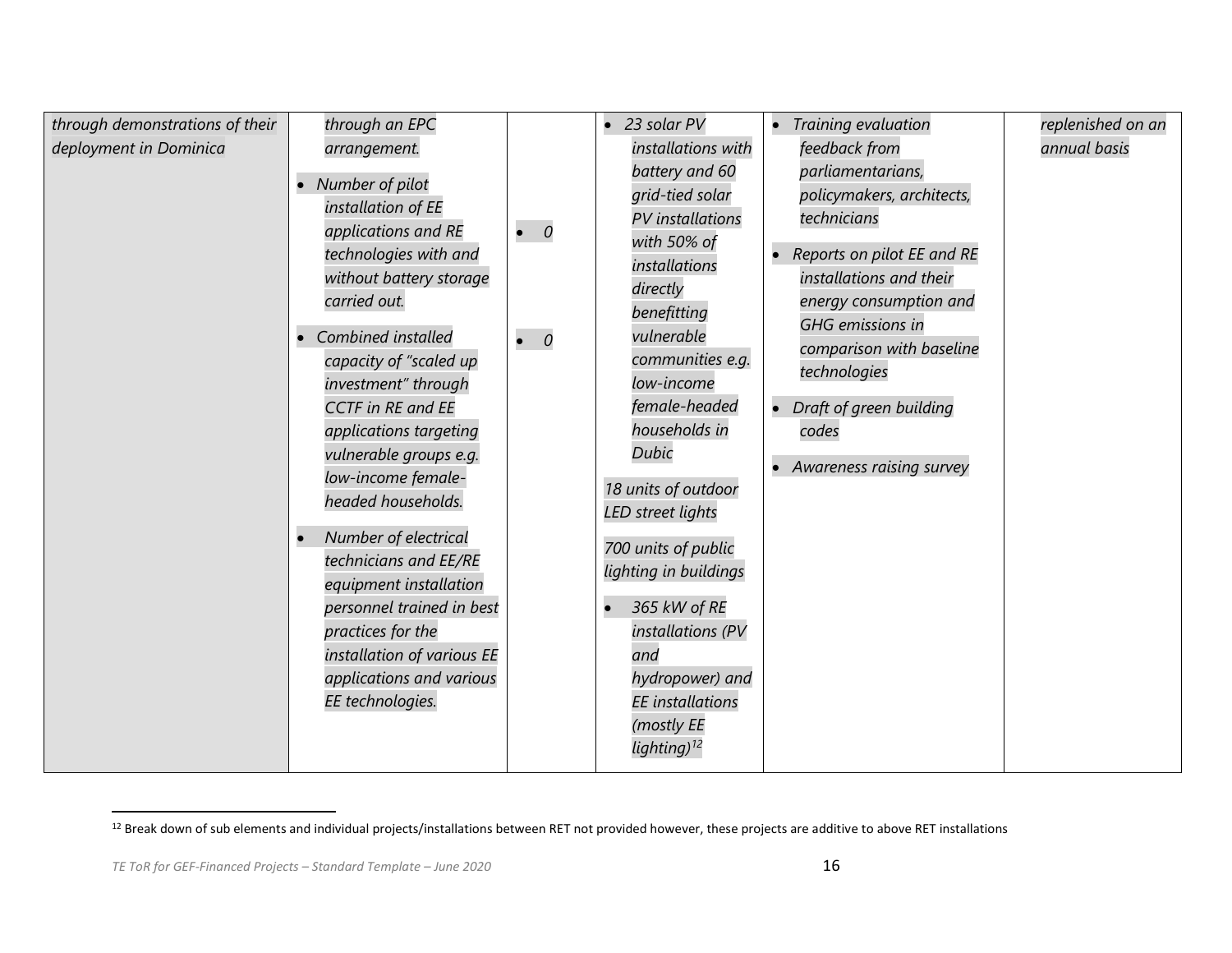| | | | | | |
|---|---|---|---|---|---|
| *through demonstrations of their deployment in Dominica* | *through an EPC arrangement.*<br>• *Number of pilot installation of EE applications and RE technologies with and without battery storage carried out.*<br>• *Combined installed capacity of "scaled up investment" through CCTF in RE and EE applications targeting vulnerable groups e.g. low-income female-headed households.*<br>• *Number of electrical technicians and EE/RE equipment installation personnel trained in best practices for the installation of various EE applications and various EE technologies.* | • *0*<br>• *0* | • *23 solar PV installations with battery and 60 grid-tied solar PV installations with 50% of installations directly benefitting vulnerable communities e.g. low-income female-headed households in Dubic*<br>*18 units of outdoor LED street lights*<br>*700 units of public lighting in buildings*<br>• *365 kW of RE installations (PV and hydropower) and EE installations (mostly EE lighting)*[12] | • *Training evaluation feedback from parliamentarians, policymakers, architects, technicians*<br>• *Reports on pilot EE and RE installations and their energy consumption and GHG emissions in comparison with baseline technologies*<br>• *Draft of green building codes*<br>• *Awareness raising survey* | *replenished on an annual basis* |

[12] Break down of sub elements and individual projects/installations between RET not provided however, these projects are additive to above RET installations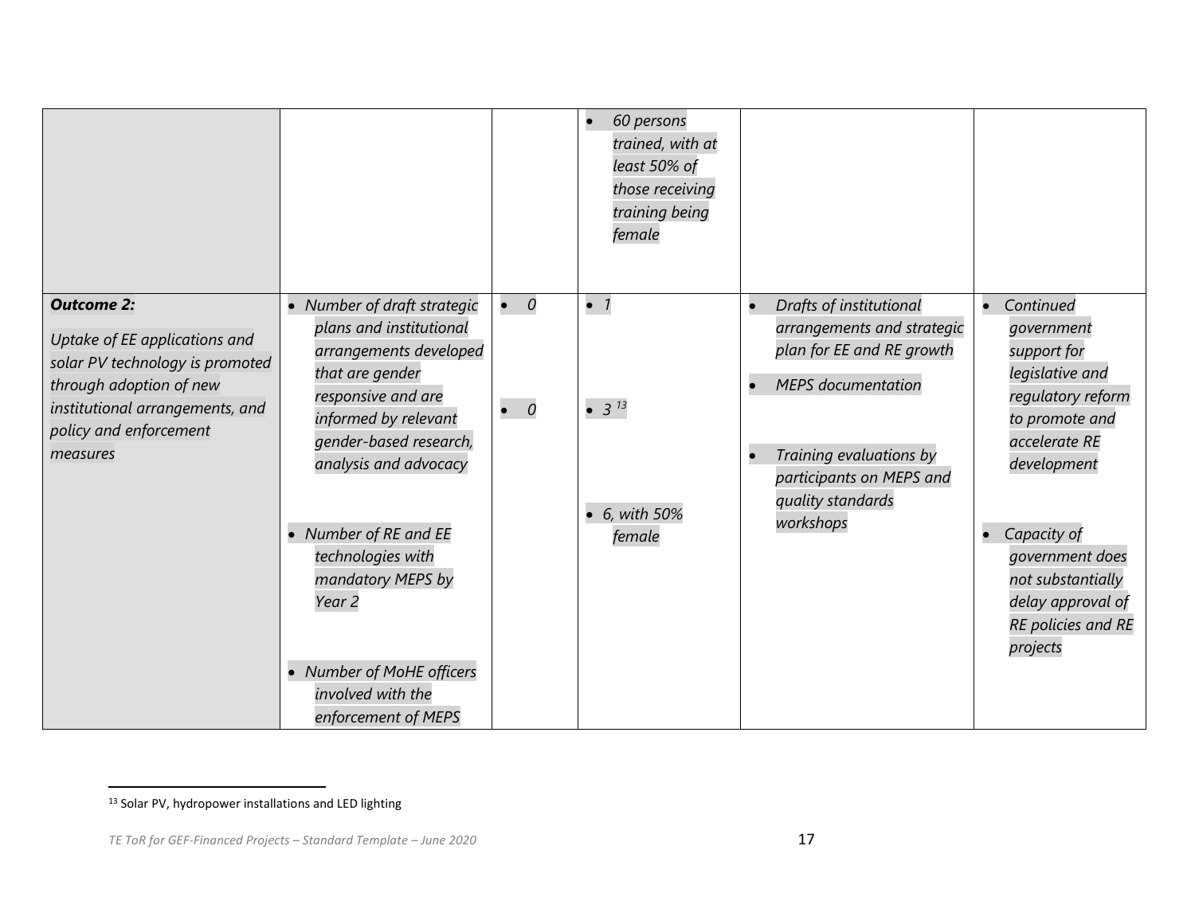| | | | | | |
|---|---|---|---|---|---|
| | | | • *60 persons trained, with at least 50% of those receiving training being female* | | |
| ***Outcome 2:*** *Uptake of EE applications and solar PV technology is promoted through adoption of new institutional arrangements, and policy and enforcement measures* | • *Number of draft strategic plans and institutional arrangements developed that are gender responsive and are informed by relevant gender-based research, analysis and advocacy* • *Number of RE and EE technologies with mandatory MEPS by Year 2* • *Number of MoHE officers involved with the enforcement of MEPS* | • *0* • *0* | • *1* • *3* [13] • *6, with 50% female* | • *Drafts of institutional arrangements and strategic plan for EE and RE growth* • *MEPS documentation* • *Training evaluations by participants on MEPS and quality standards workshops* | • *Continued government support for legislative and regulatory reform to promote and accelerate RE development* • *Capacity of government does not substantially delay approval of RE policies and RE projects* |

[13] Solar PV, hydropower installations and LED lighting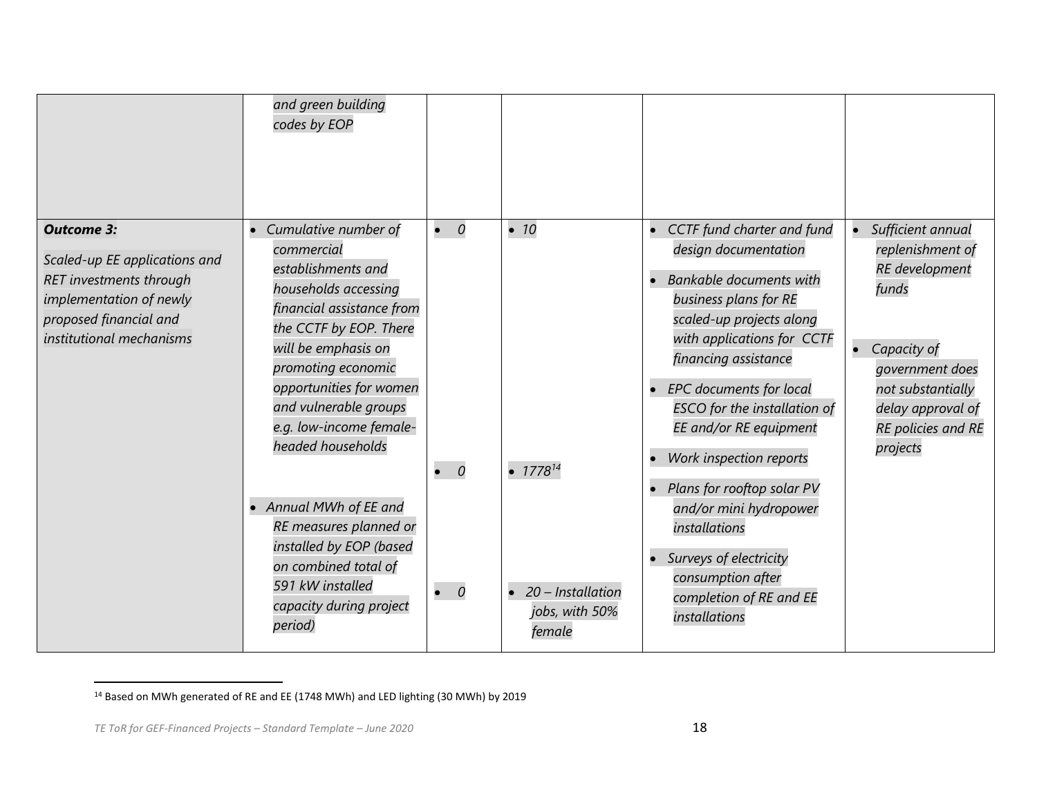| | | | | | |
|---|---|---|---|---|---|
| | *and green building codes by EOP* | | | | |
| ***Outcome 3:*** *Scaled-up EE applications and RET investments through implementation of newly proposed financial and institutional mechanisms* | • *Cumulative number of commercial establishments and households accessing financial assistance from the CCTF by EOP. There will be emphasis on promoting economic opportunities for women and vulnerable groups e.g. low-income female-headed households*<br><br>• *Annual MWh of EE and RE measures planned or installed by EOP (based on combined total of 591 kW installed capacity during project period)* | • *0*<br><br>• *0*<br><br>• *0* | • *10*<br><br>• *1778*[14]<br><br>• *20 – Installation jobs, with 50% female* | • *CCTF fund charter and fund design documentation*<br>• *Bankable documents with business plans for RE scaled-up projects along with applications for CCTF financing assistance*<br>• *EPC documents for local ESCO for the installation of EE and/or RE equipment*<br>• *Work inspection reports*<br>• *Plans for rooftop solar PV and/or mini hydropower installations*<br>• *Surveys of electricity consumption after completion of RE and EE installations* | • *Sufficient annual replenishment of RE development funds*<br>• *Capacity of government does not substantially delay approval of RE policies and RE projects* |

[14] Based on MWh generated of RE and EE (1748 MWh) and LED lighting (30 MWh) by 2019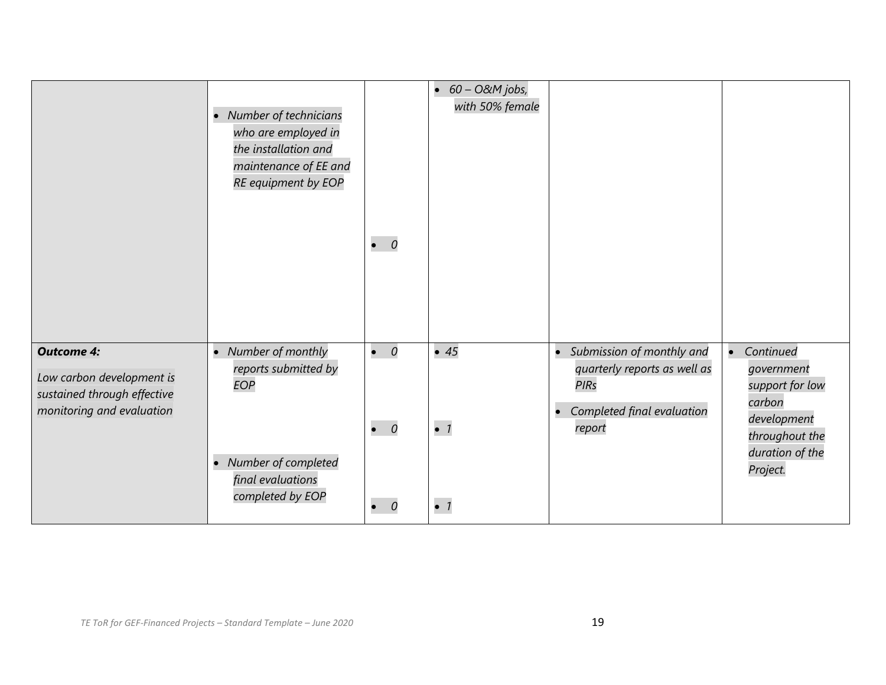| | | | | | |
|---|---|---|---|---|---|
| | • *Number of technicians who are employed in the installation and maintenance of EE and RE equipment by EOP* | • *0* | • *60 – O&M jobs, with 50% female* | | |
| ***Outcome 4:*** *Low carbon development is sustained through effective monitoring and evaluation* | • *Number of monthly reports submitted by EOP* <br> • *Number of completed final evaluations completed by EOP* | • *0* <br> • *0* <br> • *0* | • *45* <br> • *1* <br> • *1* | • *Submission of monthly and quarterly reports as well as PIRs* <br> • *Completed final evaluation report* | • *Continued government support for low carbon development throughout the duration of the Project.* |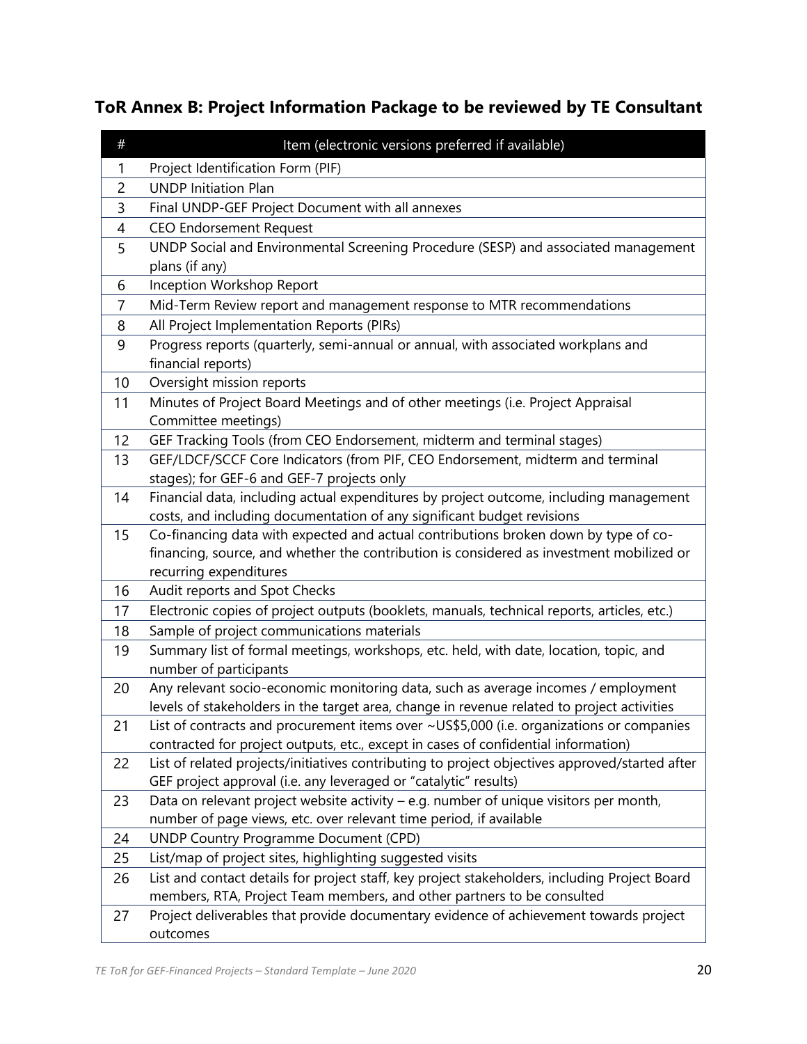## ToR Annex B: Project Information Package to be reviewed by TE Consultant

| # | Item (electronic versions preferred if available) |
| --- | --- |
| 1 | Project Identification Form (PIF) |
| 2 | UNDP Initiation Plan |
| 3 | Final UNDP-GEF Project Document with all annexes |
| 4 | CEO Endorsement Request |
| 5 | UNDP Social and Environmental Screening Procedure (SESP) and associated management plans (if any) |
| 6 | Inception Workshop Report |
| 7 | Mid-Term Review report and management response to MTR recommendations |
| 8 | All Project Implementation Reports (PIRs) |
| 9 | Progress reports (quarterly, semi-annual or annual, with associated workplans and financial reports) |
| 10 | Oversight mission reports |
| 11 | Minutes of Project Board Meetings and of other meetings (i.e. Project Appraisal Committee meetings) |
| 12 | GEF Tracking Tools (from CEO Endorsement, midterm and terminal stages) |
| 13 | GEF/LDCF/SCCF Core Indicators (from PIF, CEO Endorsement, midterm and terminal stages); for GEF-6 and GEF-7 projects only |
| 14 | Financial data, including actual expenditures by project outcome, including management costs, and including documentation of any significant budget revisions |
| 15 | Co-financing data with expected and actual contributions broken down by type of co-financing, source, and whether the contribution is considered as investment mobilized or recurring expenditures |
| 16 | Audit reports and Spot Checks |
| 17 | Electronic copies of project outputs (booklets, manuals, technical reports, articles, etc.) |
| 18 | Sample of project communications materials |
| 19 | Summary list of formal meetings, workshops, etc. held, with date, location, topic, and number of participants |
| 20 | Any relevant socio-economic monitoring data, such as average incomes / employment levels of stakeholders in the target area, change in revenue related to project activities |
| 21 | List of contracts and procurement items over ~US$5,000 (i.e. organizations or companies contracted for project outputs, etc., except in cases of confidential information) |
| 22 | List of related projects/initiatives contributing to project objectives approved/started after GEF project approval (i.e. any leveraged or "catalytic" results) |
| 23 | Data on relevant project website activity – e.g. number of unique visitors per month, number of page views, etc. over relevant time period, if available |
| 24 | UNDP Country Programme Document (CPD) |
| 25 | List/map of project sites, highlighting suggested visits |
| 26 | List and contact details for project staff, key project stakeholders, including Project Board members, RTA, Project Team members, and other partners to be consulted |
| 27 | Project deliverables that provide documentary evidence of achievement towards project outcomes |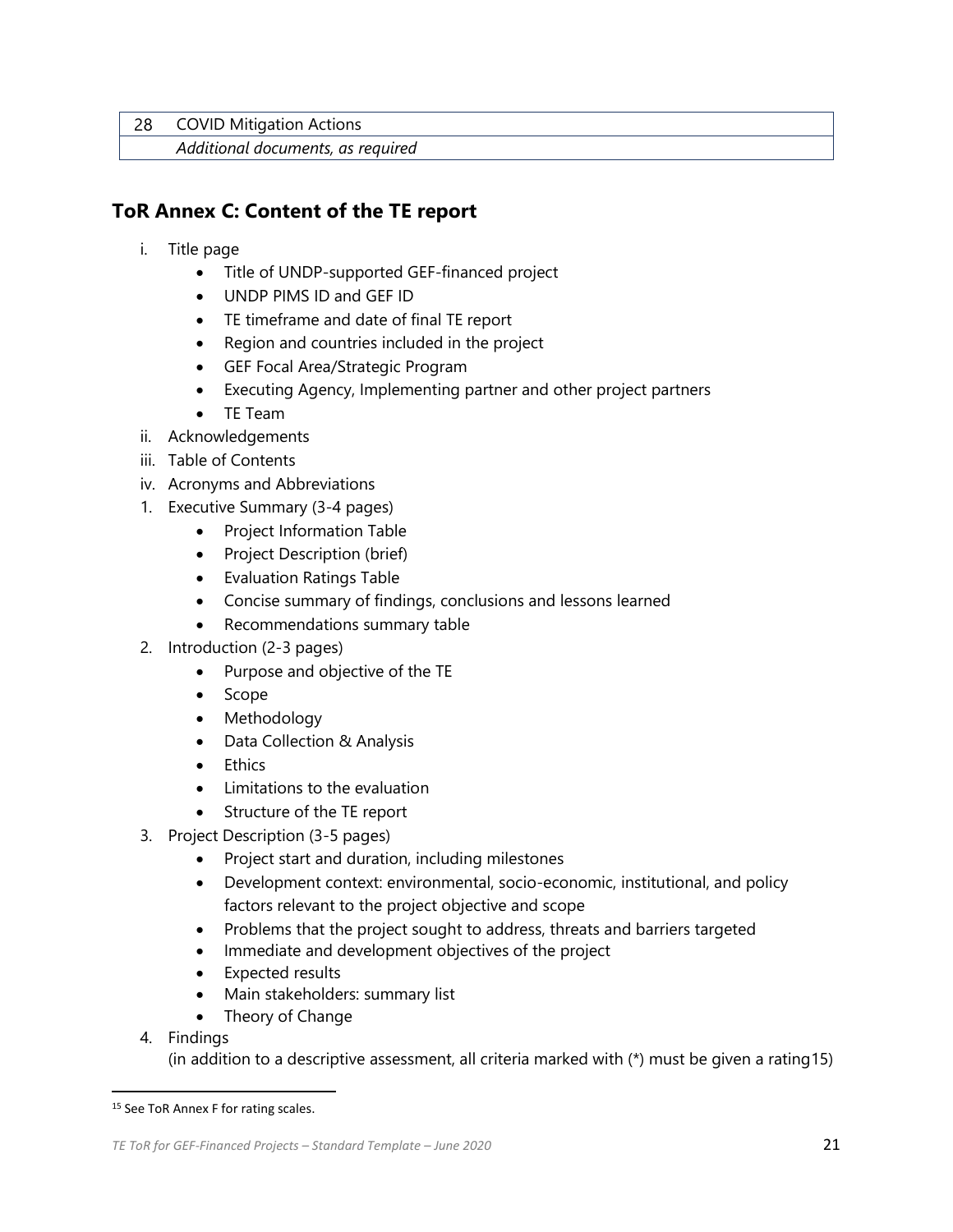| 28 | COVID Mitigation Actions |
| --- | --- |
| | *Additional documents, as required* |

## ToR Annex C: Content of the TE report

i. Title page
   - Title of UNDP-supported GEF-financed project
   - UNDP PIMS ID and GEF ID
   - TE timeframe and date of final TE report
   - Region and countries included in the project
   - GEF Focal Area/Strategic Program
   - Executing Agency, Implementing partner and other project partners
   - TE Team

ii. Acknowledgements

iii. Table of Contents

iv. Acronyms and Abbreviations

1. Executive Summary (3-4 pages)
   - Project Information Table
   - Project Description (brief)
   - Evaluation Ratings Table
   - Concise summary of findings, conclusions and lessons learned
   - Recommendations summary table
2. Introduction (2-3 pages)
   - Purpose and objective of the TE
   - Scope
   - Methodology
   - Data Collection & Analysis
   - Ethics
   - Limitations to the evaluation
   - Structure of the TE report
3. Project Description (3-5 pages)
   - Project start and duration, including milestones
   - Development context: environmental, socio-economic, institutional, and policy factors relevant to the project objective and scope
   - Problems that the project sought to address, threats and barriers targeted
   - Immediate and development objectives of the project
   - Expected results
   - Main stakeholders: summary list
   - Theory of Change
4. Findings
   (in addition to a descriptive assessment, all criteria marked with (*) must be given a rating15)

[15] See ToR Annex F for rating scales.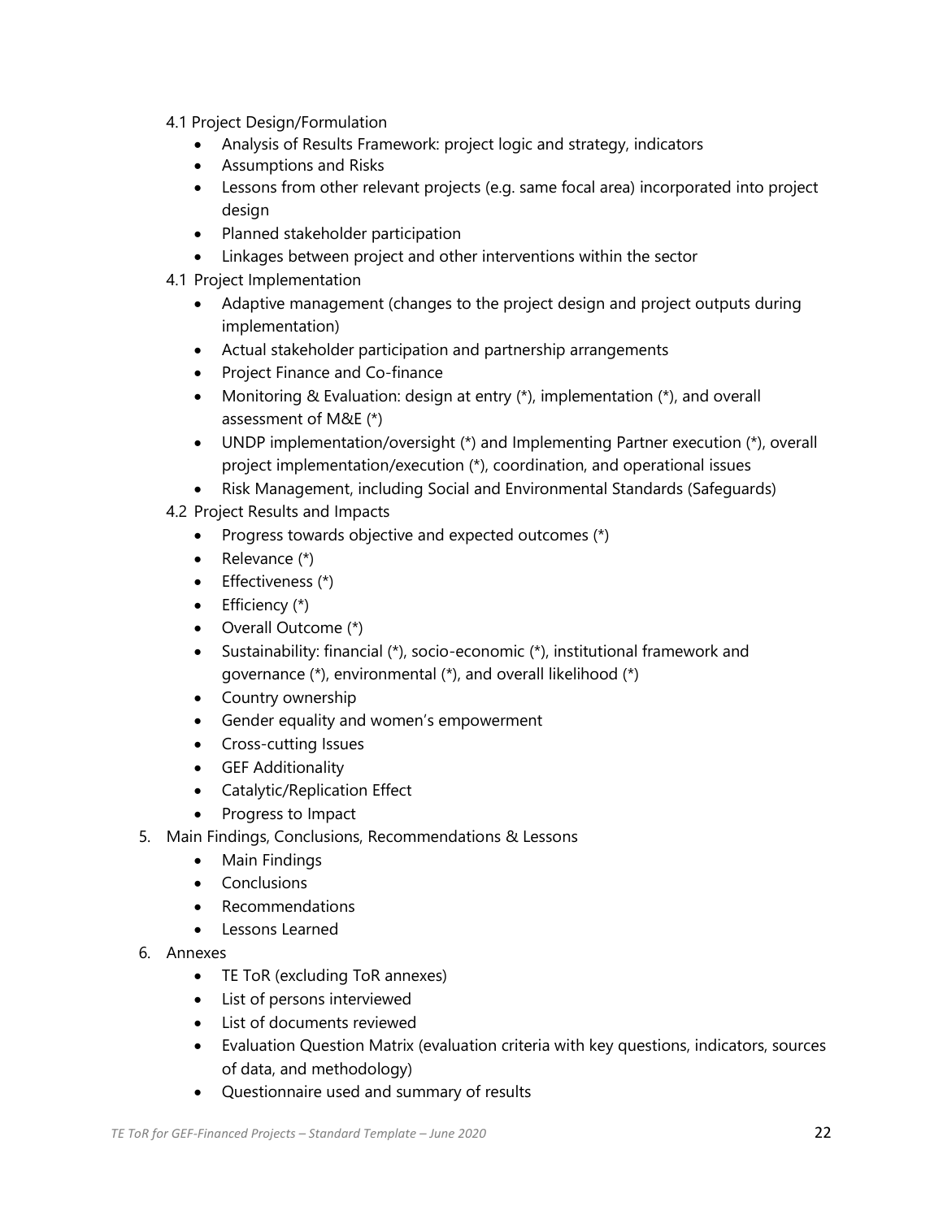4.1 Project Design/Formulation

- Analysis of Results Framework: project logic and strategy, indicators
- Assumptions and Risks
- Lessons from other relevant projects (e.g. same focal area) incorporated into project design
- Planned stakeholder participation
- Linkages between project and other interventions within the sector

4.1 Project Implementation

- Adaptive management (changes to the project design and project outputs during implementation)
- Actual stakeholder participation and partnership arrangements
- Project Finance and Co-finance
- Monitoring & Evaluation: design at entry (*), implementation (*), and overall assessment of M&E (*)
- UNDP implementation/oversight (*) and Implementing Partner execution (*), overall project implementation/execution (*), coordination, and operational issues
- Risk Management, including Social and Environmental Standards (Safeguards)

4.2 Project Results and Impacts

- Progress towards objective and expected outcomes (*)
- Relevance (*)
- Effectiveness (*)
- Efficiency (*)
- Overall Outcome (*)
- Sustainability: financial (*), socio-economic (*), institutional framework and governance (*), environmental (*), and overall likelihood (*)
- Country ownership
- Gender equality and women's empowerment
- Cross-cutting Issues
- GEF Additionality
- Catalytic/Replication Effect
- Progress to Impact

5. Main Findings, Conclusions, Recommendations & Lessons
   - Main Findings
   - Conclusions
   - Recommendations
   - Lessons Learned
6. Annexes
   - TE ToR (excluding ToR annexes)
   - List of persons interviewed
   - List of documents reviewed
   - Evaluation Question Matrix (evaluation criteria with key questions, indicators, sources of data, and methodology)
   - Questionnaire used and summary of results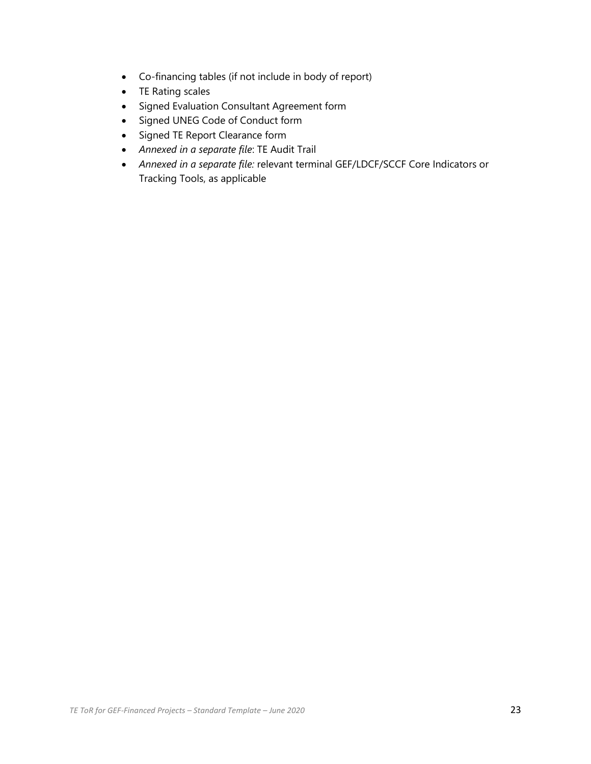- Co-financing tables (if not include in body of report)
- TE Rating scales
- Signed Evaluation Consultant Agreement form
- Signed UNEG Code of Conduct form
- Signed TE Report Clearance form
- *Annexed in a separate file*: TE Audit Trail
- *Annexed in a separate file:* relevant terminal GEF/LDCF/SCCF Core Indicators or Tracking Tools, as applicable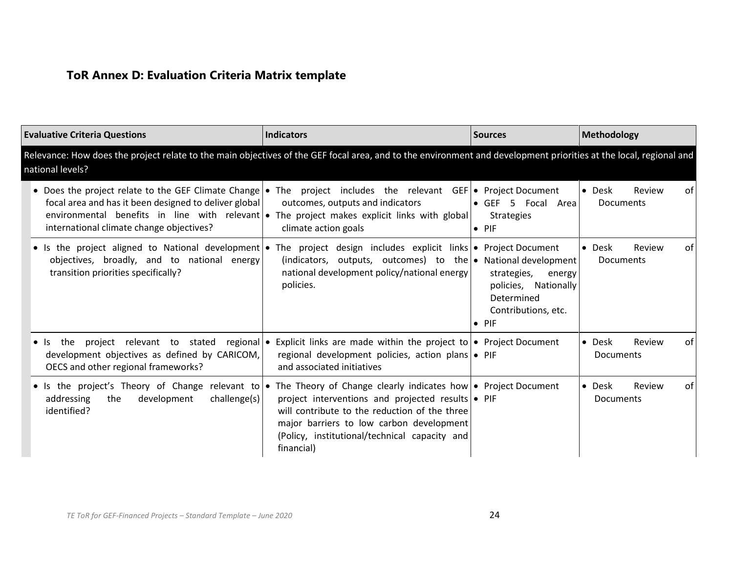### ToR Annex D: Evaluation Criteria Matrix template

| Evaluative Criteria Questions | Indicators | Sources | Methodology |
|---|---|---|---|
| **Relevance: How does the project relate to the main objectives of the GEF focal area, and to the environment and development priorities at the local, regional and national levels?** | | | |
| • Does the project relate to the GEF Climate Change focal area and has it been designed to deliver global environmental benefits in line with relevant international climate change objectives? | • The project includes the relevant GEF outcomes, outputs and indicators<br>• The project makes explicit links with global climate action goals | • Project Document<br>• GEF 5 Focal Area Strategies<br>• PIF | • Desk Review of Documents |
| • Is the project aligned to National development objectives, broadly, and to national energy transition priorities specifically? | • The project design includes explicit links (indicators, outputs, outcomes) to the national development policy/national energy policies. | • Project Document<br>• National development strategies, energy policies, Nationally Determined Contributions, etc.<br>• PIF | • Desk Review of Documents |
| • Is the project relevant to stated regional development objectives as defined by CARICOM, OECS and other regional frameworks? | • Explicit links are made within the project to regional development policies, action plans and associated initiatives | • Project Document<br>• PIF | • Desk Review of Documents |
| • Is the project's Theory of Change relevant to addressing the development challenge(s) identified? | • The Theory of Change clearly indicates how project interventions and projected results will contribute to the reduction of the three major barriers to low carbon development (Policy, institutional/technical capacity and financial) | • Project Document<br>• PIF | • Desk Review of Documents |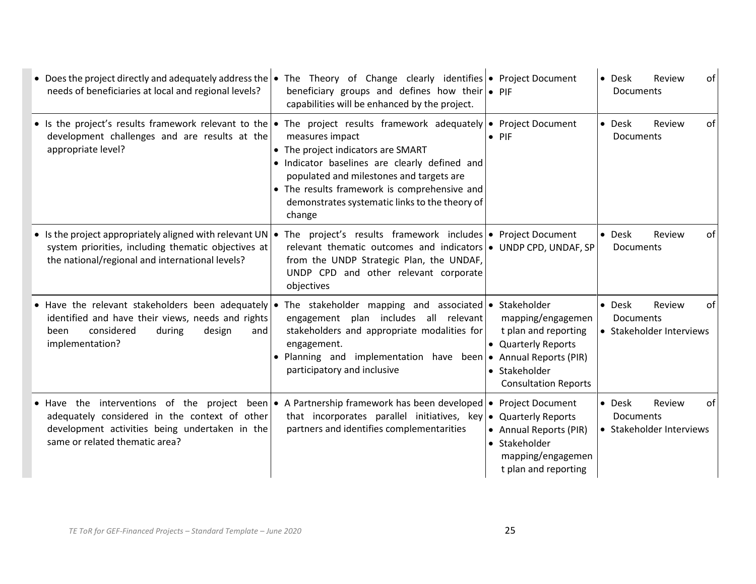| | | | |
|---|---|---|---|
| • Does the project directly and adequately address the needs of beneficiaries at local and regional levels? | • The Theory of Change clearly identifies beneficiary groups and defines how their capabilities will be enhanced by the project. | • Project Document<br>• PIF | • Desk Review of Documents |
| • Is the project's results framework relevant to the development challenges and are results at the appropriate level? | • The project results framework adequately measures impact<br>• The project indicators are SMART<br>• Indicator baselines are clearly defined and populated and milestones and targets are<br>• The results framework is comprehensive and demonstrates systematic links to the theory of change | • Project Document<br>• PIF | • Desk Review of Documents |
| • Is the project appropriately aligned with relevant UN system priorities, including thematic objectives at the national/regional and international levels? | • The project's results framework includes relevant thematic outcomes and indicators from the UNDP Strategic Plan, the UNDAF, UNDP CPD and other relevant corporate objectives | • Project Document<br>• UNDP CPD, UNDAF, SP | • Desk Review of Documents |
| • Have the relevant stakeholders been adequately identified and have their views, needs and rights been considered during design and implementation? | • The stakeholder mapping and associated engagement plan includes all relevant stakeholders and appropriate modalities for engagement.<br>• Planning and implementation have been participatory and inclusive | • Stakeholder mapping/engagement plan and reporting<br>• Quarterly Reports<br>• Annual Reports (PIR)<br>• Stakeholder Consultation Reports | • Desk Review of Documents<br>• Stakeholder Interviews |
| • Have the interventions of the project been adequately considered in the context of other development activities being undertaken in the same or related thematic area? | • A Partnership framework has been developed that incorporates parallel initiatives, key partners and identifies complementarities | • Project Document<br>• Quarterly Reports<br>• Annual Reports (PIR)<br>• Stakeholder mapping/engagement plan and reporting | • Desk Review of Documents<br>• Stakeholder Interviews |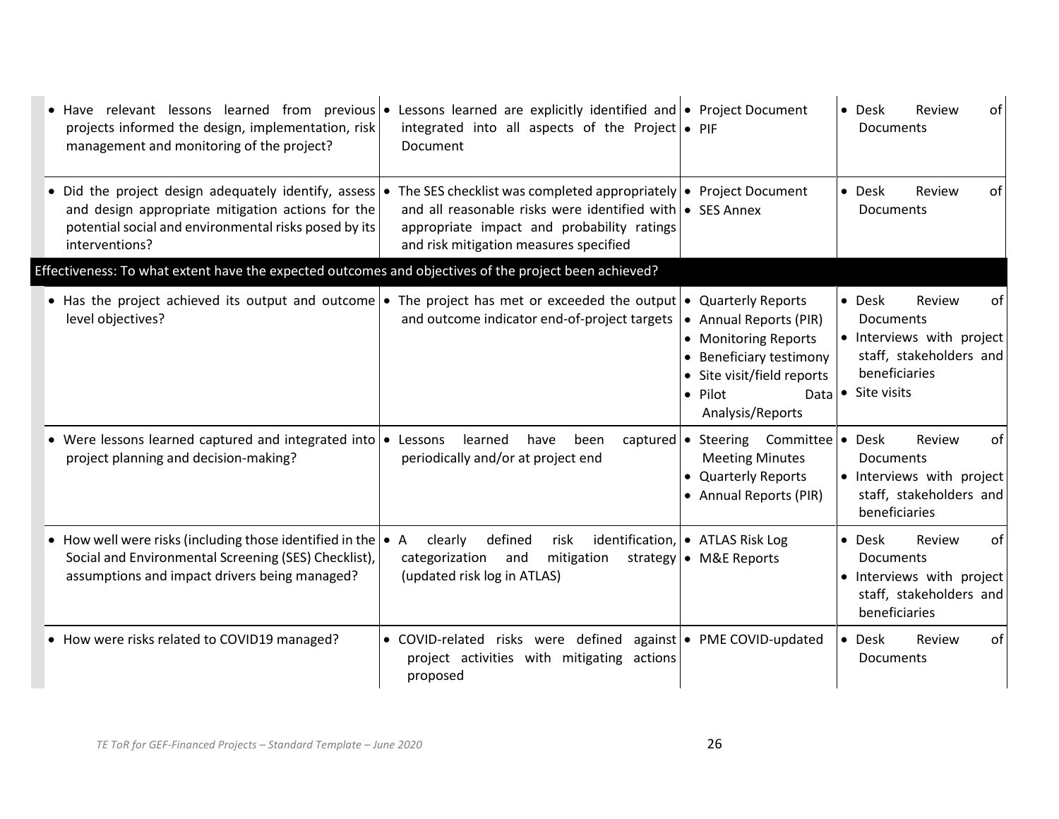| | | | |
|---|---|---|---|
| • Have relevant lessons learned from previous projects informed the design, implementation, risk management and monitoring of the project? | • Lessons learned are explicitly identified and integrated into all aspects of the Project Document | • Project Document<br>• PIF | • Desk Review of Documents |
| • Did the project design adequately identify, assess and design appropriate mitigation actions for the potential social and environmental risks posed by its interventions? | • The SES checklist was completed appropriately and all reasonable risks were identified with appropriate impact and probability ratings and risk mitigation measures specified | • Project Document<br>• SES Annex | • Desk Review of Documents |
| **Effectiveness: To what extent have the expected outcomes and objectives of the project been achieved?** | | | |
| • Has the project achieved its output and outcome level objectives? | • The project has met or exceeded the output and outcome indicator end-of-project targets | • Quarterly Reports<br>• Annual Reports (PIR)<br>• Monitoring Reports<br>• Beneficiary testimony<br>• Site visit/field reports<br>• Pilot Data Analysis/Reports | • Desk Review of Documents<br>• Interviews with project staff, stakeholders and beneficiaries<br>• Site visits |
| • Were lessons learned captured and integrated into project planning and decision-making? | • Lessons learned have been captured periodically and/or at project end | • Steering Committee Meeting Minutes<br>• Quarterly Reports<br>• Annual Reports (PIR) | • Desk Review of Documents<br>• Interviews with project staff, stakeholders and beneficiaries |
| • How well were risks (including those identified in the Social and Environmental Screening (SES) Checklist), assumptions and impact drivers being managed? | • A clearly defined risk identification, categorization and mitigation strategy (updated risk log in ATLAS) | • ATLAS Risk Log<br>• M&E Reports | • Desk Review of Documents<br>• Interviews with project staff, stakeholders and beneficiaries |
| • How were risks related to COVID19 managed? | • COVID-related risks were defined against project activities with mitigating actions proposed | • PME COVID-updated | • Desk Review of Documents |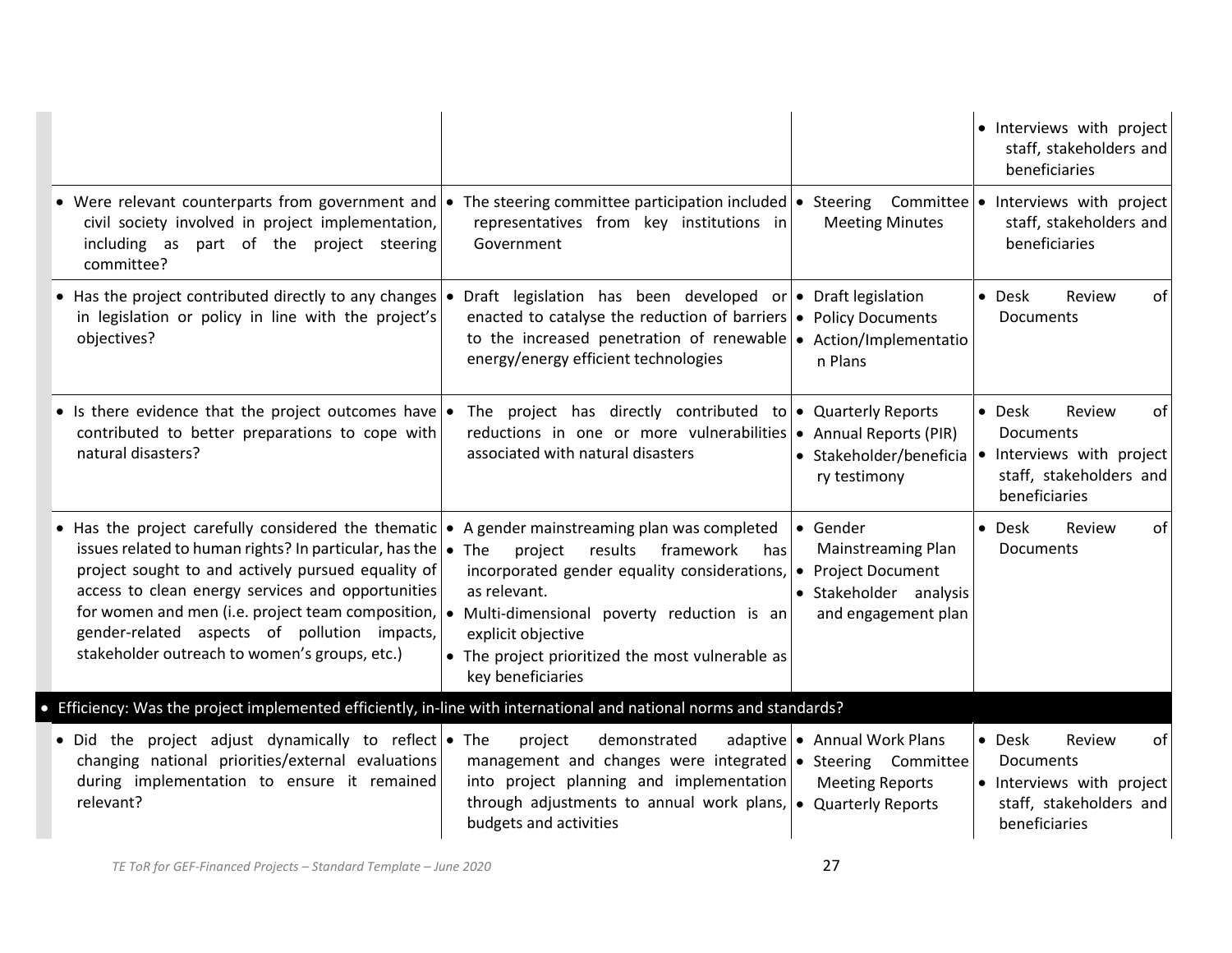| | | | |
|---|---|---|---|
| | | | • Interviews with project staff, stakeholders and beneficiaries |
| • Were relevant counterparts from government and civil society involved in project implementation, including as part of the project steering committee? | • The steering committee participation included representatives from key institutions in Government | • Steering Committee Meeting Minutes | • Interviews with project staff, stakeholders and beneficiaries |
| • Has the project contributed directly to any changes in legislation or policy in line with the project's objectives? | • Draft legislation has been developed or enacted to catalyse the reduction of barriers to the increased penetration of renewable energy/energy efficient technologies | • Draft legislation<br>• Policy Documents<br>• Action/Implementation Plans | • Desk Review of Documents |
| • Is there evidence that the project outcomes have contributed to better preparations to cope with natural disasters? | • The project has directly contributed to reductions in one or more vulnerabilities associated with natural disasters | • Quarterly Reports<br>• Annual Reports (PIR)<br>• Stakeholder/beneficiary testimony | • Desk Review of Documents<br>• Interviews with project staff, stakeholders and beneficiaries |
| • Has the project carefully considered the thematic issues related to human rights? In particular, has the project sought to and actively pursued equality of access to clean energy services and opportunities for women and men (i.e. project team composition, gender-related aspects of pollution impacts, stakeholder outreach to women's groups, etc.) | • A gender mainstreaming plan was completed<br>• The project results framework has incorporated gender equality considerations, as relevant.<br>• Multi-dimensional poverty reduction is an explicit objective<br>• The project prioritized the most vulnerable as key beneficiaries | • Gender Mainstreaming Plan<br>• Project Document<br>• Stakeholder analysis and engagement plan | • Desk Review of Documents |
| **• Efficiency: Was the project implemented efficiently, in-line with international and national norms and standards?** | | | |
| • Did the project adjust dynamically to reflect changing national priorities/external evaluations during implementation to ensure it remained relevant? | • The project demonstrated adaptive management and changes were integrated into project planning and implementation through adjustments to annual work plans, budgets and activities | • Annual Work Plans<br>• Steering Committee Meeting Reports<br>• Quarterly Reports | • Desk Review of Documents<br>• Interviews with project staff, stakeholders and beneficiaries |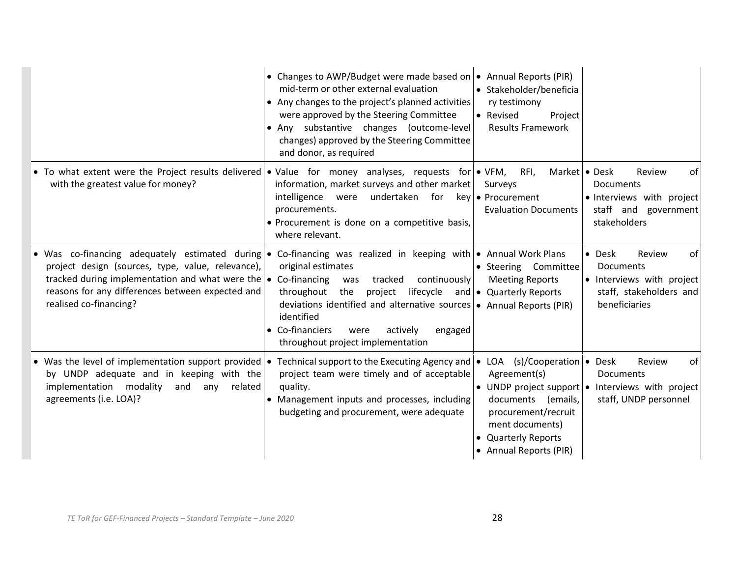| | | | |
|---|---|---|---|
| | • Changes to AWP/Budget were made based on mid-term or other external evaluation<br>• Any changes to the project's planned activities were approved by the Steering Committee<br>• Any substantive changes (outcome-level changes) approved by the Steering Committee and donor, as required | • Annual Reports (PIR)<br>• Stakeholder/beneficiary testimony<br>• Revised Project Results Framework | |
| • To what extent were the Project results delivered with the greatest value for money? | • Value for money analyses, requests for information, market surveys and other market intelligence were undertaken for key procurements.<br>• Procurement is done on a competitive basis, where relevant. | • VFM, RFI, Market Surveys<br>• Procurement Evaluation Documents | • Desk Review of Documents<br>• Interviews with project staff and government stakeholders |
| • Was co-financing adequately estimated during project design (sources, type, value, relevance), tracked during implementation and what were the reasons for any differences between expected and realised co-financing? | • Co-financing was realized in keeping with original estimates<br>• Co-financing was tracked continuously throughout the project lifecycle and deviations identified and alternative sources identified<br>• Co-financiers were actively engaged throughout project implementation | • Annual Work Plans<br>• Steering Committee Meeting Reports<br>• Quarterly Reports<br>• Annual Reports (PIR) | • Desk Review of Documents<br>• Interviews with project staff, stakeholders and beneficiaries |
| • Was the level of implementation support provided by UNDP adequate and in keeping with the implementation modality and any related agreements (i.e. LOA)? | • Technical support to the Executing Agency and project team were timely and of acceptable quality.<br>• Management inputs and processes, including budgeting and procurement, were adequate | • LOA (s)/Cooperation Agreement(s)<br>• UNDP project support documents (emails, procurement/recruitment documents)<br>• Quarterly Reports<br>• Annual Reports (PIR) | • Desk Review of Documents<br>• Interviews with project staff, UNDP personnel |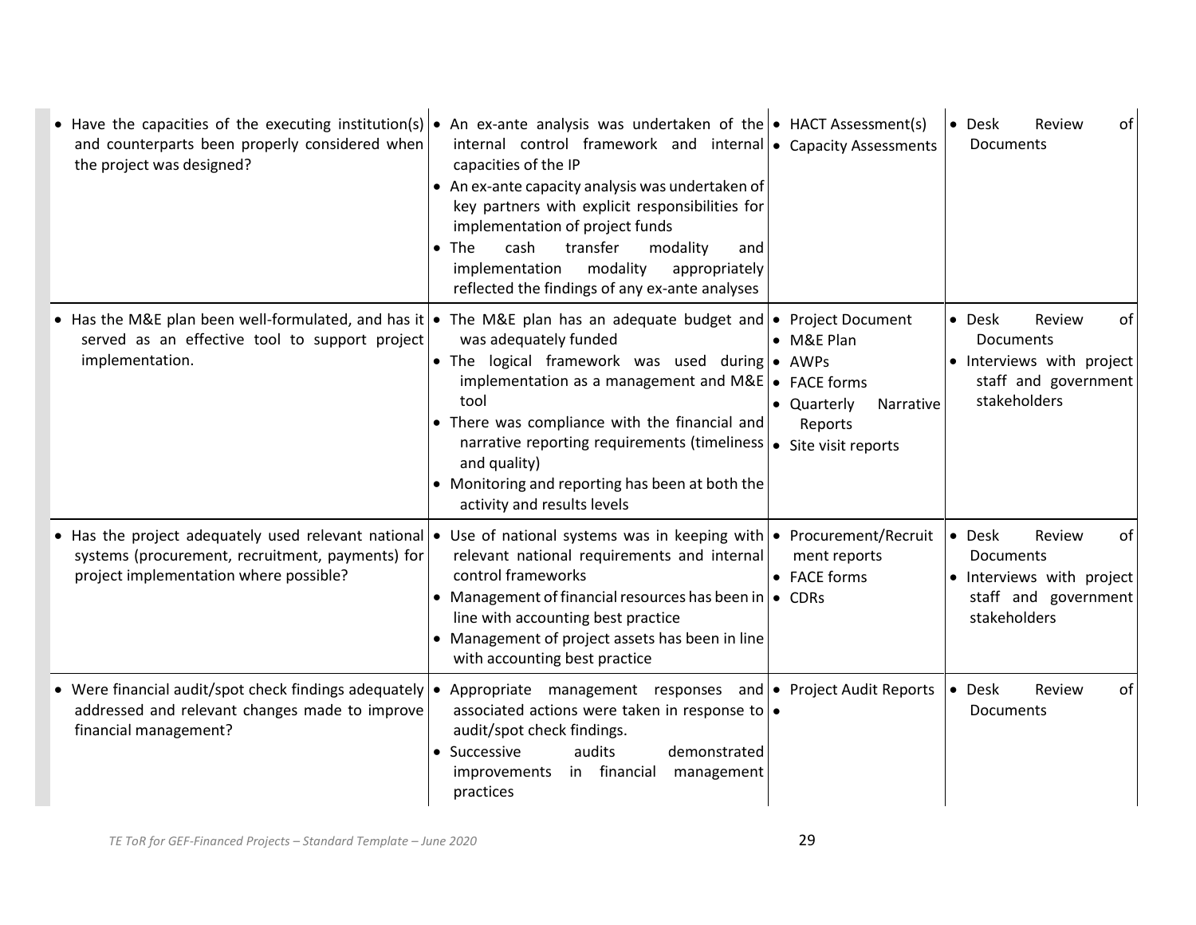| | | | |
|---|---|---|---|
| • Have the capacities of the executing institution(s) and counterparts been properly considered when the project was designed? | • An ex-ante analysis was undertaken of the internal control framework and internal capacities of the IP<br>• An ex-ante capacity analysis was undertaken of key partners with explicit responsibilities for implementation of project funds<br>• The cash transfer modality and implementation modality appropriately reflected the findings of any ex-ante analyses | • HACT Assessment(s)<br>• Capacity Assessments | • Desk Review of Documents |
| • Has the M&E plan been well-formulated, and has it served as an effective tool to support project implementation. | • The M&E plan has an adequate budget and was adequately funded<br>• The logical framework was used during implementation as a management and M&E tool<br>• There was compliance with the financial and narrative reporting requirements (timeliness and quality)<br>• Monitoring and reporting has been at both the activity and results levels | • Project Document<br>• M&E Plan<br>• AWPs<br>• FACE forms<br>• Quarterly Narrative Reports<br>• Site visit reports | • Desk Review of Documents<br>• Interviews with project staff and government stakeholders |
| • Has the project adequately used relevant national systems (procurement, recruitment, payments) for project implementation where possible? | • Use of national systems was in keeping with relevant national requirements and internal control frameworks<br>• Management of financial resources has been in line with accounting best practice<br>• Management of project assets has been in line with accounting best practice | • Procurement/Recruitment reports<br>• FACE forms<br>• CDRs | • Desk Review of Documents<br>• Interviews with project staff and government stakeholders |
| • Were financial audit/spot check findings adequately addressed and relevant changes made to improve financial management? | • Appropriate management responses and associated actions were taken in response to audit/spot check findings.<br>• Successive audits demonstrated improvements in financial management practices | • Project Audit Reports<br>• | • Desk Review of Documents |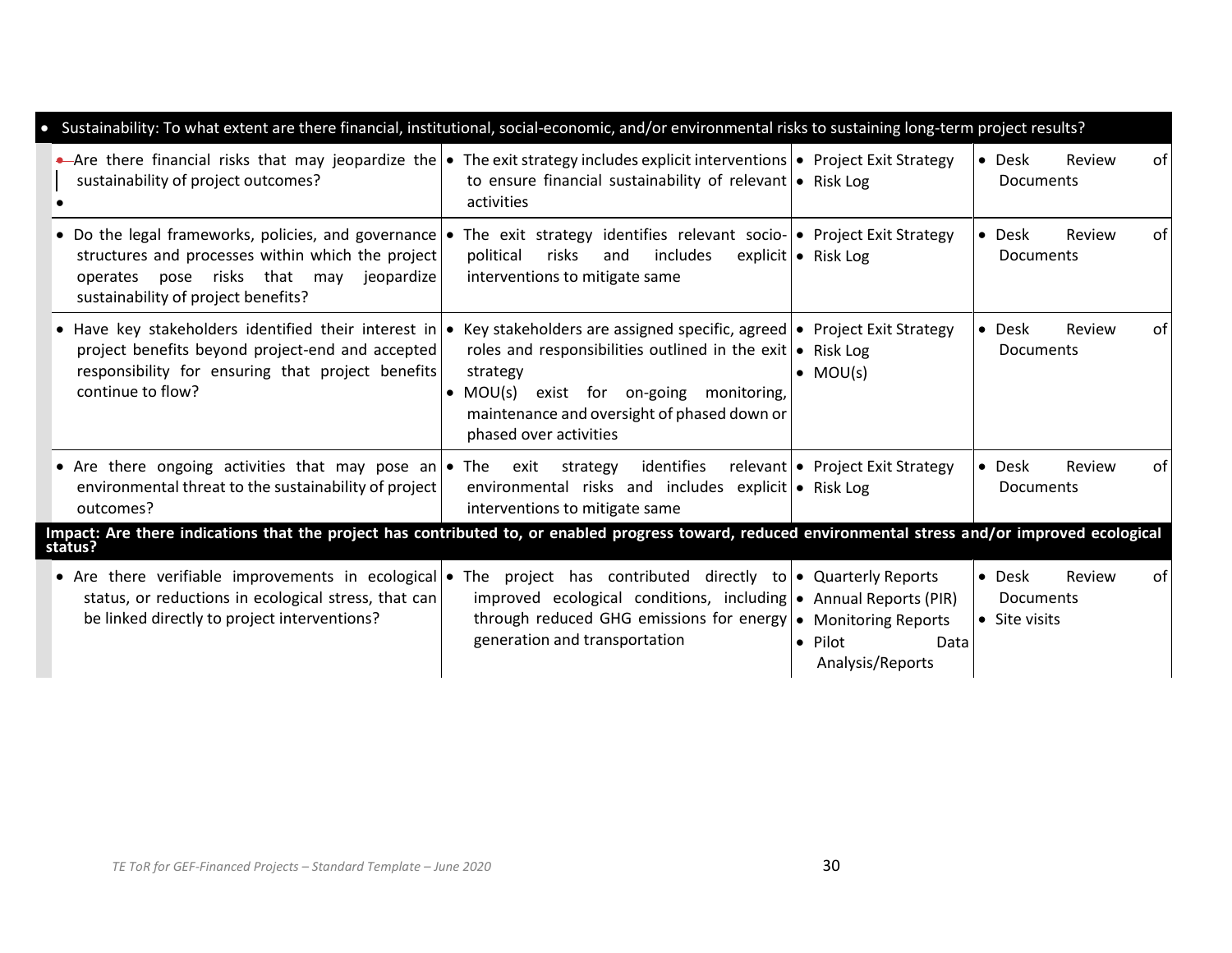| • Sustainability: To what extent are there financial, institutional, social-economic, and/or environmental risks to sustaining long-term project results? | | | |
|---|---|---|---|
| • Are there financial risks that may jeopardize the sustainability of project outcomes? | • The exit strategy includes explicit interventions to ensure financial sustainability of relevant activities | • Project Exit Strategy<br>• Risk Log | • Desk Review of Documents |
| • Do the legal frameworks, policies, and governance structures and processes within which the project operates pose risks that may jeopardize sustainability of project benefits? | • The exit strategy identifies relevant socio-political risks and includes explicit interventions to mitigate same | • Project Exit Strategy<br>• Risk Log | • Desk Review of Documents |
| • Have key stakeholders identified their interest in project benefits beyond project-end and accepted responsibility for ensuring that project benefits continue to flow? | • Key stakeholders are assigned specific, agreed roles and responsibilities outlined in the exit strategy<br>• MOU(s) exist for on-going monitoring, maintenance and oversight of phased down or phased over activities | • Project Exit Strategy<br>• Risk Log<br>• MOU(s) | • Desk Review of Documents |
| • Are there ongoing activities that may pose an environmental threat to the sustainability of project outcomes? | • The exit strategy identifies relevant environmental risks and includes explicit interventions to mitigate same | • Project Exit Strategy<br>• Risk Log | • Desk Review of Documents |
| **Impact: Are there indications that the project has contributed to, or enabled progress toward, reduced environmental stress and/or improved ecological status?** | | | |
| • Are there verifiable improvements in ecological status, or reductions in ecological stress, that can be linked directly to project interventions? | • The project has contributed directly to improved ecological conditions, including through reduced GHG emissions for energy generation and transportation | • Quarterly Reports<br>• Annual Reports (PIR)<br>• Monitoring Reports<br>• Pilot Data Analysis/Reports | • Desk Review of Documents<br>• Site visits |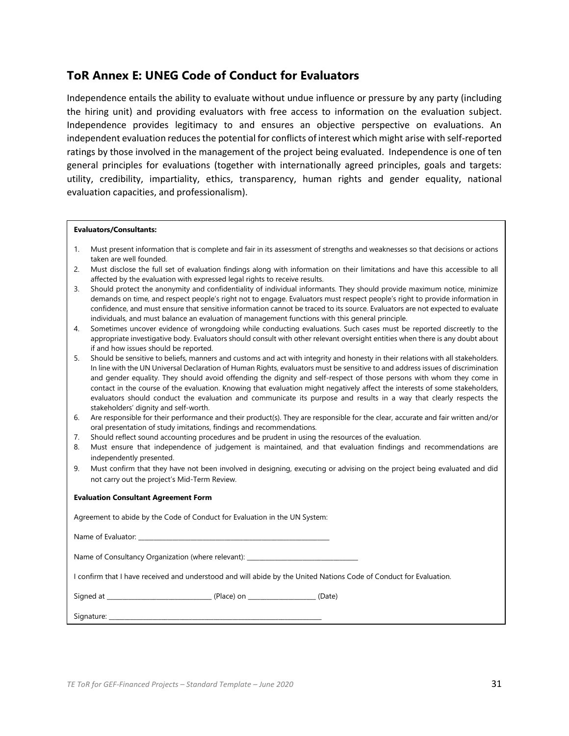## ToR Annex E: UNEG Code of Conduct for Evaluators

Independence entails the ability to evaluate without undue influence or pressure by any party (including the hiring unit) and providing evaluators with free access to information on the evaluation subject. Independence provides legitimacy to and ensures an objective perspective on evaluations. An independent evaluation reduces the potential for conflicts of interest which might arise with self-reported ratings by those involved in the management of the project being evaluated. Independence is one of ten general principles for evaluations (together with internationally agreed principles, goals and targets: utility, credibility, impartiality, ethics, transparency, human rights and gender equality, national evaluation capacities, and professionalism).

**Evaluators/Consultants:**

1. Must present information that is complete and fair in its assessment of strengths and weaknesses so that decisions or actions taken are well founded.
2. Must disclose the full set of evaluation findings along with information on their limitations and have this accessible to all affected by the evaluation with expressed legal rights to receive results.
3. Should protect the anonymity and confidentiality of individual informants. They should provide maximum notice, minimize demands on time, and respect people's right not to engage. Evaluators must respect people's right to provide information in confidence, and must ensure that sensitive information cannot be traced to its source. Evaluators are not expected to evaluate individuals, and must balance an evaluation of management functions with this general principle.
4. Sometimes uncover evidence of wrongdoing while conducting evaluations. Such cases must be reported discreetly to the appropriate investigative body. Evaluators should consult with other relevant oversight entities when there is any doubt about if and how issues should be reported.
5. Should be sensitive to beliefs, manners and customs and act with integrity and honesty in their relations with all stakeholders. In line with the UN Universal Declaration of Human Rights, evaluators must be sensitive to and address issues of discrimination and gender equality. They should avoid offending the dignity and self-respect of those persons with whom they come in contact in the course of the evaluation. Knowing that evaluation might negatively affect the interests of some stakeholders, evaluators should conduct the evaluation and communicate its purpose and results in a way that clearly respects the stakeholders' dignity and self-worth.
6. Are responsible for their performance and their product(s). They are responsible for the clear, accurate and fair written and/or oral presentation of study imitations, findings and recommendations.
7. Should reflect sound accounting procedures and be prudent in using the resources of the evaluation.
8. Must ensure that independence of judgement is maintained, and that evaluation findings and recommendations are independently presented.
9. Must confirm that they have not been involved in designing, executing or advising on the project being evaluated and did not carry out the project's Mid-Term Review.

**Evaluation Consultant Agreement Form**

Agreement to abide by the Code of Conduct for Evaluation in the UN System:

Name of Evaluator: ____________________________________________

Name of Consultancy Organization (where relevant): __________________________

I confirm that I have received and understood and will abide by the United Nations Code of Conduct for Evaluation.

Signed at ________________________ (Place) on ________________ (Date)

Signature: ____________________________________________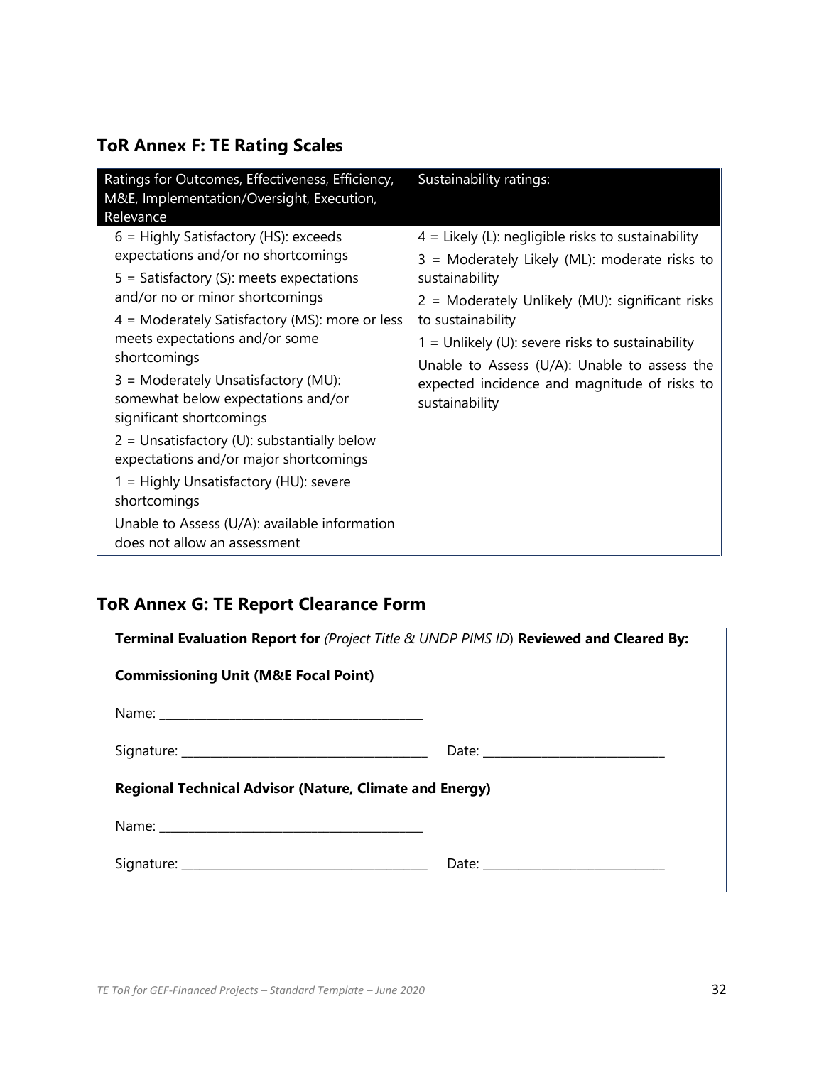## ToR Annex F: TE Rating Scales

| Ratings for Outcomes, Effectiveness, Efficiency, M&E, Implementation/Oversight, Execution, Relevance | Sustainability ratings: |
|---|---|
| 6 = Highly Satisfactory (HS): exceeds expectations and/or no shortcomings<br>5 = Satisfactory (S): meets expectations and/or no or minor shortcomings<br>4 = Moderately Satisfactory (MS): more or less meets expectations and/or some shortcomings<br>3 = Moderately Unsatisfactory (MU): somewhat below expectations and/or significant shortcomings<br>2 = Unsatisfactory (U): substantially below expectations and/or major shortcomings<br>1 = Highly Unsatisfactory (HU): severe shortcomings<br>Unable to Assess (U/A): available information does not allow an assessment | 4 = Likely (L): negligible risks to sustainability<br>3 = Moderately Likely (ML): moderate risks to sustainability<br>2 = Moderately Unlikely (MU): significant risks to sustainability<br>1 = Unlikely (U): severe risks to sustainability<br>Unable to Assess (U/A): Unable to assess the expected incidence and magnitude of risks to sustainability |

## ToR Annex G: TE Report Clearance Form

**Terminal Evaluation Report for** *(Project Title & UNDP PIMS ID*) **Reviewed and Cleared By:**

**Commissioning Unit (M&E Focal Point)**

Name: ________________________________________

Signature: ______________________________________ Date: _______________________________

**Regional Technical Advisor (Nature, Climate and Energy)**

Name: ________________________________________

Signature: ______________________________________ Date: _______________________________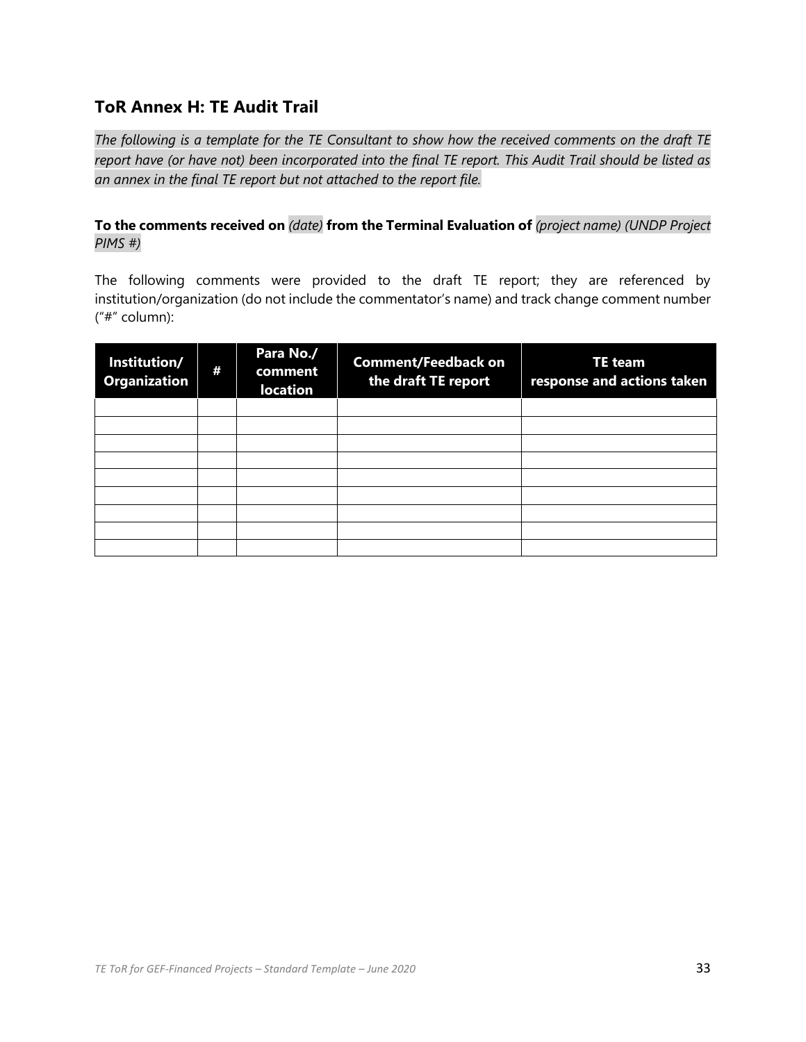## ToR Annex H: TE Audit Trail

*The following is a template for the TE Consultant to show how the received comments on the draft TE report have (or have not) been incorporated into the final TE report. This Audit Trail should be listed as an annex in the final TE report but not attached to the report file.*

**To the comments received on** *(date)* **from the Terminal Evaluation of** *(project name) (UNDP Project PIMS #)*

The following comments were provided to the draft TE report; they are referenced by institution/organization (do not include the commentator's name) and track change comment number ("#" column):

| Institution/ Organization | # | Para No./ comment location | Comment/Feedback on the draft TE report | TE team response and actions taken |
|---|---|---|---|---|
| | | | | |
| | | | | |
| | | | | |
| | | | | |
| | | | | |
| | | | | |
| | | | | |
| | | | | |
| | | | | |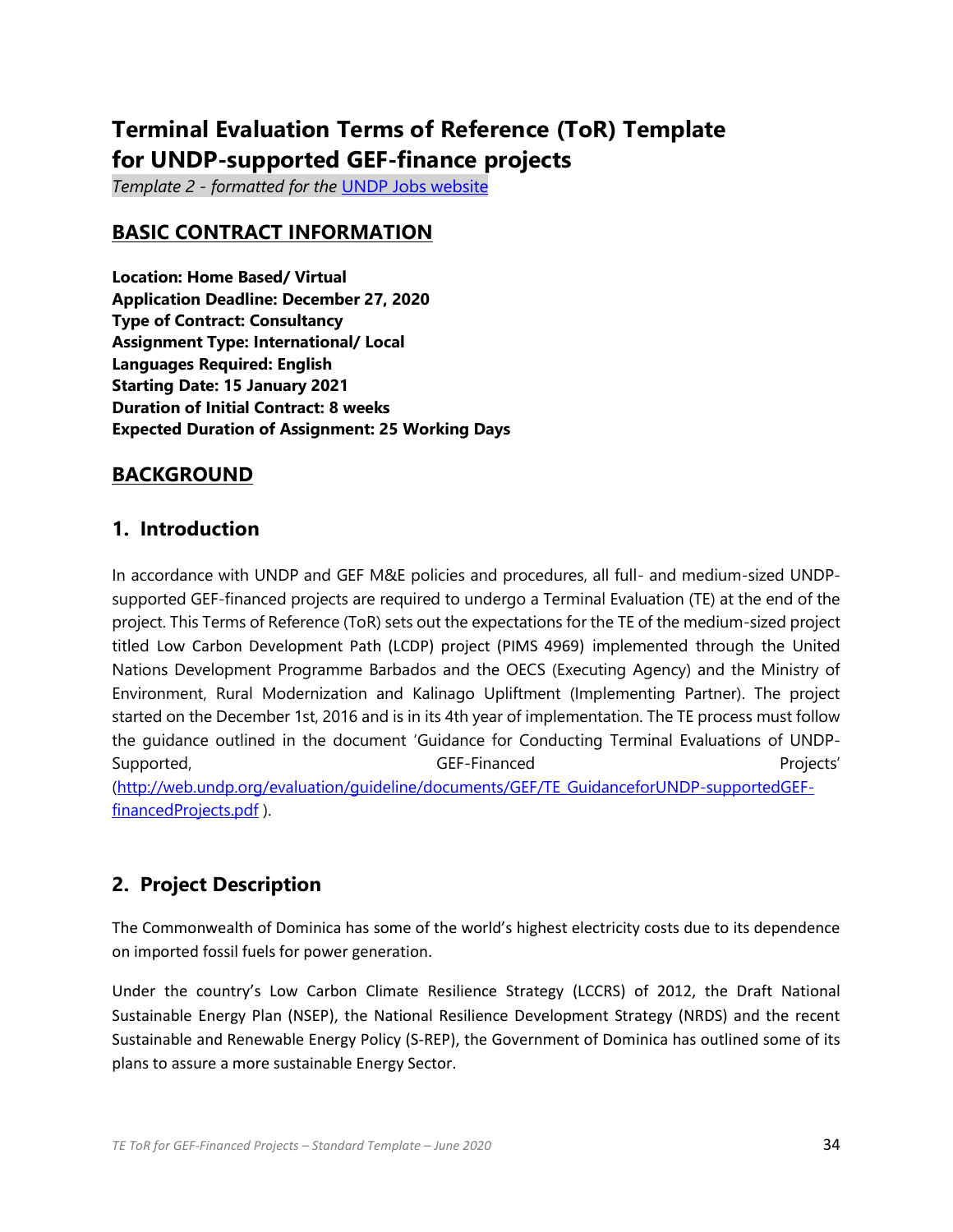# Terminal Evaluation Terms of Reference (ToR) Template for UNDP-supported GEF-finance projects

*Template 2 - formatted for the* [UNDP Jobs website]()

## BASIC CONTRACT INFORMATION

**Location: Home Based/ Virtual**
**Application Deadline: December 27, 2020**
**Type of Contract: Consultancy**
**Assignment Type: International/ Local**
**Languages Required: English**
**Starting Date: 15 January 2021**
**Duration of Initial Contract: 8 weeks**
**Expected Duration of Assignment: 25 Working Days**

## BACKGROUND

## 1. Introduction

In accordance with UNDP and GEF M&E policies and procedures, all full- and medium-sized UNDP-supported GEF-financed projects are required to undergo a Terminal Evaluation (TE) at the end of the project. This Terms of Reference (ToR) sets out the expectations for the TE of the medium-sized project titled Low Carbon Development Path (LCDP) project (PIMS 4969) implemented through the United Nations Development Programme Barbados and the OECS (Executing Agency) and the Ministry of Environment, Rural Modernization and Kalinago Upliftment (Implementing Partner). The project started on the December 1st, 2016 and is in its 4th year of implementation. The TE process must follow the guidance outlined in the document 'Guidance for Conducting Terminal Evaluations of UNDP-Supported, GEF-Financed Projects' ([http://web.undp.org/evaluation/guideline/documents/GEF/TE_GuidanceforUNDP-supportedGEF-financedProjects.pdf](http://web.undp.org/evaluation/guideline/documents/GEF/TE_GuidanceforUNDP-supportedGEF-financedProjects.pdf) ).

## 2. Project Description

The Commonwealth of Dominica has some of the world's highest electricity costs due to its dependence on imported fossil fuels for power generation.

Under the country's Low Carbon Climate Resilience Strategy (LCCRS) of 2012, the Draft National Sustainable Energy Plan (NSEP), the National Resilience Development Strategy (NRDS) and the recent Sustainable and Renewable Energy Policy (S-REP), the Government of Dominica has outlined some of its plans to assure a more sustainable Energy Sector.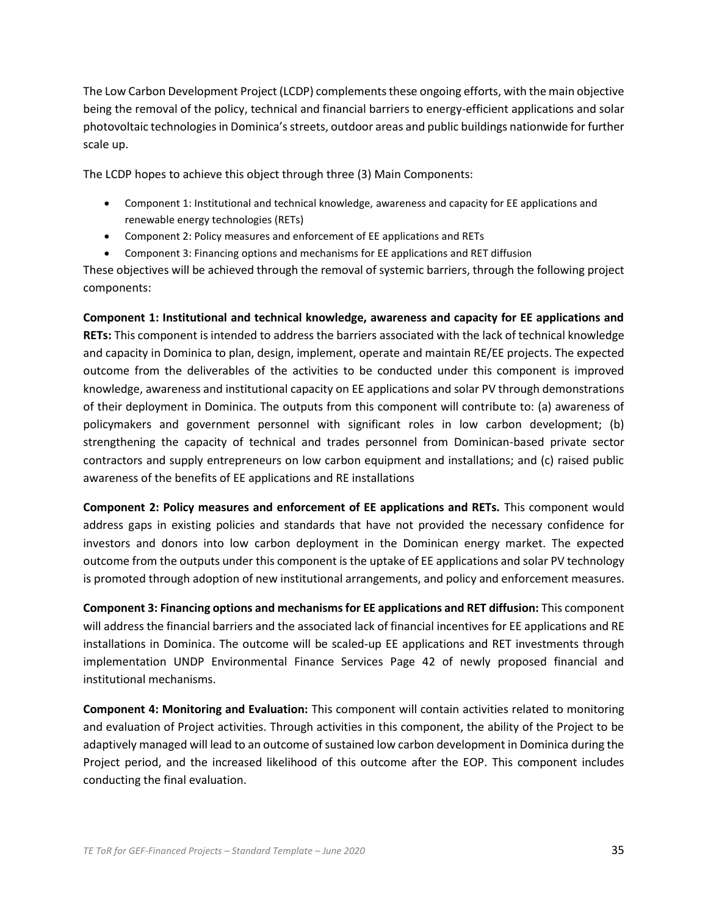The Low Carbon Development Project (LCDP) complements these ongoing efforts, with the main objective being the removal of the policy, technical and financial barriers to energy-efficient applications and solar photovoltaic technologies in Dominica's streets, outdoor areas and public buildings nationwide for further scale up.

The LCDP hopes to achieve this object through three (3) Main Components:

- Component 1: Institutional and technical knowledge, awareness and capacity for EE applications and renewable energy technologies (RETs)
- Component 2: Policy measures and enforcement of EE applications and RETs
- Component 3: Financing options and mechanisms for EE applications and RET diffusion

These objectives will be achieved through the removal of systemic barriers, through the following project components:

**Component 1: Institutional and technical knowledge, awareness and capacity for EE applications and RETs:** This component is intended to address the barriers associated with the lack of technical knowledge and capacity in Dominica to plan, design, implement, operate and maintain RE/EE projects. The expected outcome from the deliverables of the activities to be conducted under this component is improved knowledge, awareness and institutional capacity on EE applications and solar PV through demonstrations of their deployment in Dominica. The outputs from this component will contribute to: (a) awareness of policymakers and government personnel with significant roles in low carbon development; (b) strengthening the capacity of technical and trades personnel from Dominican-based private sector contractors and supply entrepreneurs on low carbon equipment and installations; and (c) raised public awareness of the benefits of EE applications and RE installations

**Component 2: Policy measures and enforcement of EE applications and RETs.** This component would address gaps in existing policies and standards that have not provided the necessary confidence for investors and donors into low carbon deployment in the Dominican energy market. The expected outcome from the outputs under this component is the uptake of EE applications and solar PV technology is promoted through adoption of new institutional arrangements, and policy and enforcement measures.

**Component 3: Financing options and mechanisms for EE applications and RET diffusion:** This component will address the financial barriers and the associated lack of financial incentives for EE applications and RE installations in Dominica. The outcome will be scaled-up EE applications and RET investments through implementation UNDP Environmental Finance Services Page 42 of newly proposed financial and institutional mechanisms.

**Component 4: Monitoring and Evaluation:** This component will contain activities related to monitoring and evaluation of Project activities. Through activities in this component, the ability of the Project to be adaptively managed will lead to an outcome of sustained low carbon development in Dominica during the Project period, and the increased likelihood of this outcome after the EOP. This component includes conducting the final evaluation.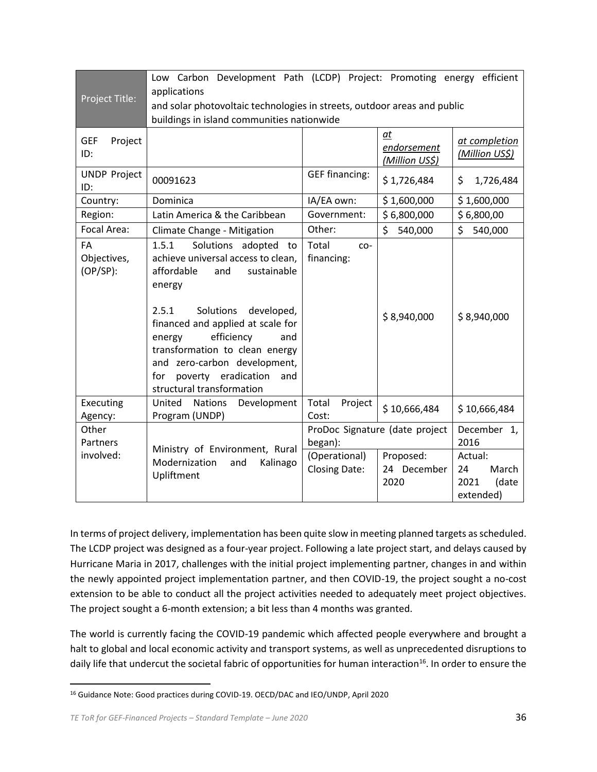| Project Title: | Low Carbon Development Path (LCDP) Project: Promoting energy efficient applications and solar photovoltaic technologies in streets, outdoor areas and public buildings in island communities nationwide | | | |
|---|---|---|---|---|
| GEF Project ID: | | | *at endorsement (Million US$)* | *at completion (Million US$)* |
| UNDP Project ID: | 00091623 | GEF financing: | $ 1,726,484 | $ 1,726,484 |
| Country: | Dominica | IA/EA own: | $ 1,600,000 | $ 1,600,000 |
| Region: | Latin America & the Caribbean | Government: | $ 6,800,000 | $ 6,800,00 |
| Focal Area: | Climate Change - Mitigation | Other: | $ 540,000 | $ 540,000 |
| FA Objectives, (OP/SP): | 1.5.1 Solutions adopted to achieve universal access to clean, affordable and sustainable energy<br><br>2.5.1 Solutions developed, financed and applied at scale for energy efficiency and transformation to clean energy and zero-carbon development, for poverty eradication and structural transformation | Total co-financing: | $ 8,940,000 | $ 8,940,000 |
| Executing Agency: | United Nations Development Program (UNDP) | Total Project Cost: | $ 10,666,484 | $ 10,666,484 |
| Other Partners involved: | Ministry of Environment, Rural Modernization and Kalinago Upliftment | ProDoc Signature (date project began): | | December 1, 2016 |
| | | (Operational) Closing Date: | Proposed: 24 December 2020 | Actual: 24 March 2021 (date extended) |

In terms of project delivery, implementation has been quite slow in meeting planned targets as scheduled. The LCDP project was designed as a four-year project. Following a late project start, and delays caused by Hurricane Maria in 2017, challenges with the initial project implementing partner, changes in and within the newly appointed project implementation partner, and then COVID-19, the project sought a no-cost extension to be able to conduct all the project activities needed to adequately meet project objectives. The project sought a 6-month extension; a bit less than 4 months was granted.

The world is currently facing the COVID-19 pandemic which affected people everywhere and brought a halt to global and local economic activity and transport systems, as well as unprecedented disruptions to daily life that undercut the societal fabric of opportunities for human interaction[16]. In order to ensure the

[16] Guidance Note: Good practices during COVID-19. OECD/DAC and IEO/UNDP, April 2020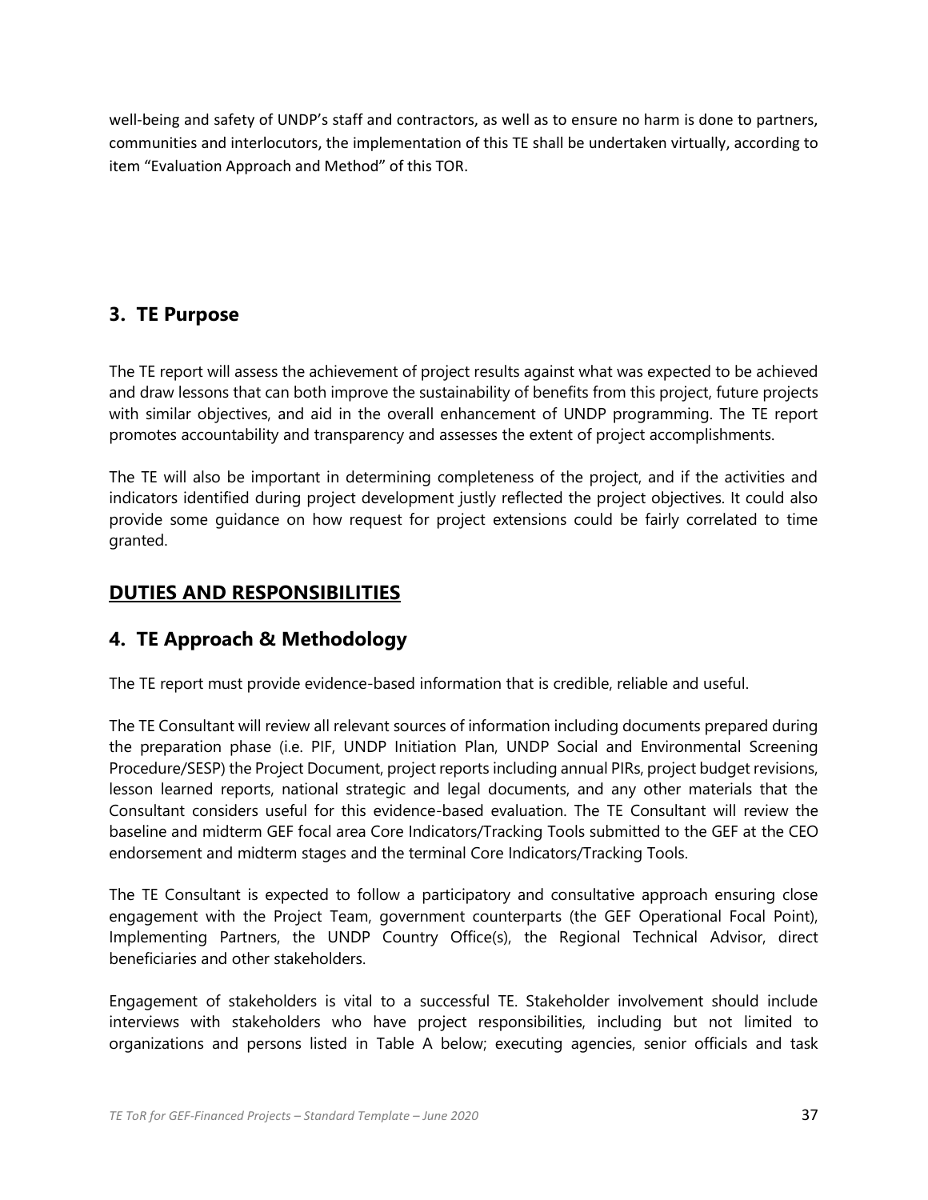well-being and safety of UNDP's staff and contractors, as well as to ensure no harm is done to partners, communities and interlocutors, the implementation of this TE shall be undertaken virtually, according to item "Evaluation Approach and Method" of this TOR.

## 3. TE Purpose

The TE report will assess the achievement of project results against what was expected to be achieved and draw lessons that can both improve the sustainability of benefits from this project, future projects with similar objectives, and aid in the overall enhancement of UNDP programming. The TE report promotes accountability and transparency and assesses the extent of project accomplishments.

The TE will also be important in determining completeness of the project, and if the activities and indicators identified during project development justly reflected the project objectives. It could also provide some guidance on how request for project extensions could be fairly correlated to time granted.

## DUTIES AND RESPONSIBILITIES

## 4. TE Approach & Methodology

The TE report must provide evidence-based information that is credible, reliable and useful.

The TE Consultant will review all relevant sources of information including documents prepared during the preparation phase (i.e. PIF, UNDP Initiation Plan, UNDP Social and Environmental Screening Procedure/SESP) the Project Document, project reports including annual PIRs, project budget revisions, lesson learned reports, national strategic and legal documents, and any other materials that the Consultant considers useful for this evidence-based evaluation. The TE Consultant will review the baseline and midterm GEF focal area Core Indicators/Tracking Tools submitted to the GEF at the CEO endorsement and midterm stages and the terminal Core Indicators/Tracking Tools.

The TE Consultant is expected to follow a participatory and consultative approach ensuring close engagement with the Project Team, government counterparts (the GEF Operational Focal Point), Implementing Partners, the UNDP Country Office(s), the Regional Technical Advisor, direct beneficiaries and other stakeholders.

Engagement of stakeholders is vital to a successful TE. Stakeholder involvement should include interviews with stakeholders who have project responsibilities, including but not limited to organizations and persons listed in Table A below; executing agencies, senior officials and task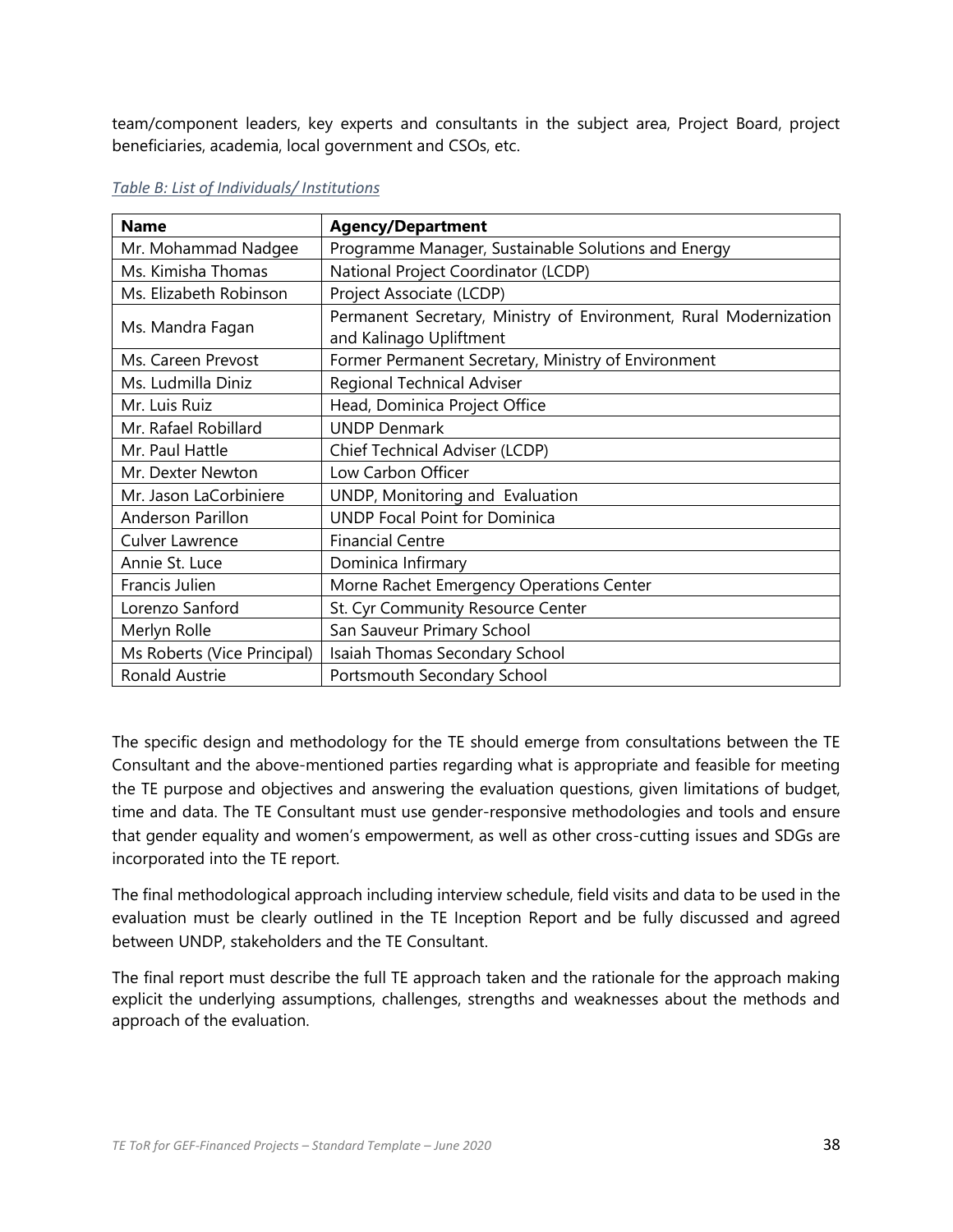team/component leaders, key experts and consultants in the subject area, Project Board, project beneficiaries, academia, local government and CSOs, etc.

*Table B: List of Individuals/ Institutions*

| **Name** | **Agency/Department** |
|---|---|
| Mr. Mohammad Nadgee | Programme Manager, Sustainable Solutions and Energy |
| Ms. Kimisha Thomas | National Project Coordinator (LCDP) |
| Ms. Elizabeth Robinson | Project Associate (LCDP) |
| Ms. Mandra Fagan | Permanent Secretary, Ministry of Environment, Rural Modernization and Kalinago Upliftment |
| Ms. Careen Prevost | Former Permanent Secretary, Ministry of Environment |
| Ms. Ludmilla Diniz | Regional Technical Adviser |
| Mr. Luis Ruiz | Head, Dominica Project Office |
| Mr. Rafael Robillard | UNDP Denmark |
| Mr. Paul Hattle | Chief Technical Adviser (LCDP) |
| Mr. Dexter Newton | Low Carbon Officer |
| Mr. Jason LaCorbiniere | UNDP, Monitoring and Evaluation |
| Anderson Parillon | UNDP Focal Point for Dominica |
| Culver Lawrence | Financial Centre |
| Annie St. Luce | Dominica Infirmary |
| Francis Julien | Morne Rachet Emergency Operations Center |
| Lorenzo Sanford | St. Cyr Community Resource Center |
| Merlyn Rolle | San Sauveur Primary School |
| Ms Roberts (Vice Principal) | Isaiah Thomas Secondary School |
| Ronald Austrie | Portsmouth Secondary School |

The specific design and methodology for the TE should emerge from consultations between the TE Consultant and the above-mentioned parties regarding what is appropriate and feasible for meeting the TE purpose and objectives and answering the evaluation questions, given limitations of budget, time and data. The TE Consultant must use gender-responsive methodologies and tools and ensure that gender equality and women's empowerment, as well as other cross-cutting issues and SDGs are incorporated into the TE report.

The final methodological approach including interview schedule, field visits and data to be used in the evaluation must be clearly outlined in the TE Inception Report and be fully discussed and agreed between UNDP, stakeholders and the TE Consultant.

The final report must describe the full TE approach taken and the rationale for the approach making explicit the underlying assumptions, challenges, strengths and weaknesses about the methods and approach of the evaluation.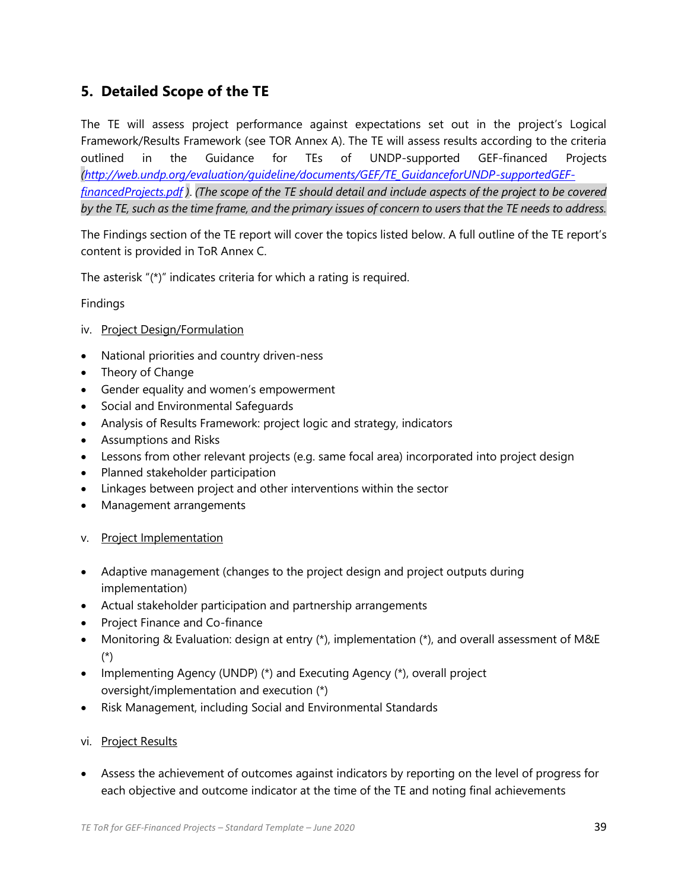## 5. Detailed Scope of the TE

The TE will assess project performance against expectations set out in the project's Logical Framework/Results Framework (see TOR Annex A). The TE will assess results according to the criteria outlined in the Guidance for TEs of UNDP-supported GEF-financed Projects *([http://web.undp.org/evaluation/guideline/documents/GEF/TE_GuidanceforUNDP-supportedGEF-financedProjects.pdf](http://web.undp.org/evaluation/guideline/documents/GEF/TE_GuidanceforUNDP-supportedGEF-financedProjects.pdf) )*. *(The scope of the TE should detail and include aspects of the project to be covered by the TE, such as the time frame, and the primary issues of concern to users that the TE needs to address.*

The Findings section of the TE report will cover the topics listed below. A full outline of the TE report's content is provided in ToR Annex C.

The asterisk "(*)" indicates criteria for which a rating is required.

Findings

iv. Project Design/Formulation

- National priorities and country driven-ness
- Theory of Change
- Gender equality and women's empowerment
- Social and Environmental Safeguards
- Analysis of Results Framework: project logic and strategy, indicators
- Assumptions and Risks
- Lessons from other relevant projects (e.g. same focal area) incorporated into project design
- Planned stakeholder participation
- Linkages between project and other interventions within the sector
- Management arrangements

v. Project Implementation

- Adaptive management (changes to the project design and project outputs during implementation)
- Actual stakeholder participation and partnership arrangements
- Project Finance and Co-finance
- Monitoring & Evaluation: design at entry (*), implementation (*), and overall assessment of M&E (*)
- Implementing Agency (UNDP) (*) and Executing Agency (*), overall project oversight/implementation and execution (*)
- Risk Management, including Social and Environmental Standards

vi. Project Results

- Assess the achievement of outcomes against indicators by reporting on the level of progress for each objective and outcome indicator at the time of the TE and noting final achievements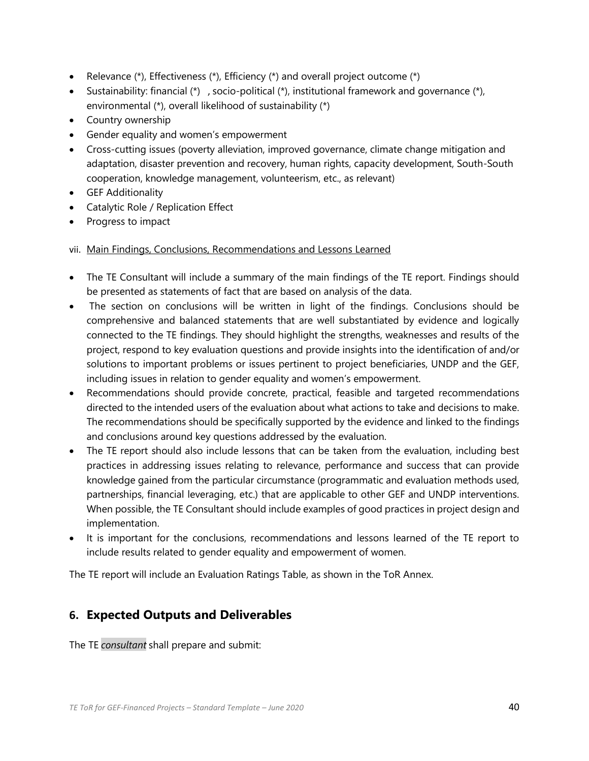- Relevance (*), Effectiveness (*), Efficiency (*) and overall project outcome (*)
- Sustainability: financial (*) , socio-political (*), institutional framework and governance (*), environmental (*), overall likelihood of sustainability (*)
- Country ownership
- Gender equality and women's empowerment
- Cross-cutting issues (poverty alleviation, improved governance, climate change mitigation and adaptation, disaster prevention and recovery, human rights, capacity development, South-South cooperation, knowledge management, volunteerism, etc., as relevant)
- GEF Additionality
- Catalytic Role / Replication Effect
- Progress to impact

vii. Main Findings, Conclusions, Recommendations and Lessons Learned

- The TE Consultant will include a summary of the main findings of the TE report. Findings should be presented as statements of fact that are based on analysis of the data.
- The section on conclusions will be written in light of the findings. Conclusions should be comprehensive and balanced statements that are well substantiated by evidence and logically connected to the TE findings. They should highlight the strengths, weaknesses and results of the project, respond to key evaluation questions and provide insights into the identification of and/or solutions to important problems or issues pertinent to project beneficiaries, UNDP and the GEF, including issues in relation to gender equality and women's empowerment.
- Recommendations should provide concrete, practical, feasible and targeted recommendations directed to the intended users of the evaluation about what actions to take and decisions to make. The recommendations should be specifically supported by the evidence and linked to the findings and conclusions around key questions addressed by the evaluation.
- The TE report should also include lessons that can be taken from the evaluation, including best practices in addressing issues relating to relevance, performance and success that can provide knowledge gained from the particular circumstance (programmatic and evaluation methods used, partnerships, financial leveraging, etc.) that are applicable to other GEF and UNDP interventions. When possible, the TE Consultant should include examples of good practices in project design and implementation.
- It is important for the conclusions, recommendations and lessons learned of the TE report to include results related to gender equality and empowerment of women.

The TE report will include an Evaluation Ratings Table, as shown in the ToR Annex.

## 6. Expected Outputs and Deliverables

The TE *consultant* shall prepare and submit: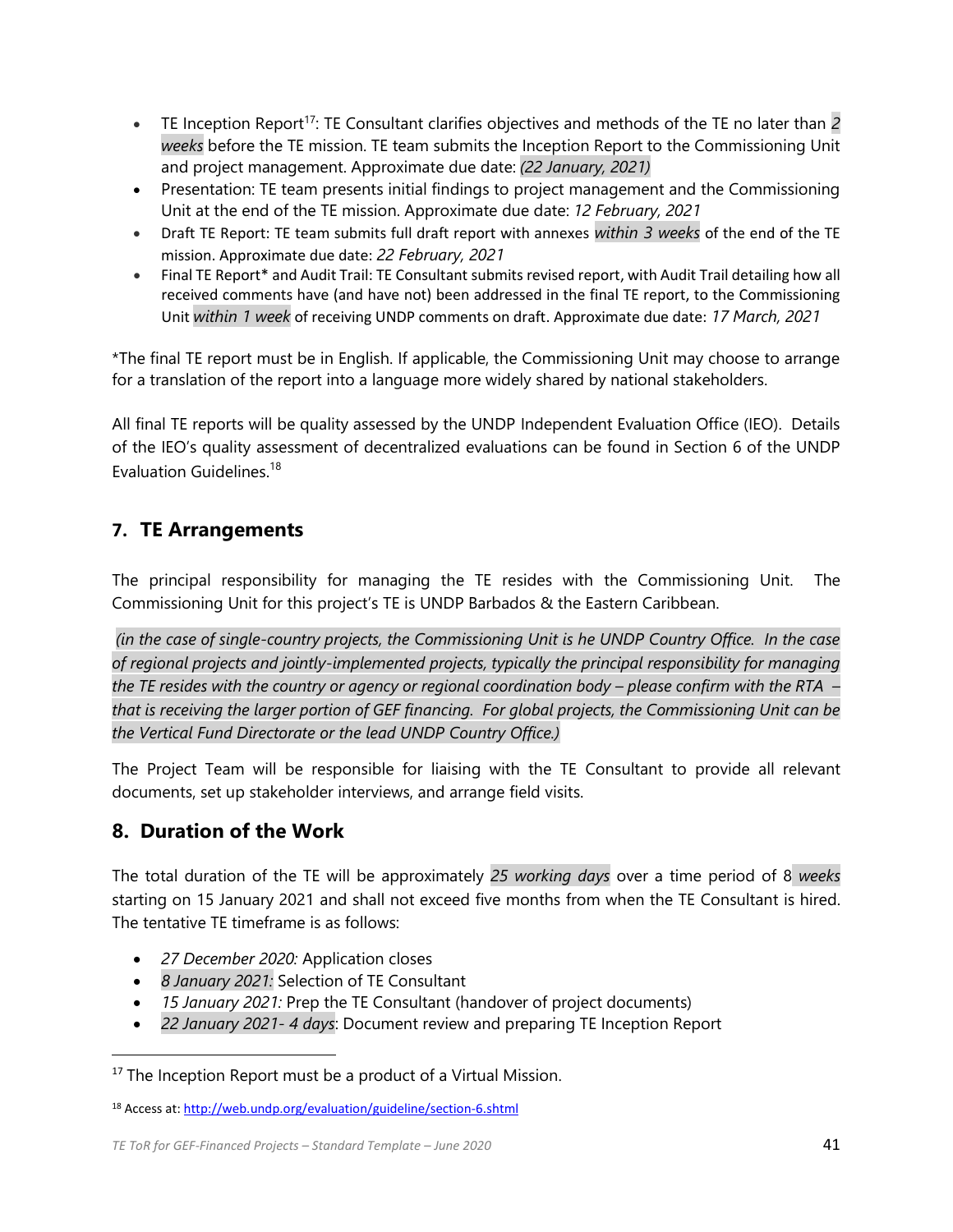- TE Inception Report[17]: TE Consultant clarifies objectives and methods of the TE no later than *2 weeks* before the TE mission. TE team submits the Inception Report to the Commissioning Unit and project management. Approximate due date: *(22 January, 2021)*
- Presentation: TE team presents initial findings to project management and the Commissioning Unit at the end of the TE mission. Approximate due date: *12 February, 2021*
- Draft TE Report: TE team submits full draft report with annexes *within 3 weeks* of the end of the TE mission. Approximate due date: *22 February, 2021*
- Final TE Report* and Audit Trail: TE Consultant submits revised report, with Audit Trail detailing how all received comments have (and have not) been addressed in the final TE report, to the Commissioning Unit *within 1 week* of receiving UNDP comments on draft. Approximate due date: *17 March, 2021*

*The final TE report must be in English. If applicable, the Commissioning Unit may choose to arrange for a translation of the report into a language more widely shared by national stakeholders.

All final TE reports will be quality assessed by the UNDP Independent Evaluation Office (IEO). Details of the IEO's quality assessment of decentralized evaluations can be found in Section 6 of the UNDP Evaluation Guidelines.[18]

## 7. TE Arrangements

The principal responsibility for managing the TE resides with the Commissioning Unit. The Commissioning Unit for this project's TE is UNDP Barbados & the Eastern Caribbean.

*(in the case of single-country projects, the Commissioning Unit is he UNDP Country Office. In the case of regional projects and jointly-implemented projects, typically the principal responsibility for managing the TE resides with the country or agency or regional coordination body – please confirm with the RTA – that is receiving the larger portion of GEF financing. For global projects, the Commissioning Unit can be the Vertical Fund Directorate or the lead UNDP Country Office.)*

The Project Team will be responsible for liaising with the TE Consultant to provide all relevant documents, set up stakeholder interviews, and arrange field visits.

## 8. Duration of the Work

The total duration of the TE will be approximately *25 working days* over a time period of 8 *weeks* starting on 15 January 2021 and shall not exceed five months from when the TE Consultant is hired. The tentative TE timeframe is as follows:

- *27 December 2020:* Application closes
- *8 January 2021:* Selection of TE Consultant
- *15 January 2021:* Prep the TE Consultant (handover of project documents)
- *22 January 2021- 4 days*: Document review and preparing TE Inception Report

[17] The Inception Report must be a product of a Virtual Mission.

[18] Access at: http://web.undp.org/evaluation/guideline/section-6.shtml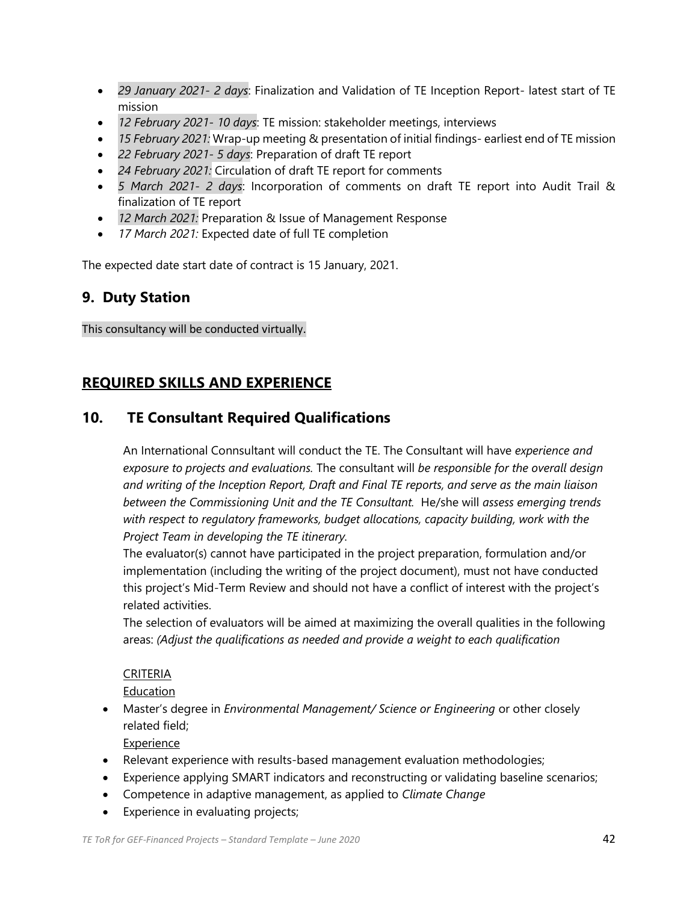- *29 January 2021- 2 days*: Finalization and Validation of TE Inception Report- latest start of TE mission
- *12 February 2021- 10 days*: TE mission: stakeholder meetings, interviews
- *15 February 2021:* Wrap-up meeting & presentation of initial findings- earliest end of TE mission
- *22 February 2021- 5 days*: Preparation of draft TE report
- *24 February 2021:* Circulation of draft TE report for comments
- *5 March 2021- 2 days*: Incorporation of comments on draft TE report into Audit Trail & finalization of TE report
- *12 March 2021:* Preparation & Issue of Management Response
- *17 March 2021:* Expected date of full TE completion

The expected date start date of contract is 15 January, 2021.

## 9. Duty Station

This consultancy will be conducted virtually.

## REQUIRED SKILLS AND EXPERIENCE

## 10. TE Consultant Required Qualifications

An International Connsultant will conduct the TE. The Consultant will have *experience and exposure to projects and evaluations.* The consultant will *be responsible for the overall design and writing of the Inception Report, Draft and Final TE reports, and serve as the main liaison between the Commissioning Unit and the TE Consultant.* He/she will *assess emerging trends with respect to regulatory frameworks, budget allocations, capacity building, work with the Project Team in developing the TE itinerary*.

The evaluator(s) cannot have participated in the project preparation, formulation and/or implementation (including the writing of the project document), must not have conducted this project's Mid-Term Review and should not have a conflict of interest with the project's related activities.

The selection of evaluators will be aimed at maximizing the overall qualities in the following areas: *(Adjust the qualifications as needed and provide a weight to each qualification*

CRITERIA

Education

- Master's degree in *Environmental Management/ Science or Engineering* or other closely related field;

Experience

- Relevant experience with results-based management evaluation methodologies;
- Experience applying SMART indicators and reconstructing or validating baseline scenarios;
- Competence in adaptive management, as applied to *Climate Change*
- Experience in evaluating projects;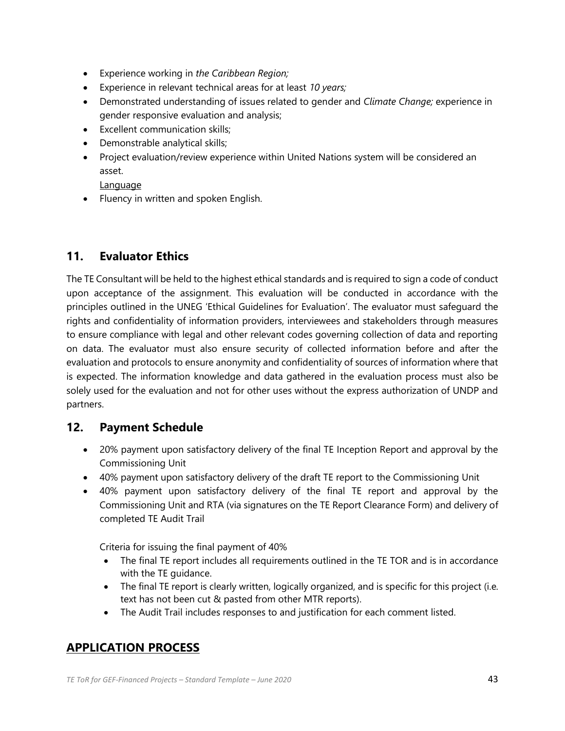- Experience working in *the Caribbean Region;*
- Experience in relevant technical areas for at least *10 years;*
- Demonstrated understanding of issues related to gender and *Climate Change;* experience in gender responsive evaluation and analysis;
- Excellent communication skills;
- Demonstrable analytical skills;
- Project evaluation/review experience within United Nations system will be considered an asset.

<u>Language</u>

- Fluency in written and spoken English.

## 11. Evaluator Ethics

The TE Consultant will be held to the highest ethical standards and is required to sign a code of conduct upon acceptance of the assignment. This evaluation will be conducted in accordance with the principles outlined in the UNEG 'Ethical Guidelines for Evaluation'. The evaluator must safeguard the rights and confidentiality of information providers, interviewees and stakeholders through measures to ensure compliance with legal and other relevant codes governing collection of data and reporting on data. The evaluator must also ensure security of collected information before and after the evaluation and protocols to ensure anonymity and confidentiality of sources of information where that is expected. The information knowledge and data gathered in the evaluation process must also be solely used for the evaluation and not for other uses without the express authorization of UNDP and partners.

## 12. Payment Schedule

- 20% payment upon satisfactory delivery of the final TE Inception Report and approval by the Commissioning Unit
- 40% payment upon satisfactory delivery of the draft TE report to the Commissioning Unit
- 40% payment upon satisfactory delivery of the final TE report and approval by the Commissioning Unit and RTA (via signatures on the TE Report Clearance Form) and delivery of completed TE Audit Trail

Criteria for issuing the final payment of 40%

- The final TE report includes all requirements outlined in the TE TOR and is in accordance with the TE guidance.
- The final TE report is clearly written, logically organized, and is specific for this project (i.e. text has not been cut & pasted from other MTR reports).
- The Audit Trail includes responses to and justification for each comment listed.

## <u>APPLICATION PROCESS</u>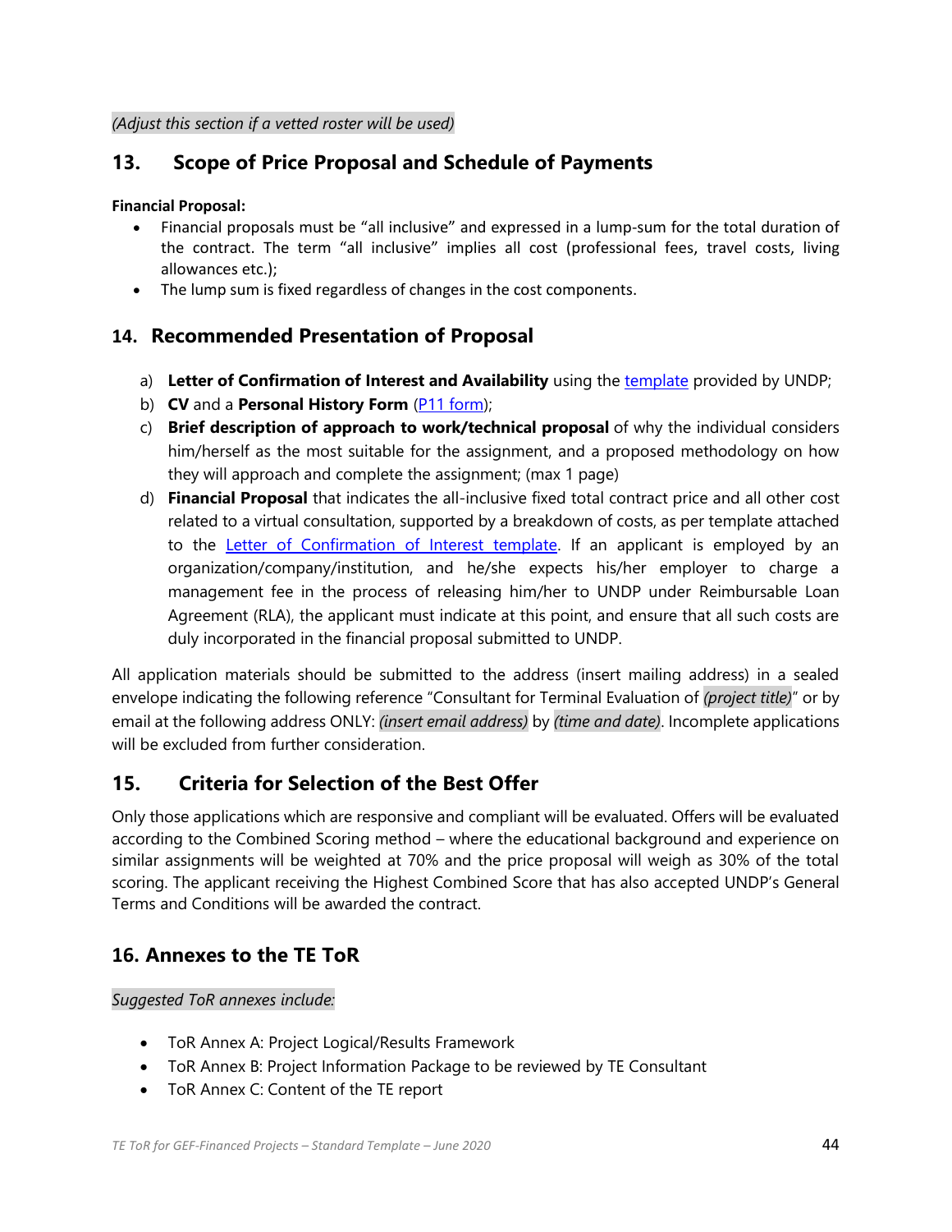*(Adjust this section if a vetted roster will be used)*

## 13. Scope of Price Proposal and Schedule of Payments

**Financial Proposal:**

- Financial proposals must be "all inclusive" and expressed in a lump-sum for the total duration of the contract. The term "all inclusive" implies all cost (professional fees, travel costs, living allowances etc.);
- The lump sum is fixed regardless of changes in the cost components.

## 14. Recommended Presentation of Proposal

a) **Letter of Confirmation of Interest and Availability** using the template provided by UNDP;
b) **CV** and a **Personal History Form** (P11 form);
c) **Brief description of approach to work/technical proposal** of why the individual considers him/herself as the most suitable for the assignment, and a proposed methodology on how they will approach and complete the assignment; (max 1 page)
d) **Financial Proposal** that indicates the all-inclusive fixed total contract price and all other cost related to a virtual consultation, supported by a breakdown of costs, as per template attached to the Letter of Confirmation of Interest template. If an applicant is employed by an organization/company/institution, and he/she expects his/her employer to charge a management fee in the process of releasing him/her to UNDP under Reimbursable Loan Agreement (RLA), the applicant must indicate at this point, and ensure that all such costs are duly incorporated in the financial proposal submitted to UNDP.

All application materials should be submitted to the address (insert mailing address) in a sealed envelope indicating the following reference "Consultant for Terminal Evaluation of *(project title)*" or by email at the following address ONLY: *(insert email address)* by *(time and date)*. Incomplete applications will be excluded from further consideration.

## 15. Criteria for Selection of the Best Offer

Only those applications which are responsive and compliant will be evaluated. Offers will be evaluated according to the Combined Scoring method – where the educational background and experience on similar assignments will be weighted at 70% and the price proposal will weigh as 30% of the total scoring. The applicant receiving the Highest Combined Score that has also accepted UNDP's General Terms and Conditions will be awarded the contract.

## 16. Annexes to the TE ToR

*Suggested ToR annexes include:*

- ToR Annex A: Project Logical/Results Framework
- ToR Annex B: Project Information Package to be reviewed by TE Consultant
- ToR Annex C: Content of the TE report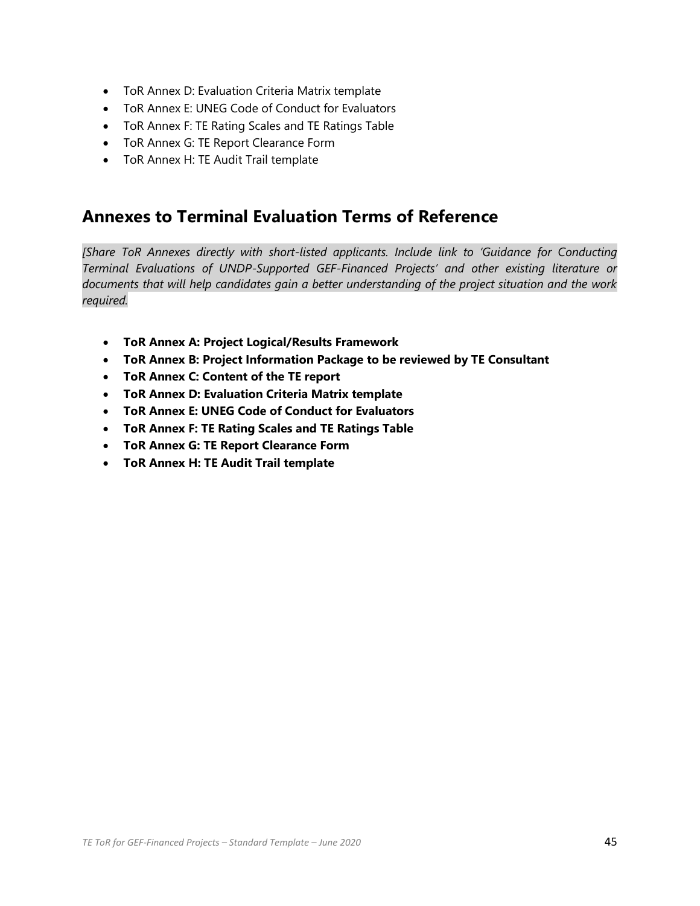- ToR Annex D: Evaluation Criteria Matrix template
- ToR Annex E: UNEG Code of Conduct for Evaluators
- ToR Annex F: TE Rating Scales and TE Ratings Table
- ToR Annex G: TE Report Clearance Form
- ToR Annex H: TE Audit Trail template

## Annexes to Terminal Evaluation Terms of Reference

*[Share ToR Annexes directly with short-listed applicants. Include link to 'Guidance for Conducting Terminal Evaluations of UNDP-Supported GEF-Financed Projects' and other existing literature or documents that will help candidates gain a better understanding of the project situation and the work required.*

- **ToR Annex A: Project Logical/Results Framework**
- **ToR Annex B: Project Information Package to be reviewed by TE Consultant**
- **ToR Annex C: Content of the TE report**
- **ToR Annex D: Evaluation Criteria Matrix template**
- **ToR Annex E: UNEG Code of Conduct for Evaluators**
- **ToR Annex F: TE Rating Scales and TE Ratings Table**
- **ToR Annex G: TE Report Clearance Form**
- **ToR Annex H: TE Audit Trail template**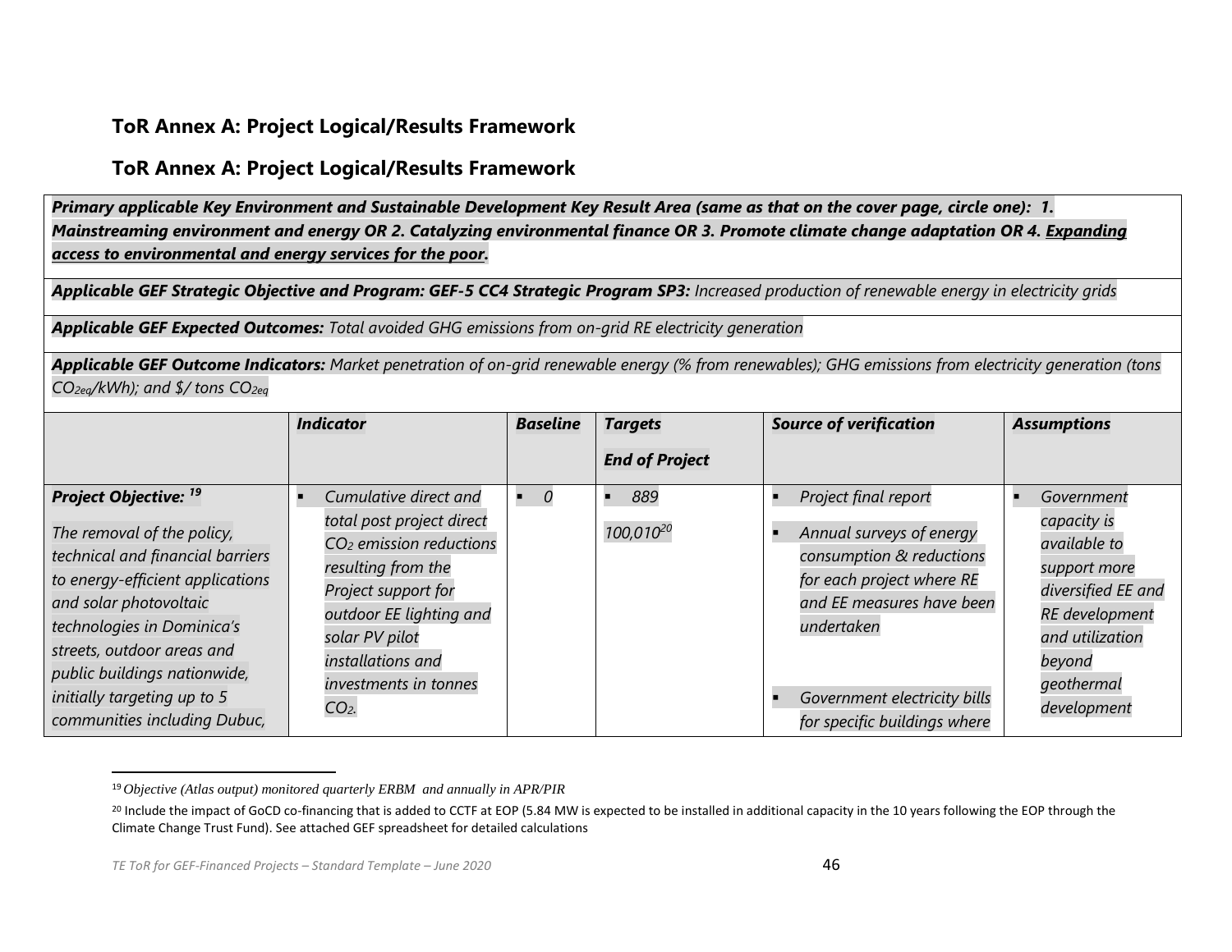## ToR Annex A: Project Logical/Results Framework

## ToR Annex A: Project Logical/Results Framework

***Primary applicable Key Environment and Sustainable Development Key Result Area (same as that on the cover page, circle one): 1. Mainstreaming environment and energy OR 2. Catalyzing environmental finance OR 3. Promote climate change adaptation OR 4. Expanding access to environmental and energy services for the poor.***

***Applicable GEF Strategic Objective and Program: GEF-5 CC4 Strategic Program SP3:*** *Increased production of renewable energy in electricity grids*

***Applicable GEF Expected Outcomes:*** *Total avoided GHG emissions from on-grid RE electricity generation*

***Applicable GEF Outcome Indicators:*** *Market penetration of on-grid renewable energy (% from renewables); GHG emissions from electricity generation (tons $CO_{2eq}$/kWh); and \$/ tons $CO_{2eq}$*

| | *Indicator* | *Baseline* | *Targets* *End of Project* | *Source of verification* | *Assumptions* |
|---|---|---|---|---|---|
| ***Project Objective:*** [19] *The removal of the policy, technical and financial barriers to energy-efficient applications and solar photovoltaic technologies in Dominica's streets, outdoor areas and public buildings nationwide, initially targeting up to 5 communities including Dubuc,* | ▪ *Cumulative direct and total post project direct $CO_2$ emission reductions resulting from the Project support for outdoor EE lighting and solar PV pilot installations and investments in tonnes $CO_2$.* | ▪ *0* | ▪ *889* *100,010*[20] | ▪ *Project final report* ▪ *Annual surveys of energy consumption & reductions for each project where RE and EE measures have been undertaken* ▪ *Government electricity bills for specific buildings where* | ▪ *Government capacity is available to support more diversified EE and RE development and utilization beyond geothermal development* |

[19] *Objective (Atlas output) monitored quarterly ERBM and annually in APR/PIR*

[20] Include the impact of GoCD co-financing that is added to CCTF at EOP (5.84 MW is expected to be installed in additional capacity in the 10 years following the EOP through the Climate Change Trust Fund). See attached GEF spreadsheet for detailed calculations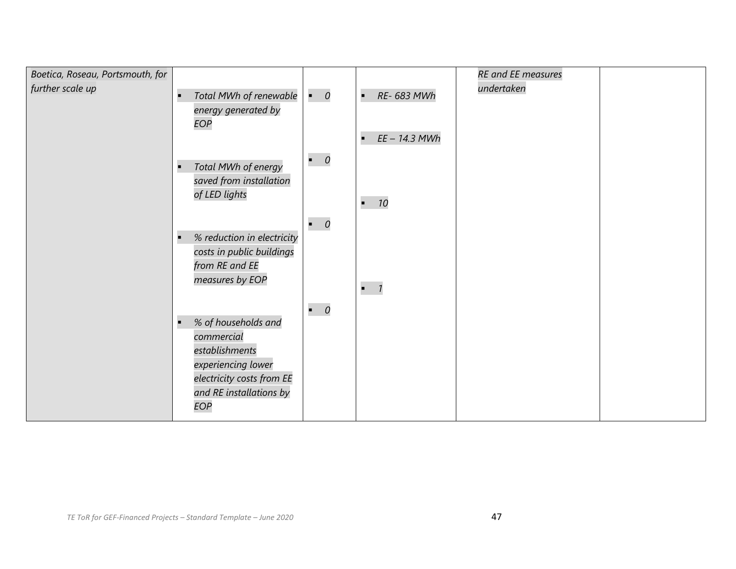| | | | | | |
|---|---|---|---|---|---|
| Boetica, Roseau, Portsmouth, for further scale up | ▪ Total MWh of renewable energy generated by EOP<br><br>▪ Total MWh of energy saved from installation of LED lights<br><br>▪ % reduction in electricity costs in public buildings from RE and EE measures by EOP<br><br>▪ % of households and commercial establishments experiencing lower electricity costs from EE and RE installations by EOP | ▪ 0<br><br>▪ 0<br><br>▪ 0<br><br>▪ 0 | ▪ RE- 683 MWh<br><br>▪ EE – 14.3 MWh<br><br>▪ 10<br><br>▪ 1 | RE and EE measures undertaken | |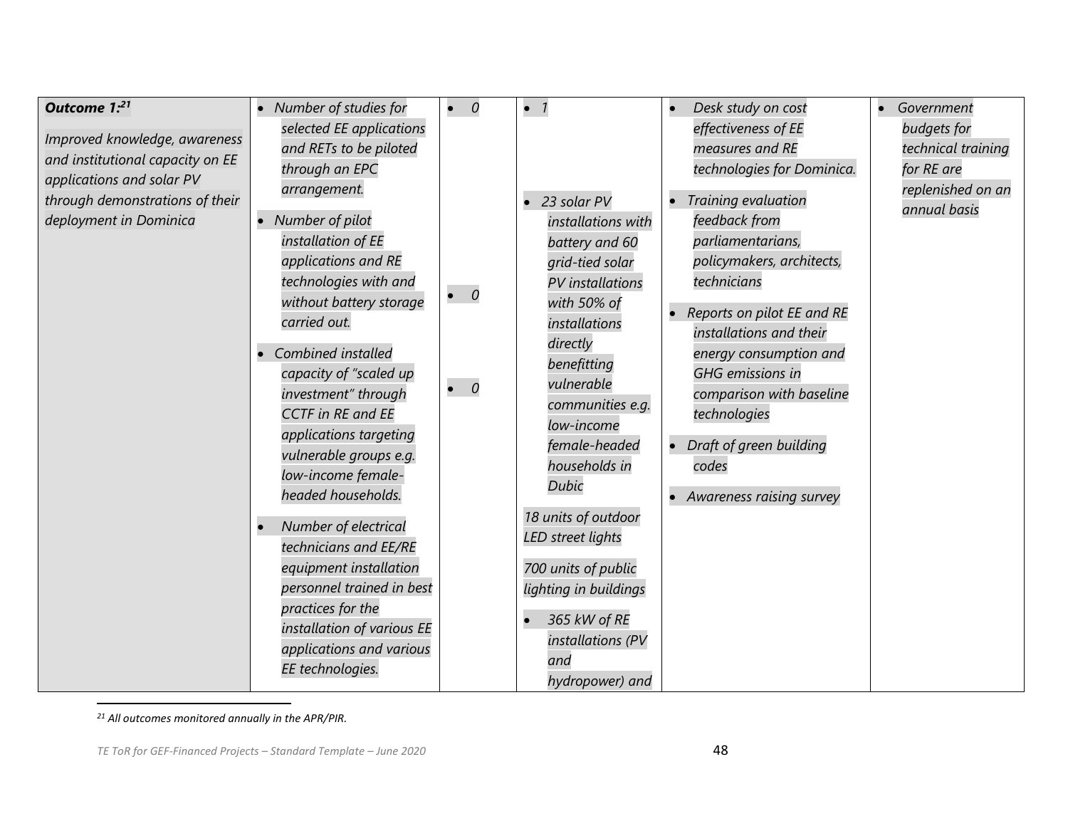| *Outcome 1:[21]*<br><br>*Improved knowledge, awareness and institutional capacity on EE applications and solar PV through demonstrations of their deployment in Dominica* | • *Number of studies for selected EE applications and RETs to be piloted through an EPC arrangement.*<br><br>• *Number of pilot installation of EE applications and RE technologies with and without battery storage carried out.*<br><br>• *Combined installed capacity of "scaled up investment" through CCTF in RE and EE applications targeting vulnerable groups e.g. low-income female-headed households.*<br><br>• *Number of electrical technicians and EE/RE equipment installation personnel trained in best practices for the installation of various EE applications and various EE technologies.* | • *0*<br><br>• *0*<br><br>• *0* | • *1*<br><br>• *23 solar PV installations with battery and 60 grid-tied solar PV installations with 50% of installations directly benefitting vulnerable communities e.g. low-income female-headed households in Dubic*<br><br>*18 units of outdoor LED street lights*<br><br>*700 units of public lighting in buildings*<br><br>• *365 kW of RE installations (PV and hydropower) and* | • *Desk study on cost effectiveness of EE measures and RE technologies for Dominica.*<br><br>• *Training evaluation feedback from parliamentarians, policymakers, architects, technicians*<br><br>• *Reports on pilot EE and RE installations and their energy consumption and GHG emissions in comparison with baseline technologies*<br><br>• *Draft of green building codes*<br><br>• *Awareness raising survey* | • *Government budgets for technical training for RE are replenished on an annual basis* |
|---|---|---|---|---|---|

[21] *All outcomes monitored annually in the APR/PIR.*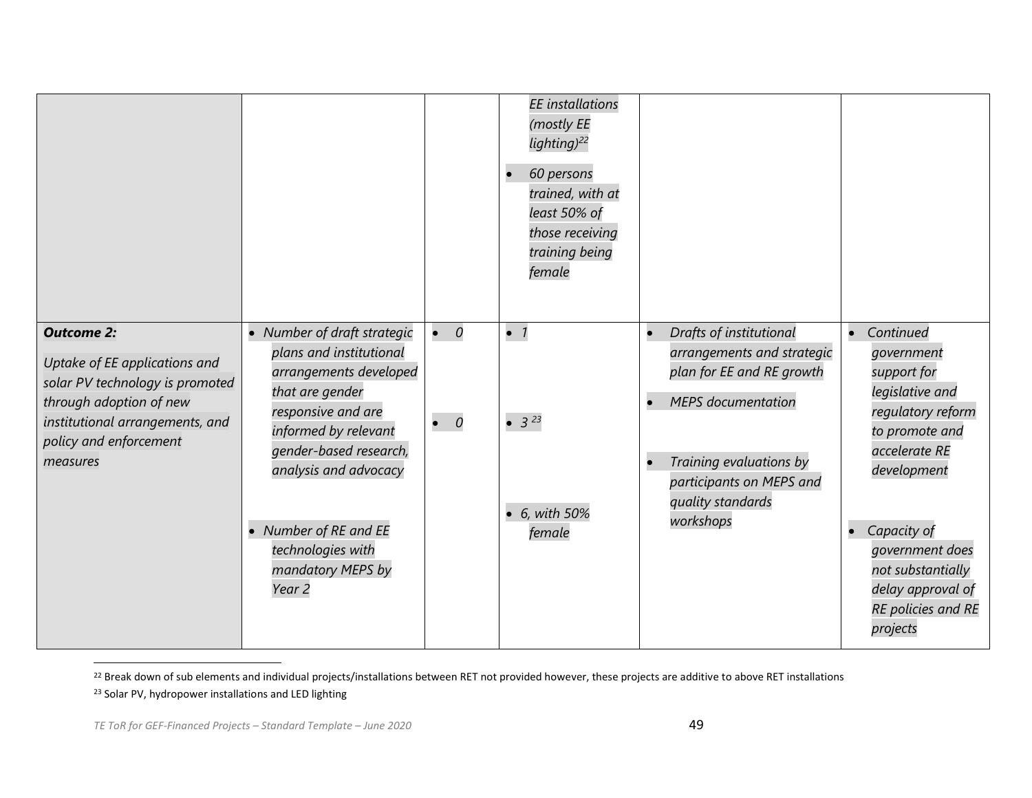| | | | | | |
|---|---|---|---|---|---|
| | | | *EE installations (mostly EE lighting)*[22]<br><br>• *60 persons trained, with at least 50% of those receiving training being female* | | |
| ***Outcome 2:***<br><br>*Uptake of EE applications and solar PV technology is promoted through adoption of new institutional arrangements, and policy and enforcement measures* | • *Number of draft strategic plans and institutional arrangements developed that are gender responsive and are informed by relevant gender-based research, analysis and advocacy*<br><br>• *Number of RE and EE technologies with mandatory MEPS by Year 2* | • *0*<br><br>• *0* | • *1*<br><br>• *3* [23]<br><br>• *6, with 50% female* | • *Drafts of institutional arrangements and strategic plan for EE and RE growth*<br><br>• *MEPS documentation*<br><br>• *Training evaluations by participants on MEPS and quality standards workshops* | • *Continued government support for legislative and regulatory reform to promote and accelerate RE development*<br><br>• *Capacity of government does not substantially delay approval of RE policies and RE projects* |

[22] Break down of sub elements and individual projects/installations between RET not provided however, these projects are additive to above RET installations

[23] Solar PV, hydropower installations and LED lighting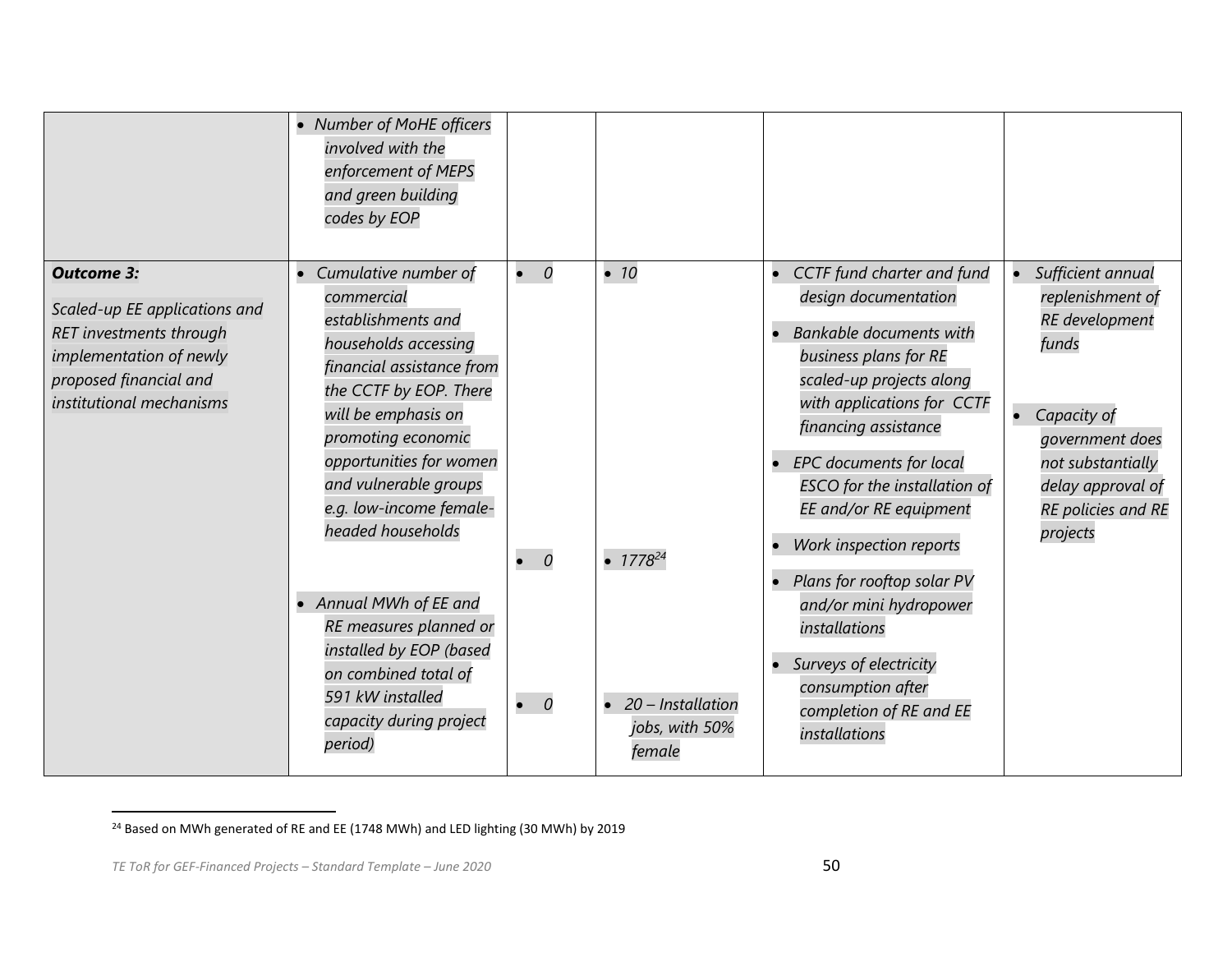| | | | | | |
|---|---|---|---|---|---|
| | • *Number of MoHE officers involved with the enforcement of MEPS and green building codes by EOP* | | | | |
| ***Outcome 3:*** *Scaled-up EE applications and RET investments through implementation of newly proposed financial and institutional mechanisms* | • *Cumulative number of commercial establishments and households accessing financial assistance from the CCTF by EOP. There will be emphasis on promoting economic opportunities for women and vulnerable groups e.g. low-income female-headed households*<br><br>• *Annual MWh of EE and RE measures planned or installed by EOP (based on combined total of 591 kW installed capacity during project period)* | • *0*<br><br>• *0*<br><br>• *0* | • *10*<br><br>• *1778*[24]<br><br>• *20 – Installation jobs, with 50% female* | • *CCTF fund charter and fund design documentation*<br>• *Bankable documents with business plans for RE scaled-up projects along with applications for CCTF financing assistance*<br>• *EPC documents for local ESCO for the installation of EE and/or RE equipment*<br>• *Work inspection reports*<br>• *Plans for rooftop solar PV and/or mini hydropower installations*<br>• *Surveys of electricity consumption after completion of RE and EE installations* | • *Sufficient annual replenishment of RE development funds*<br>• *Capacity of government does not substantially delay approval of RE policies and RE projects* |

[24] Based on MWh generated of RE and EE (1748 MWh) and LED lighting (30 MWh) by 2019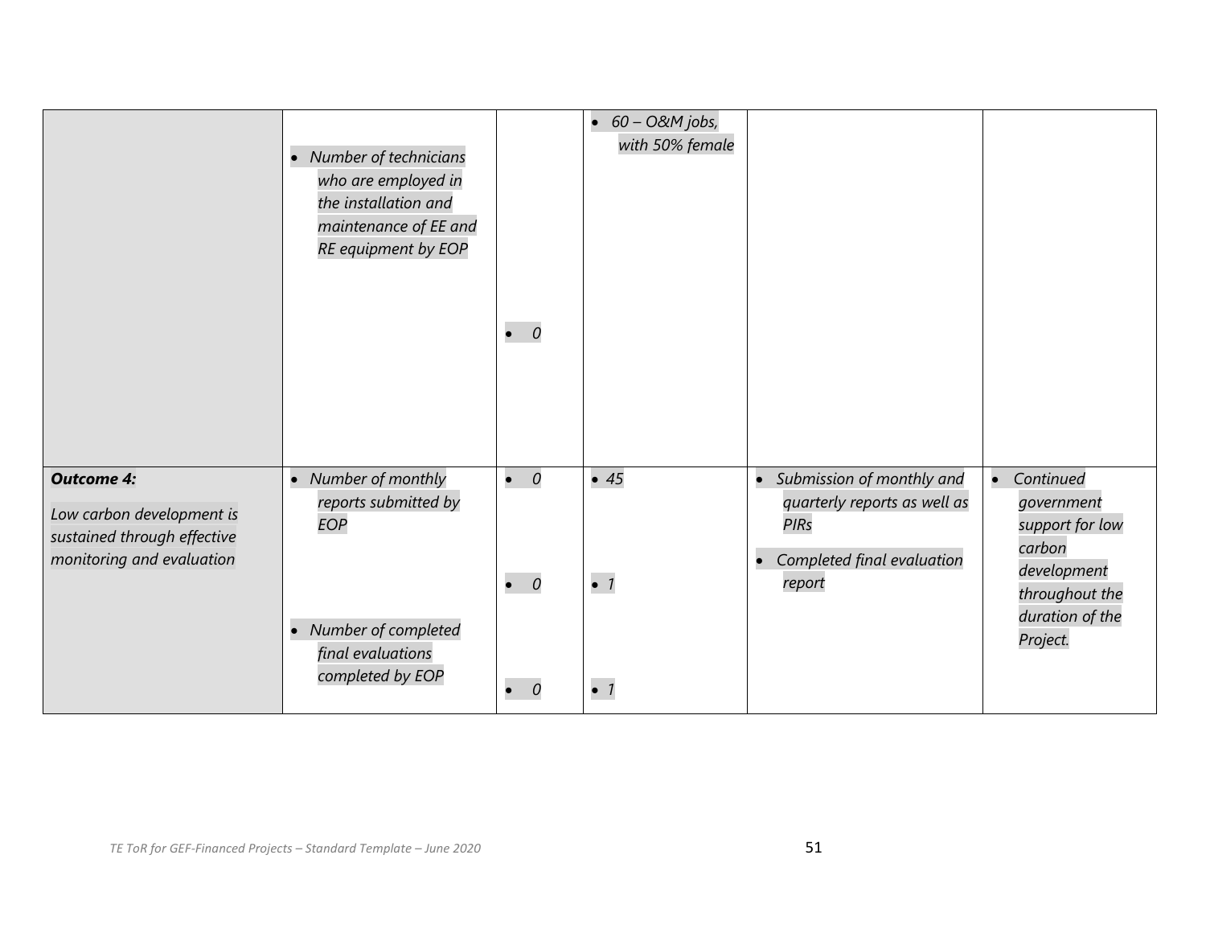|  |  |  |  |  |  |
|---|---|---|---|---|---|
|  | • *Number of technicians who are employed in the installation and maintenance of EE and RE equipment by EOP* | • *0* | • *60 – O&M jobs, with 50% female* |  |  |
| ***Outcome 4:*** *Low carbon development is sustained through effective monitoring and evaluation* | • *Number of monthly reports submitted by EOP* • *Number of completed final evaluations completed by EOP* | • *0* • *0* • *0* | • *45* • *1* • *1* | • *Submission of monthly and quarterly reports as well as PIRs* • *Completed final evaluation report* | • *Continued government support for low carbon development throughout the duration of the Project.* |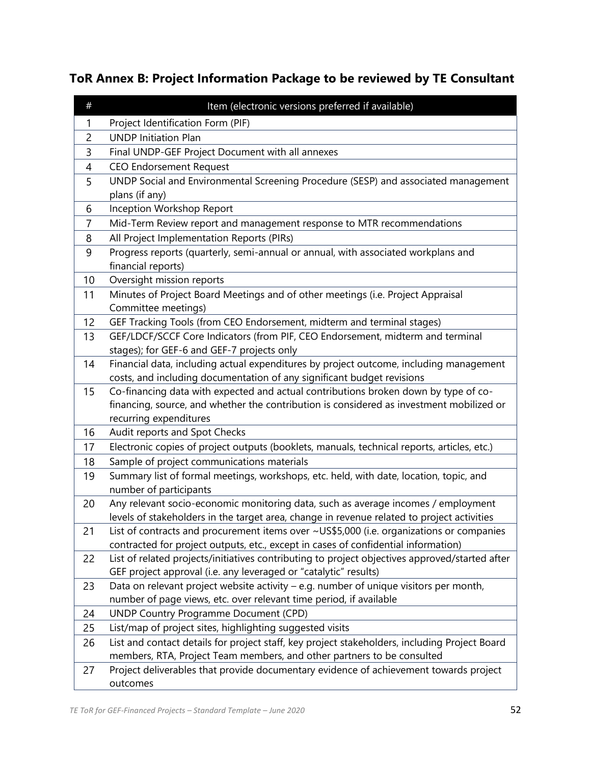## ToR Annex B: Project Information Package to be reviewed by TE Consultant

| # | Item (electronic versions preferred if available) |
|---|---|
| 1 | Project Identification Form (PIF) |
| 2 | UNDP Initiation Plan |
| 3 | Final UNDP-GEF Project Document with all annexes |
| 4 | CEO Endorsement Request |
| 5 | UNDP Social and Environmental Screening Procedure (SESP) and associated management plans (if any) |
| 6 | Inception Workshop Report |
| 7 | Mid-Term Review report and management response to MTR recommendations |
| 8 | All Project Implementation Reports (PIRs) |
| 9 | Progress reports (quarterly, semi-annual or annual, with associated workplans and financial reports) |
| 10 | Oversight mission reports |
| 11 | Minutes of Project Board Meetings and of other meetings (i.e. Project Appraisal Committee meetings) |
| 12 | GEF Tracking Tools (from CEO Endorsement, midterm and terminal stages) |
| 13 | GEF/LDCF/SCCF Core Indicators (from PIF, CEO Endorsement, midterm and terminal stages); for GEF-6 and GEF-7 projects only |
| 14 | Financial data, including actual expenditures by project outcome, including management costs, and including documentation of any significant budget revisions |
| 15 | Co-financing data with expected and actual contributions broken down by type of co-financing, source, and whether the contribution is considered as investment mobilized or recurring expenditures |
| 16 | Audit reports and Spot Checks |
| 17 | Electronic copies of project outputs (booklets, manuals, technical reports, articles, etc.) |
| 18 | Sample of project communications materials |
| 19 | Summary list of formal meetings, workshops, etc. held, with date, location, topic, and number of participants |
| 20 | Any relevant socio-economic monitoring data, such as average incomes / employment levels of stakeholders in the target area, change in revenue related to project activities |
| 21 | List of contracts and procurement items over ~US$5,000 (i.e. organizations or companies contracted for project outputs, etc., except in cases of confidential information) |
| 22 | List of related projects/initiatives contributing to project objectives approved/started after GEF project approval (i.e. any leveraged or "catalytic" results) |
| 23 | Data on relevant project website activity – e.g. number of unique visitors per month, number of page views, etc. over relevant time period, if available |
| 24 | UNDP Country Programme Document (CPD) |
| 25 | List/map of project sites, highlighting suggested visits |
| 26 | List and contact details for project staff, key project stakeholders, including Project Board members, RTA, Project Team members, and other partners to be consulted |
| 27 | Project deliverables that provide documentary evidence of achievement towards project outcomes |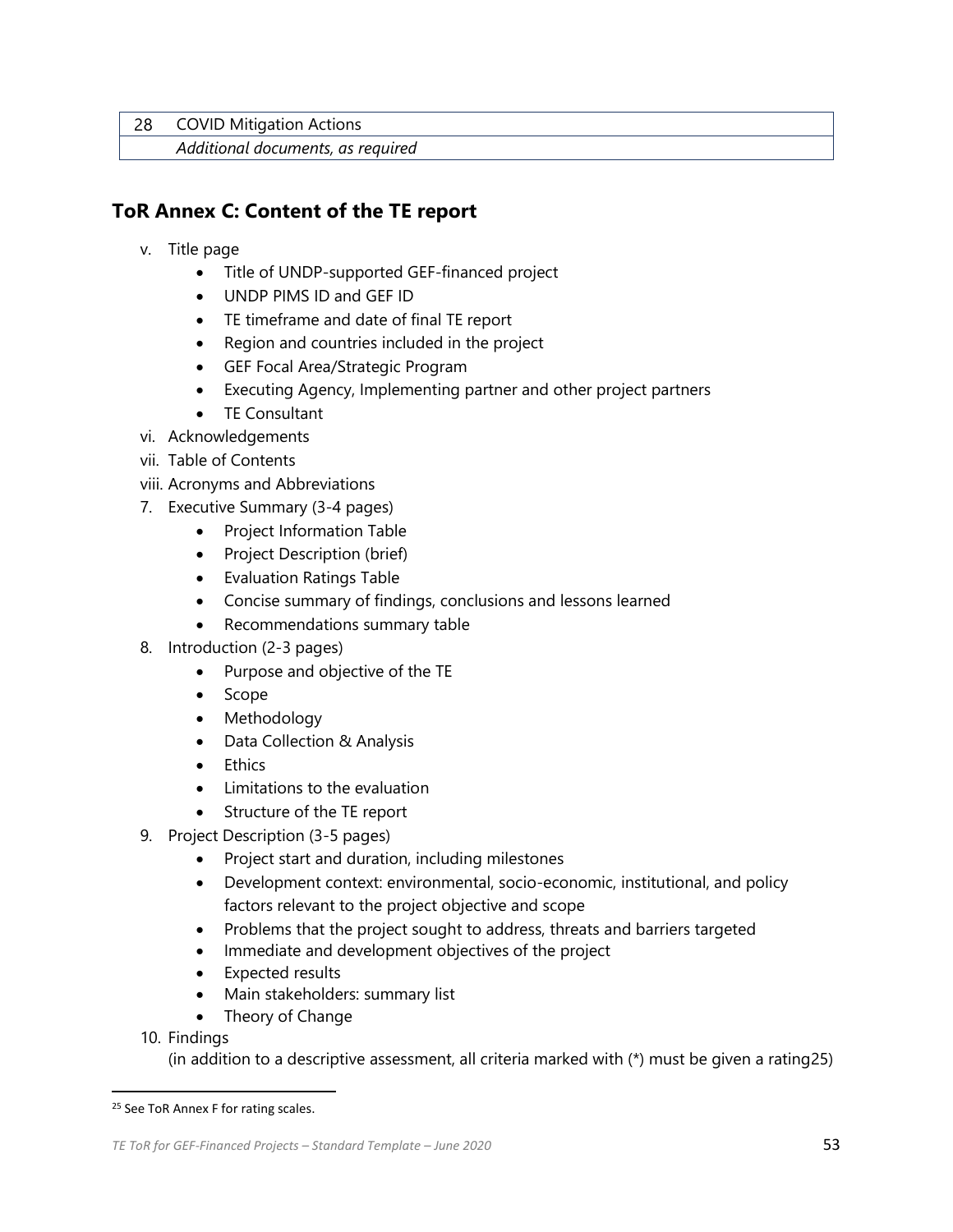| 28 | COVID Mitigation Actions |
| --- | --- |
| | *Additional documents, as required* |

## ToR Annex C: Content of the TE report

v. Title page
   - Title of UNDP-supported GEF-financed project
   - UNDP PIMS ID and GEF ID
   - TE timeframe and date of final TE report
   - Region and countries included in the project
   - GEF Focal Area/Strategic Program
   - Executing Agency, Implementing partner and other project partners
   - TE Consultant

vi. Acknowledgements

vii. Table of Contents

viii. Acronyms and Abbreviations

7. Executive Summary (3-4 pages)
   - Project Information Table
   - Project Description (brief)
   - Evaluation Ratings Table
   - Concise summary of findings, conclusions and lessons learned
   - Recommendations summary table
8. Introduction (2-3 pages)
   - Purpose and objective of the TE
   - Scope
   - Methodology
   - Data Collection & Analysis
   - Ethics
   - Limitations to the evaluation
   - Structure of the TE report
9. Project Description (3-5 pages)
   - Project start and duration, including milestones
   - Development context: environmental, socio-economic, institutional, and policy factors relevant to the project objective and scope
   - Problems that the project sought to address, threats and barriers targeted
   - Immediate and development objectives of the project
   - Expected results
   - Main stakeholders: summary list
   - Theory of Change
10. Findings
    (in addition to a descriptive assessment, all criteria marked with (*) must be given a rating25)

---

[25] See ToR Annex F for rating scales.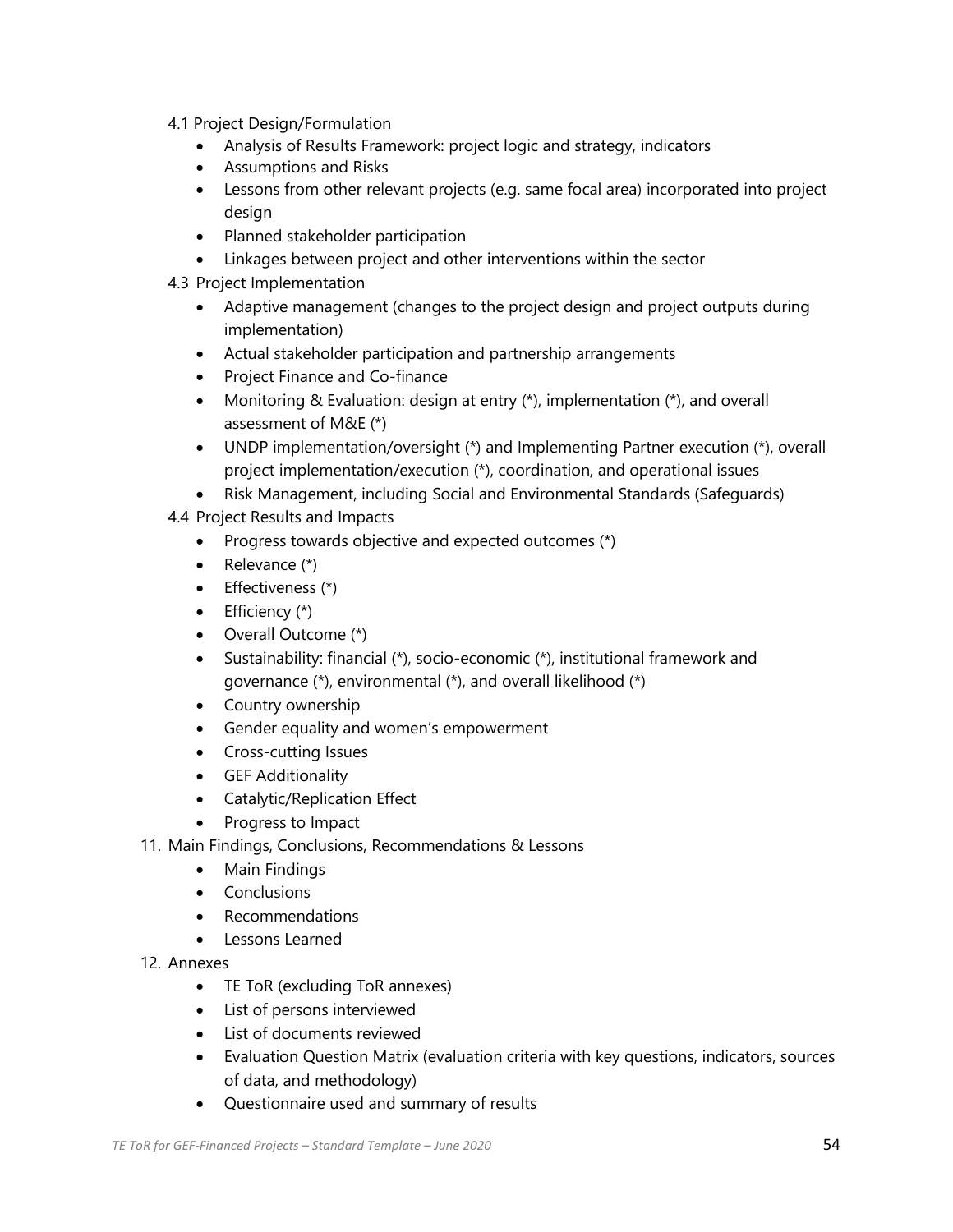4.1 Project Design/Formulation

- Analysis of Results Framework: project logic and strategy, indicators
- Assumptions and Risks
- Lessons from other relevant projects (e.g. same focal area) incorporated into project design
- Planned stakeholder participation
- Linkages between project and other interventions within the sector

4.3 Project Implementation

- Adaptive management (changes to the project design and project outputs during implementation)
- Actual stakeholder participation and partnership arrangements
- Project Finance and Co-finance
- Monitoring & Evaluation: design at entry (*), implementation (*), and overall assessment of M&E (*)
- UNDP implementation/oversight (*) and Implementing Partner execution (*), overall project implementation/execution (*), coordination, and operational issues
- Risk Management, including Social and Environmental Standards (Safeguards)

4.4 Project Results and Impacts

- Progress towards objective and expected outcomes (*)
- Relevance (*)
- Effectiveness (*)
- Efficiency (*)
- Overall Outcome (*)
- Sustainability: financial (*), socio-economic (*), institutional framework and governance (*), environmental (*), and overall likelihood (*)
- Country ownership
- Gender equality and women's empowerment
- Cross-cutting Issues
- GEF Additionality
- Catalytic/Replication Effect
- Progress to Impact

11. Main Findings, Conclusions, Recommendations & Lessons
    - Main Findings
    - Conclusions
    - Recommendations
    - Lessons Learned
12. Annexes
    - TE ToR (excluding ToR annexes)
    - List of persons interviewed
    - List of documents reviewed
    - Evaluation Question Matrix (evaluation criteria with key questions, indicators, sources of data, and methodology)
    - Questionnaire used and summary of results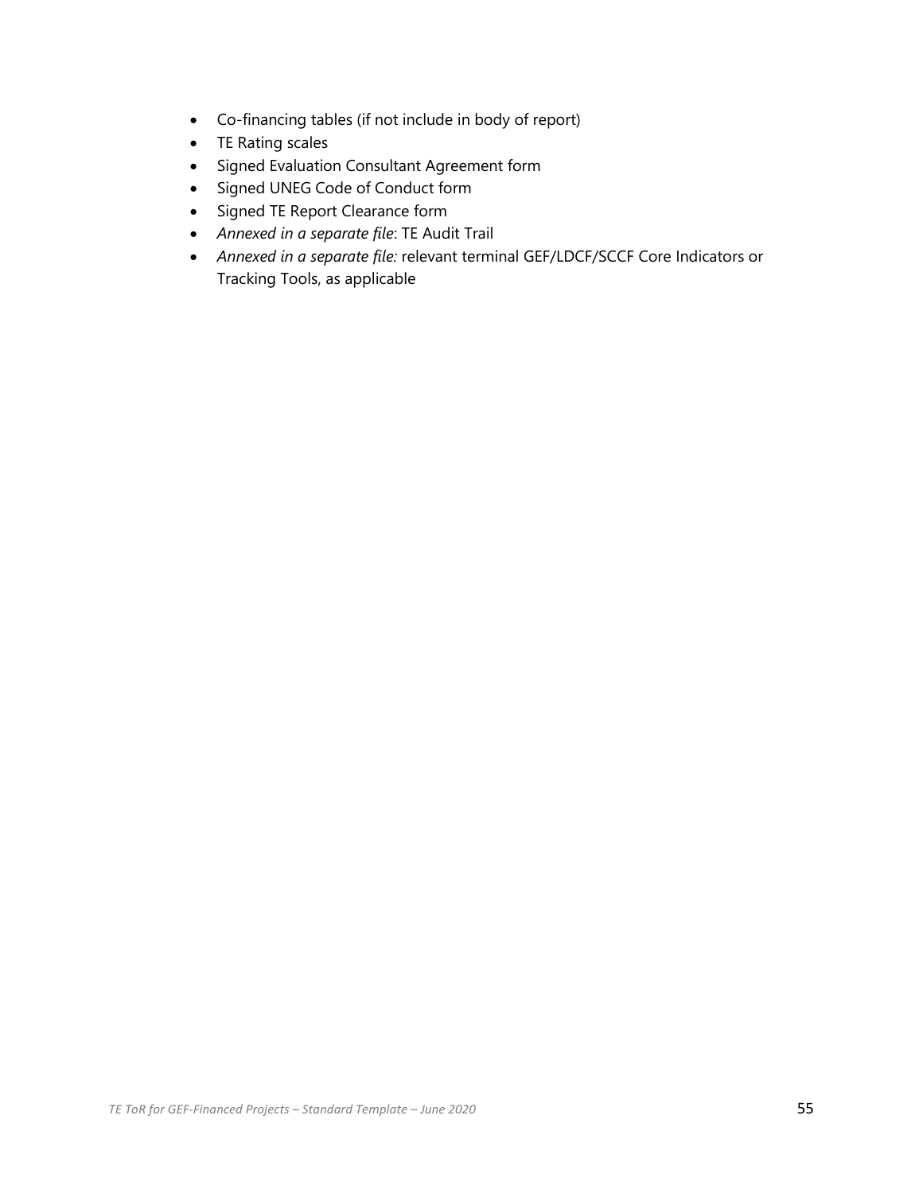- Co-financing tables (if not include in body of report)
- TE Rating scales
- Signed Evaluation Consultant Agreement form
- Signed UNEG Code of Conduct form
- Signed TE Report Clearance form
- *Annexed in a separate file*: TE Audit Trail
- *Annexed in a separate file:* relevant terminal GEF/LDCF/SCCF Core Indicators or Tracking Tools, as applicable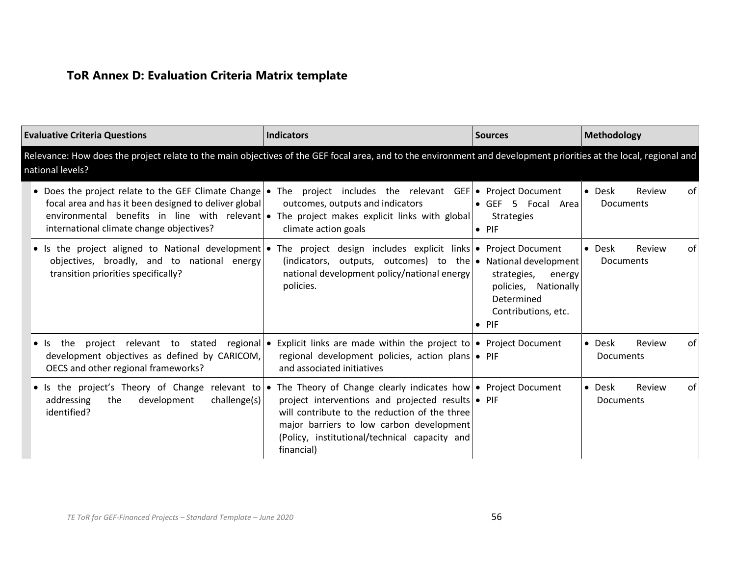### ToR Annex D: Evaluation Criteria Matrix template

| Evaluative Criteria Questions | Indicators | Sources | Methodology |
|---|---|---|---|
| **Relevance: How does the project relate to the main objectives of the GEF focal area, and to the environment and development priorities at the local, regional and national levels?** | | | |
| • Does the project relate to the GEF Climate Change focal area and has it been designed to deliver global environmental benefits in line with relevant international climate change objectives? | • The project includes the relevant GEF outcomes, outputs and indicators<br>• The project makes explicit links with global climate action goals | • Project Document<br>• GEF 5 Focal Area Strategies<br>• PIF | • Desk Review of Documents |
| • Is the project aligned to National development objectives, broadly, and to national energy transition priorities specifically? | • The project design includes explicit links (indicators, outputs, outcomes) to the national development policy/national energy policies. | • Project Document<br>• National development strategies, energy policies, Nationally Determined Contributions, etc.<br>• PIF | • Desk Review of Documents |
| • Is the project relevant to stated regional development objectives as defined by CARICOM, OECS and other regional frameworks? | • Explicit links are made within the project to regional development policies, action plans and associated initiatives | • Project Document<br>• PIF | • Desk Review of Documents |
| • Is the project's Theory of Change relevant to addressing the development challenge(s) identified? | • The Theory of Change clearly indicates how project interventions and projected results will contribute to the reduction of the three major barriers to low carbon development (Policy, institutional/technical capacity and financial) | • Project Document<br>• PIF | • Desk Review of Documents |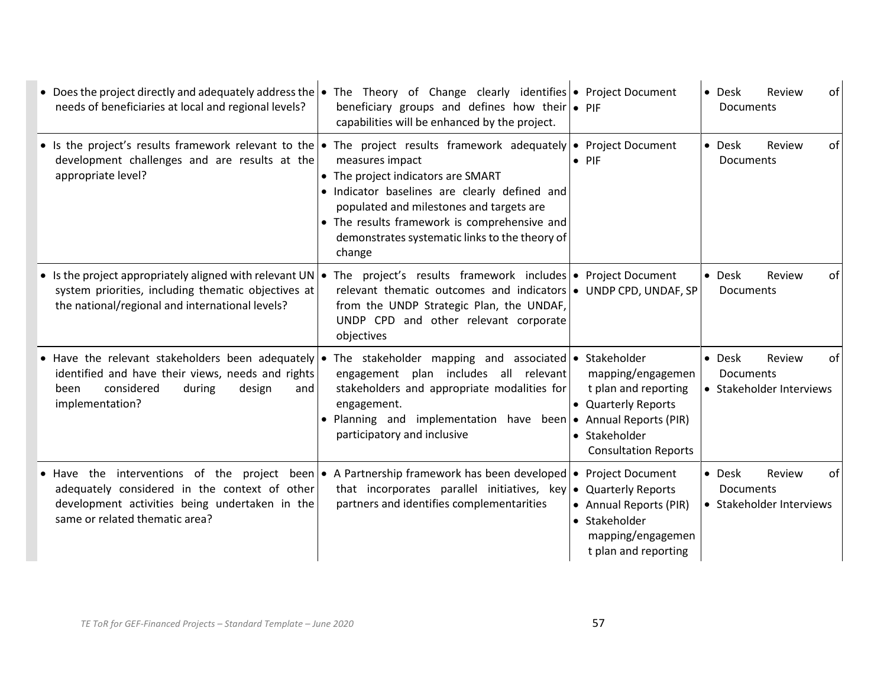| | | | |
|---|---|---|---|
| • Does the project directly and adequately address the needs of beneficiaries at local and regional levels? | • The Theory of Change clearly identifies beneficiary groups and defines how their capabilities will be enhanced by the project. | • Project Document<br>• PIF | • Desk Review of Documents |
| • Is the project's results framework relevant to the development challenges and are results at the appropriate level? | • The project results framework adequately measures impact<br>• The project indicators are SMART<br>• Indicator baselines are clearly defined and populated and milestones and targets are<br>• The results framework is comprehensive and demonstrates systematic links to the theory of change | • Project Document<br>• PIF | • Desk Review of Documents |
| • Is the project appropriately aligned with relevant UN system priorities, including thematic objectives at the national/regional and international levels? | • The project's results framework includes relevant thematic outcomes and indicators from the UNDP Strategic Plan, the UNDAF, UNDP CPD and other relevant corporate objectives | • Project Document<br>• UNDP CPD, UNDAF, SP | • Desk Review of Documents |
| • Have the relevant stakeholders been adequately identified and have their views, needs and rights been considered during design and implementation? | • The stakeholder mapping and associated engagement plan includes all relevant stakeholders and appropriate modalities for engagement.<br>• Planning and implementation have been participatory and inclusive | • Stakeholder mapping/engagement plan and reporting<br>• Quarterly Reports<br>• Annual Reports (PIR)<br>• Stakeholder Consultation Reports | • Desk Review of Documents<br>• Stakeholder Interviews |
| • Have the interventions of the project been adequately considered in the context of other development activities being undertaken in the same or related thematic area? | • A Partnership framework has been developed that incorporates parallel initiatives, key partners and identifies complementarities | • Project Document<br>• Quarterly Reports<br>• Annual Reports (PIR)<br>• Stakeholder mapping/engagement plan and reporting | • Desk Review of Documents<br>• Stakeholder Interviews |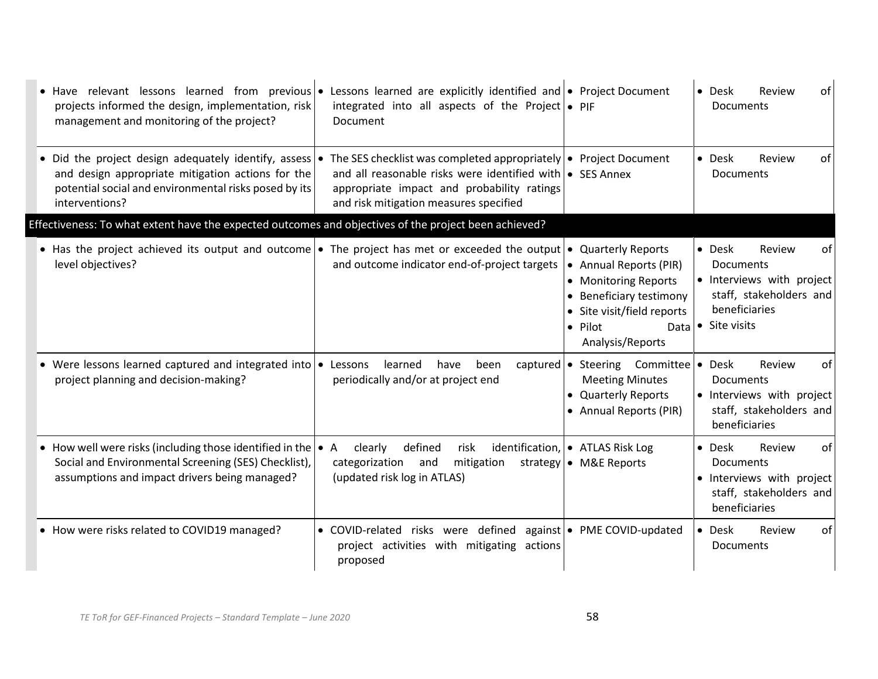| | | | |
|---|---|---|---|
| • Have relevant lessons learned from previous projects informed the design, implementation, risk management and monitoring of the project? | • Lessons learned are explicitly identified and integrated into all aspects of the Project Document | • Project Document<br>• PIF | • Desk Review of Documents |
| • Did the project design adequately identify, assess and design appropriate mitigation actions for the potential social and environmental risks posed by its interventions? | • The SES checklist was completed appropriately and all reasonable risks were identified with appropriate impact and probability ratings and risk mitigation measures specified | • Project Document<br>• SES Annex | • Desk Review of Documents |
| **Effectiveness: To what extent have the expected outcomes and objectives of the project been achieved?** | | | |
| • Has the project achieved its output and outcome level objectives? | • The project has met or exceeded the output and outcome indicator end-of-project targets | • Quarterly Reports<br>• Annual Reports (PIR)<br>• Monitoring Reports<br>• Beneficiary testimony<br>• Site visit/field reports<br>• Pilot Data Analysis/Reports | • Desk Review of Documents<br>• Interviews with project staff, stakeholders and beneficiaries<br>• Site visits |
| • Were lessons learned captured and integrated into project planning and decision-making? | • Lessons learned have been captured periodically and/or at project end | • Steering Committee Meeting Minutes<br>• Quarterly Reports<br>• Annual Reports (PIR) | • Desk Review of Documents<br>• Interviews with project staff, stakeholders and beneficiaries |
| • How well were risks (including those identified in the Social and Environmental Screening (SES) Checklist), assumptions and impact drivers being managed? | • A clearly defined risk identification, categorization and mitigation strategy (updated risk log in ATLAS) | • ATLAS Risk Log<br>• M&E Reports | • Desk Review of Documents<br>• Interviews with project staff, stakeholders and beneficiaries |
| • How were risks related to COVID19 managed? | • COVID-related risks were defined against project activities with mitigating actions proposed | • PME COVID-updated | • Desk Review of Documents |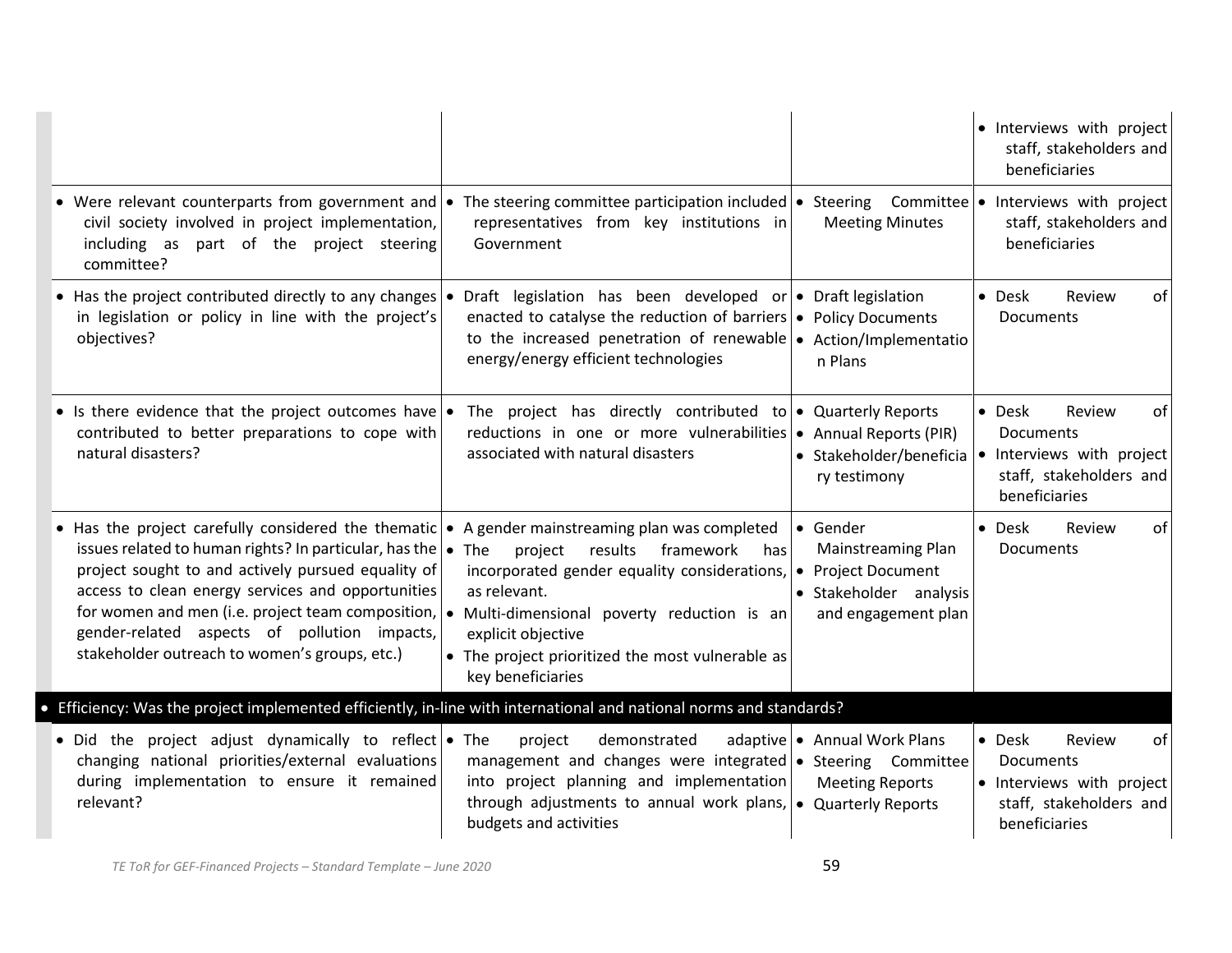| | | | |
|---|---|---|---|
| | | | • Interviews with project staff, stakeholders and beneficiaries |
| • Were relevant counterparts from government and civil society involved in project implementation, including as part of the project steering committee? | • The steering committee participation included representatives from key institutions in Government | • Steering Committee Meeting Minutes | • Interviews with project staff, stakeholders and beneficiaries |
| • Has the project contributed directly to any changes in legislation or policy in line with the project's objectives? | • Draft legislation has been developed or enacted to catalyse the reduction of barriers to the increased penetration of renewable energy/energy efficient technologies | • Draft legislation<br>• Policy Documents<br>• Action/Implementation Plans | • Desk Review of Documents |
| • Is there evidence that the project outcomes have contributed to better preparations to cope with natural disasters? | • The project has directly contributed to reductions in one or more vulnerabilities associated with natural disasters | • Quarterly Reports<br>• Annual Reports (PIR)<br>• Stakeholder/beneficiary testimony | • Desk Review of Documents<br>• Interviews with project staff, stakeholders and beneficiaries |
| • Has the project carefully considered the thematic issues related to human rights? In particular, has the project sought to and actively pursued equality of access to clean energy services and opportunities for women and men (i.e. project team composition, gender-related aspects of pollution impacts, stakeholder outreach to women's groups, etc.) | • A gender mainstreaming plan was completed<br>• The project results framework has incorporated gender equality considerations, as relevant.<br>• Multi-dimensional poverty reduction is an explicit objective<br>• The project prioritized the most vulnerable as key beneficiaries | • Gender Mainstreaming Plan<br>• Project Document<br>• Stakeholder analysis and engagement plan | • Desk Review of Documents |
| **• Efficiency: Was the project implemented efficiently, in-line with international and national norms and standards?** | | | |
| • Did the project adjust dynamically to reflect changing national priorities/external evaluations during implementation to ensure it remained relevant? | • The project demonstrated adaptive management and changes were integrated into project planning and implementation through adjustments to annual work plans, budgets and activities | • Annual Work Plans<br>• Steering Committee Meeting Reports<br>• Quarterly Reports | • Desk Review of Documents<br>• Interviews with project staff, stakeholders and beneficiaries |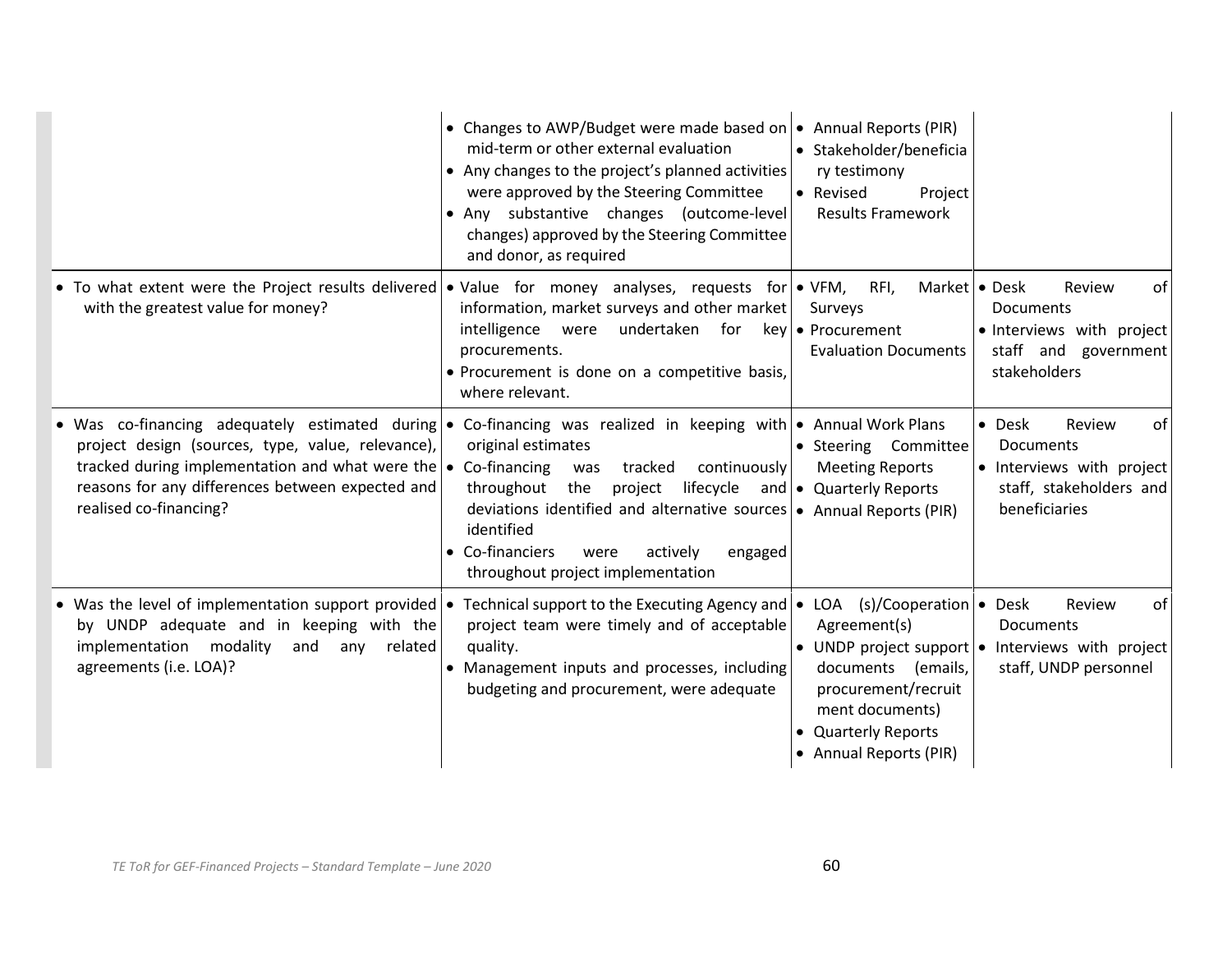| | | | |
|---|---|---|---|
| | • Changes to AWP/Budget were made based on mid-term or other external evaluation<br>• Any changes to the project's planned activities were approved by the Steering Committee<br>• Any substantive changes (outcome-level changes) approved by the Steering Committee and donor, as required | • Annual Reports (PIR)<br>• Stakeholder/beneficiary testimony<br>• Revised Project Results Framework | |
| • To what extent were the Project results delivered with the greatest value for money? | • Value for money analyses, requests for information, market surveys and other market intelligence were undertaken for key procurements.<br>• Procurement is done on a competitive basis, where relevant. | • VFM, RFI, Market Surveys<br>• Procurement Evaluation Documents | • Desk Review of Documents<br>• Interviews with project staff and government stakeholders |
| • Was co-financing adequately estimated during project design (sources, type, value, relevance), tracked during implementation and what were the reasons for any differences between expected and realised co-financing? | • Co-financing was realized in keeping with original estimates<br>• Co-financing was tracked continuously throughout the project lifecycle and deviations identified and alternative sources identified<br>• Co-financiers were actively engaged throughout project implementation | • Annual Work Plans<br>• Steering Committee Meeting Reports<br>• Quarterly Reports<br>• Annual Reports (PIR) | • Desk Review of Documents<br>• Interviews with project staff, stakeholders and beneficiaries |
| • Was the level of implementation support provided by UNDP adequate and in keeping with the implementation modality and any related agreements (i.e. LOA)? | • Technical support to the Executing Agency and project team were timely and of acceptable quality.<br>• Management inputs and processes, including budgeting and procurement, were adequate | • LOA (s)/Cooperation Agreement(s)<br>• UNDP project support documents (emails, procurement/recruitment documents)<br>• Quarterly Reports<br>• Annual Reports (PIR) | • Desk Review of Documents<br>• Interviews with project staff, UNDP personnel |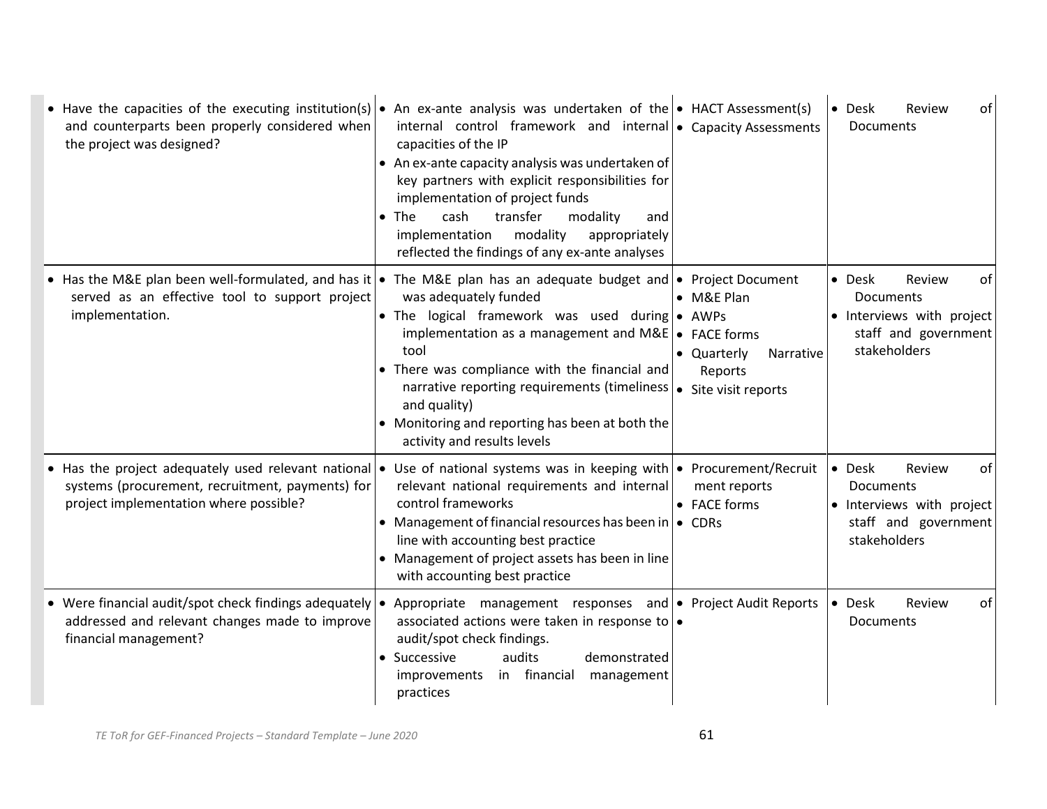| | | | |
|---|---|---|---|
| • Have the capacities of the executing institution(s) and counterparts been properly considered when the project was designed? | • An ex-ante analysis was undertaken of the internal control framework and internal capacities of the IP<br>• An ex-ante capacity analysis was undertaken of key partners with explicit responsibilities for implementation of project funds<br>• The cash transfer modality and implementation modality appropriately reflected the findings of any ex-ante analyses | • HACT Assessment(s)<br>• Capacity Assessments | • Desk Review of Documents |
| • Has the M&E plan been well-formulated, and has it served as an effective tool to support project implementation. | • The M&E plan has an adequate budget and was adequately funded<br>• The logical framework was used during implementation as a management and M&E tool<br>• There was compliance with the financial and narrative reporting requirements (timeliness and quality)<br>• Monitoring and reporting has been at both the activity and results levels | • Project Document<br>• M&E Plan<br>• AWPs<br>• FACE forms<br>• Quarterly Narrative Reports<br>• Site visit reports | • Desk Review of Documents<br>• Interviews with project staff and government stakeholders |
| • Has the project adequately used relevant national systems (procurement, recruitment, payments) for project implementation where possible? | • Use of national systems was in keeping with relevant national requirements and internal control frameworks<br>• Management of financial resources has been in line with accounting best practice<br>• Management of project assets has been in line with accounting best practice | • Procurement/Recruitment reports<br>• FACE forms<br>• CDRs | • Desk Review of Documents<br>• Interviews with project staff and government stakeholders |
| • Were financial audit/spot check findings adequately addressed and relevant changes made to improve financial management? | • Appropriate management responses and associated actions were taken in response to audit/spot check findings.<br>• Successive audits demonstrated improvements in financial management practices | • Project Audit Reports<br>• | • Desk Review of Documents |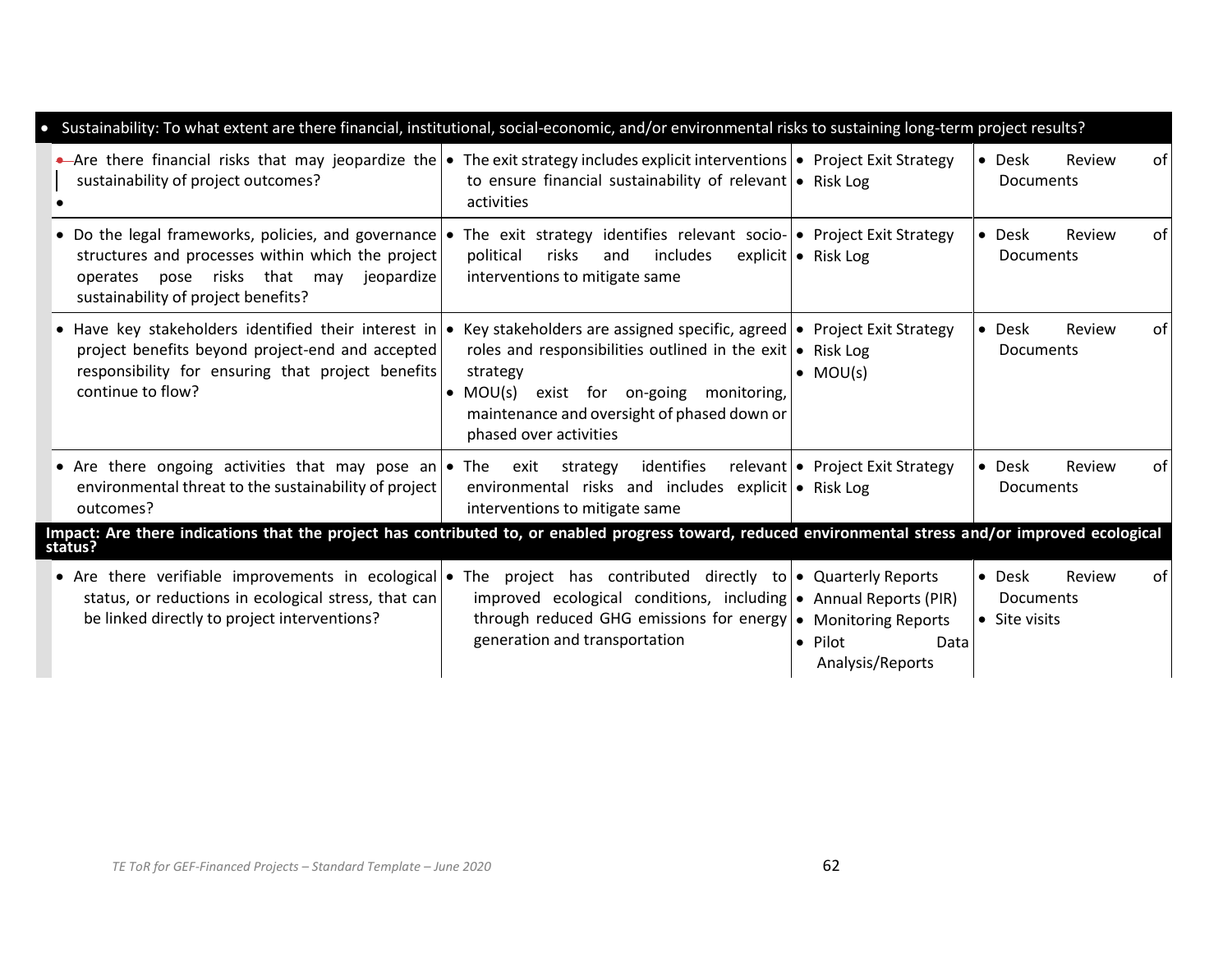| | | | |
|---|---|---|---|
| **Sustainability: To what extent are there financial, institutional, social-economic, and/or environmental risks to sustaining long-term project results?** | | | |
| • Are there financial risks that may jeopardize the sustainability of project outcomes? | • The exit strategy includes explicit interventions to ensure financial sustainability of relevant activities | • Project Exit Strategy<br>• Risk Log | • Desk Review of Documents |
| • Do the legal frameworks, policies, and governance structures and processes within which the project operates pose risks that may jeopardize sustainability of project benefits? | • The exit strategy identifies relevant socio-political risks and includes explicit interventions to mitigate same | • Project Exit Strategy<br>• Risk Log | • Desk Review of Documents |
| • Have key stakeholders identified their interest in project benefits beyond project-end and accepted responsibility for ensuring that project benefits continue to flow? | • Key stakeholders are assigned specific, agreed roles and responsibilities outlined in the exit strategy<br>• MOU(s) exist for on-going monitoring, maintenance and oversight of phased down or phased over activities | • Project Exit Strategy<br>• Risk Log<br>• MOU(s) | • Desk Review of Documents |
| • Are there ongoing activities that may pose an environmental threat to the sustainability of project outcomes? | • The exit strategy identifies relevant environmental risks and includes explicit interventions to mitigate same | • Project Exit Strategy<br>• Risk Log | • Desk Review of Documents |
| **Impact: Are there indications that the project has contributed to, or enabled progress toward, reduced environmental stress and/or improved ecological status?** | | | |
| • Are there verifiable improvements in ecological status, or reductions in ecological stress, that can be linked directly to project interventions? | • The project has contributed directly to improved ecological conditions, including through reduced GHG emissions for energy generation and transportation | • Quarterly Reports<br>• Annual Reports (PIR)<br>• Monitoring Reports<br>• Pilot Data Analysis/Reports | • Desk Review of Documents<br>• Site visits |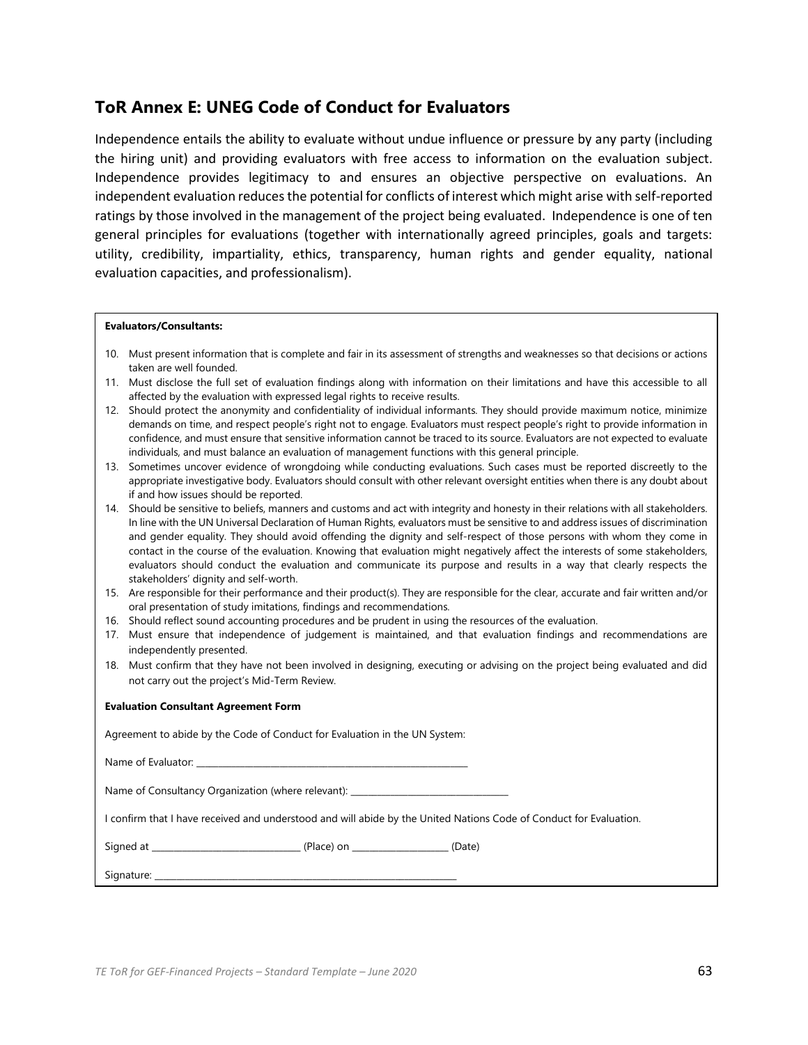## ToR Annex E: UNEG Code of Conduct for Evaluators

Independence entails the ability to evaluate without undue influence or pressure by any party (including the hiring unit) and providing evaluators with free access to information on the evaluation subject. Independence provides legitimacy to and ensures an objective perspective on evaluations. An independent evaluation reduces the potential for conflicts of interest which might arise with self-reported ratings by those involved in the management of the project being evaluated. Independence is one of ten general principles for evaluations (together with internationally agreed principles, goals and targets: utility, credibility, impartiality, ethics, transparency, human rights and gender equality, national evaluation capacities, and professionalism).

**Evaluators/Consultants:**

10. Must present information that is complete and fair in its assessment of strengths and weaknesses so that decisions or actions taken are well founded.
11. Must disclose the full set of evaluation findings along with information on their limitations and have this accessible to all affected by the evaluation with expressed legal rights to receive results.
12. Should protect the anonymity and confidentiality of individual informants. They should provide maximum notice, minimize demands on time, and respect people's right not to engage. Evaluators must respect people's right to provide information in confidence, and must ensure that sensitive information cannot be traced to its source. Evaluators are not expected to evaluate individuals, and must balance an evaluation of management functions with this general principle.
13. Sometimes uncover evidence of wrongdoing while conducting evaluations. Such cases must be reported discreetly to the appropriate investigative body. Evaluators should consult with other relevant oversight entities when there is any doubt about if and how issues should be reported.
14. Should be sensitive to beliefs, manners and customs and act with integrity and honesty in their relations with all stakeholders. In line with the UN Universal Declaration of Human Rights, evaluators must be sensitive to and address issues of discrimination and gender equality. They should avoid offending the dignity and self-respect of those persons with whom they come in contact in the course of the evaluation. Knowing that evaluation might negatively affect the interests of some stakeholders, evaluators should conduct the evaluation and communicate its purpose and results in a way that clearly respects the stakeholders' dignity and self-worth.
15. Are responsible for their performance and their product(s). They are responsible for the clear, accurate and fair written and/or oral presentation of study imitations, findings and recommendations.
16. Should reflect sound accounting procedures and be prudent in using the resources of the evaluation.
17. Must ensure that independence of judgement is maintained, and that evaluation findings and recommendations are independently presented.
18. Must confirm that they have not been involved in designing, executing or advising on the project being evaluated and did not carry out the project's Mid-Term Review.

**Evaluation Consultant Agreement Form**

Agreement to abide by the Code of Conduct for Evaluation in the UN System:

Name of Evaluator: ______________________________

Name of Consultancy Organization (where relevant): ______________________________

I confirm that I have received and understood and will abide by the United Nations Code of Conduct for Evaluation.

Signed at ______________________ (Place) on ______________ (Date)

Signature: ______________________________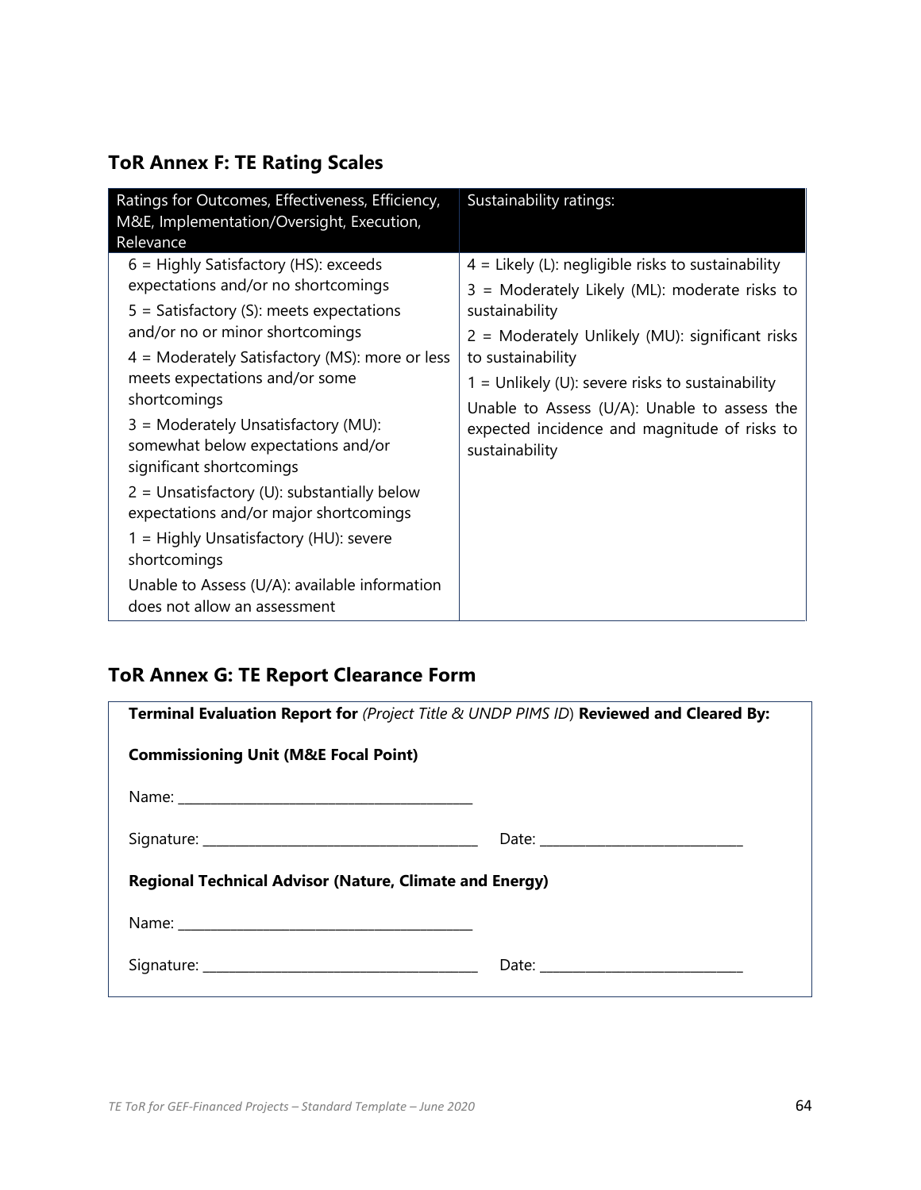## ToR Annex F: TE Rating Scales

| Ratings for Outcomes, Effectiveness, Efficiency, M&E, Implementation/Oversight, Execution, Relevance | Sustainability ratings: |
|---|---|
| 6 = Highly Satisfactory (HS): exceeds expectations and/or no shortcomings<br>5 = Satisfactory (S): meets expectations and/or no or minor shortcomings<br>4 = Moderately Satisfactory (MS): more or less meets expectations and/or some shortcomings<br>3 = Moderately Unsatisfactory (MU): somewhat below expectations and/or significant shortcomings<br>2 = Unsatisfactory (U): substantially below expectations and/or major shortcomings<br>1 = Highly Unsatisfactory (HU): severe shortcomings<br>Unable to Assess (U/A): available information does not allow an assessment | 4 = Likely (L): negligible risks to sustainability<br>3 = Moderately Likely (ML): moderate risks to sustainability<br>2 = Moderately Unlikely (MU): significant risks to sustainability<br>1 = Unlikely (U): severe risks to sustainability<br>Unable to Assess (U/A): Unable to assess the expected incidence and magnitude of risks to sustainability |

## ToR Annex G: TE Report Clearance Form

**Terminal Evaluation Report for** *(Project Title & UNDP PIMS ID*) **Reviewed and Cleared By:**

**Commissioning Unit (M&E Focal Point)**

Name: ___________________________________________

Signature: ______________________________________ Date: _______________________________

**Regional Technical Advisor (Nature, Climate and Energy)**

Name: ___________________________________________

Signature: ______________________________________ Date: _______________________________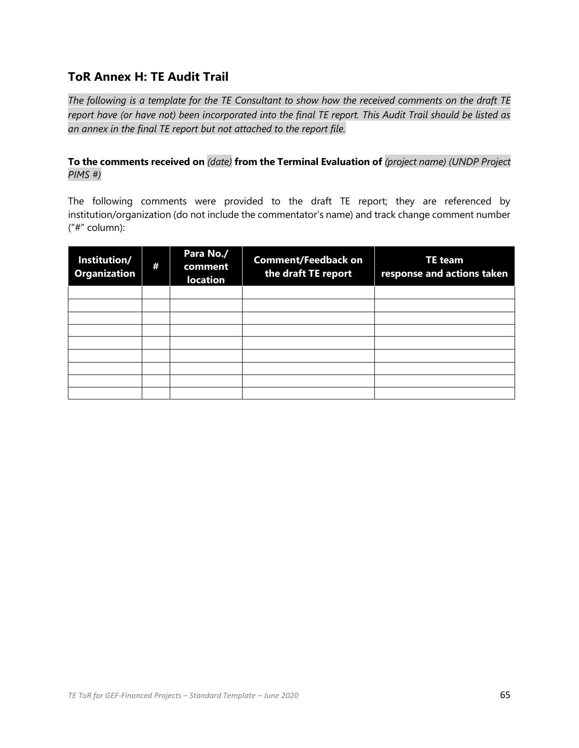## ToR Annex H: TE Audit Trail

*The following is a template for the TE Consultant to show how the received comments on the draft TE report have (or have not) been incorporated into the final TE report. This Audit Trail should be listed as an annex in the final TE report but not attached to the report file.*

**To the comments received on** *(date)* **from the Terminal Evaluation of** *(project name) (UNDP Project PIMS #)*

The following comments were provided to the draft TE report; they are referenced by institution/organization (do not include the commentator's name) and track change comment number ("#" column):

| Institution/ Organization | # | Para No./ comment location | Comment/Feedback on the draft TE report | TE team response and actions taken |
|---|---|---|---|---|
| | | | | |
| | | | | |
| | | | | |
| | | | | |
| | | | | |
| | | | | |
| | | | | |
| | | | | |
| | | | | |